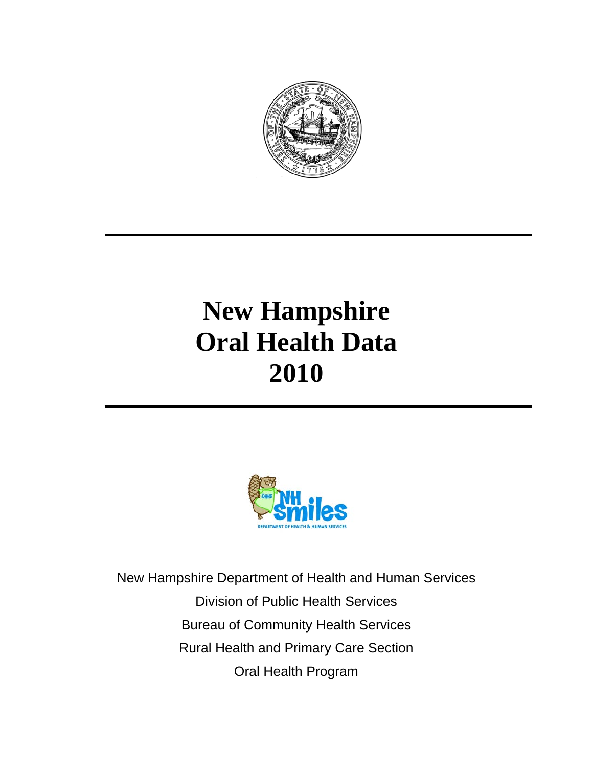# New Hampshire Oral Health Data 2010

New Hampshire Department of Health and Human Services

Division of Public Health Services

Bureau of Community Health Services

Rural Health and Primary Care Section

Oral Health Program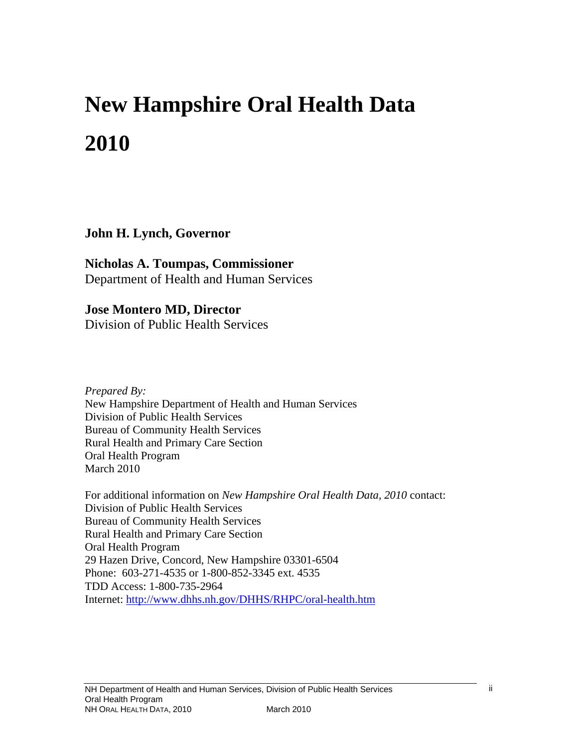# New Hampshire Oral Health Data 2010

**John H. Lynch, Governor**

**Nicholas A. Toumpas, Commissioner**
Department of Health and Human Services

**Jose Montero MD, Director**
Division of Public Health Services

*Prepared By:*
New Hampshire Department of Health and Human Services
Division of Public Health Services
Bureau of Community Health Services
Rural Health and Primary Care Section
Oral Health Program
March 2010

For additional information on *New Hampshire Oral Health Data, 2010* contact:
Division of Public Health Services
Bureau of Community Health Services
Rural Health and Primary Care Section
Oral Health Program
29 Hazen Drive, Concord, New Hampshire 03301-6504
Phone: 603-271-4535 or 1-800-852-3345 ext. 4535
TDD Access: 1-800-735-2964
Internet: http://www.dhhs.nh.gov/DHHS/RHPC/oral-health.htm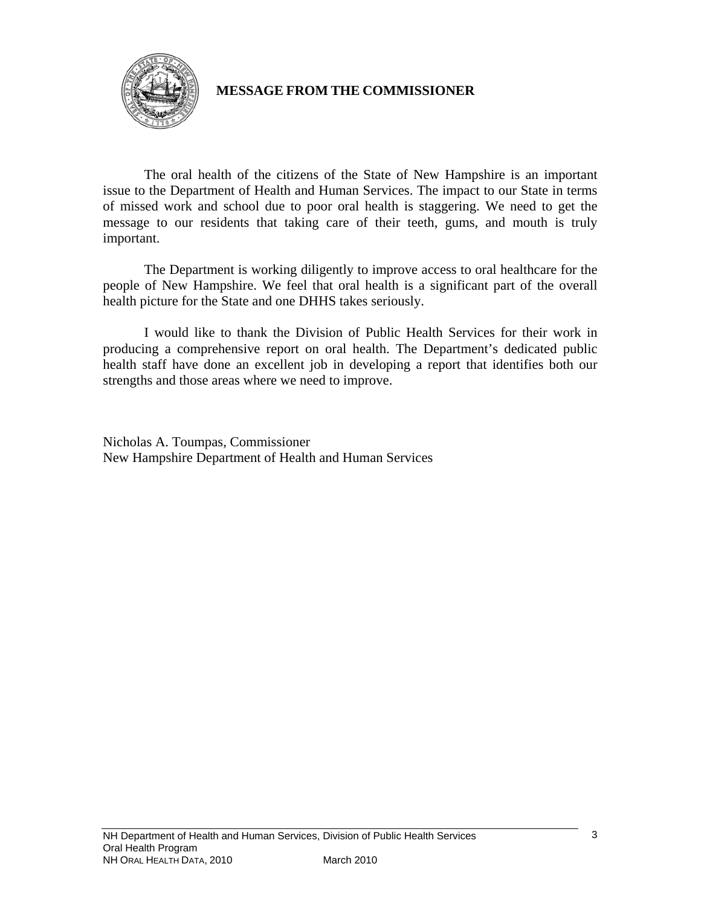## MESSAGE FROM THE COMMISSIONER

The oral health of the citizens of the State of New Hampshire is an important issue to the Department of Health and Human Services. The impact to our State in terms of missed work and school due to poor oral health is staggering. We need to get the message to our residents that taking care of their teeth, gums, and mouth is truly important.

The Department is working diligently to improve access to oral healthcare for the people of New Hampshire. We feel that oral health is a significant part of the overall health picture for the State and one DHHS takes seriously.

I would like to thank the Division of Public Health Services for their work in producing a comprehensive report on oral health. The Department's dedicated public health staff have done an excellent job in developing a report that identifies both our strengths and those areas where we need to improve.

Nicholas A. Toumpas, Commissioner
New Hampshire Department of Health and Human Services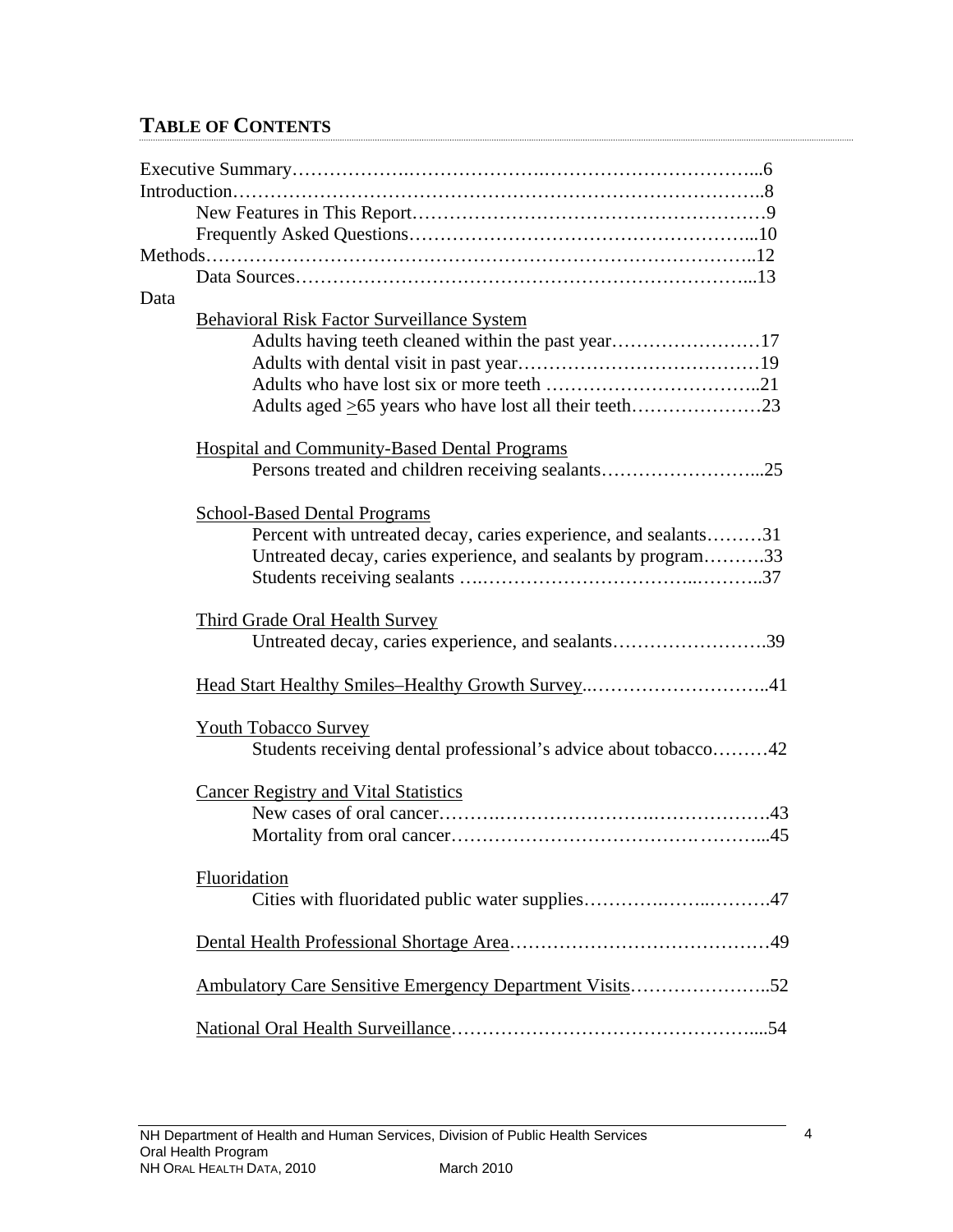## TABLE OF CONTENTS

Executive Summary……………….………………….……………………………...6
Introduction………………………………………………………………………..8
- New Features in This Report………………………………………………9
- Frequently Asked Questions……………………………………………...10

Methods…………………………………………………………….……………..12
- Data Sources……………………………………………………………...13

Data
- Behavioral Risk Factor Surveillance System
  - Adults having teeth cleaned within the past year……………………17
  - Adults with dental visit in past year…………………………………19
  - Adults who have lost six or more teeth ……………………………..21
  - Adults aged ≥65 years who have lost all their teeth…………………23
- Hospital and Community-Based Dental Programs
  - Persons treated and children receiving sealants……………………...25
- School-Based Dental Programs
  - Percent with untreated decay, caries experience, and sealants………31
  - Untreated decay, caries experience, and sealants by program……….33
  - Students receiving sealants ….…………………………..………..37
- Third Grade Oral Health Survey
  - Untreated decay, caries experience, and sealants…………………….39
- Head Start Healthy Smiles–Healthy Growth Survey..………………………..41
- Youth Tobacco Survey
  - Students receiving dental professional's advice about tobacco………42
- Cancer Registry and Vital Statistics
  - New cases of oral cancer……….…………………….……………….43
  - Mortality from oral cancer……………………………….………...45
- Fluoridation
  - Cities with fluoridated public water supplies………….……..……….47
- Dental Health Professional Shortage Area……………………………………49
- Ambulatory Care Sensitive Emergency Department Visits…………………..52
- National Oral Health Surveillance………………………………………....54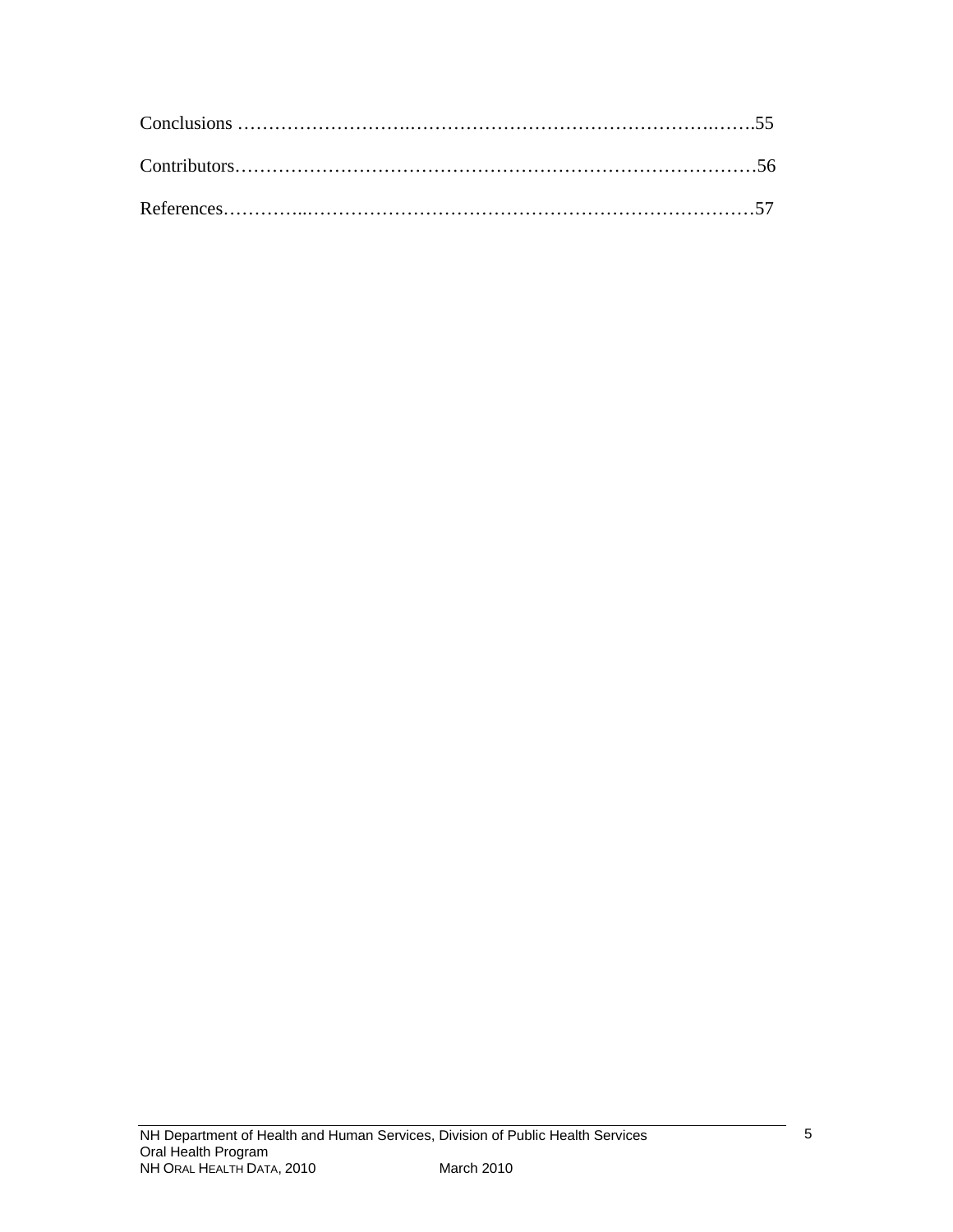Conclusions ……………………..…………………………………………….…….55

Contributors………………………………………………………………………56

References…………..……………………………………………………………57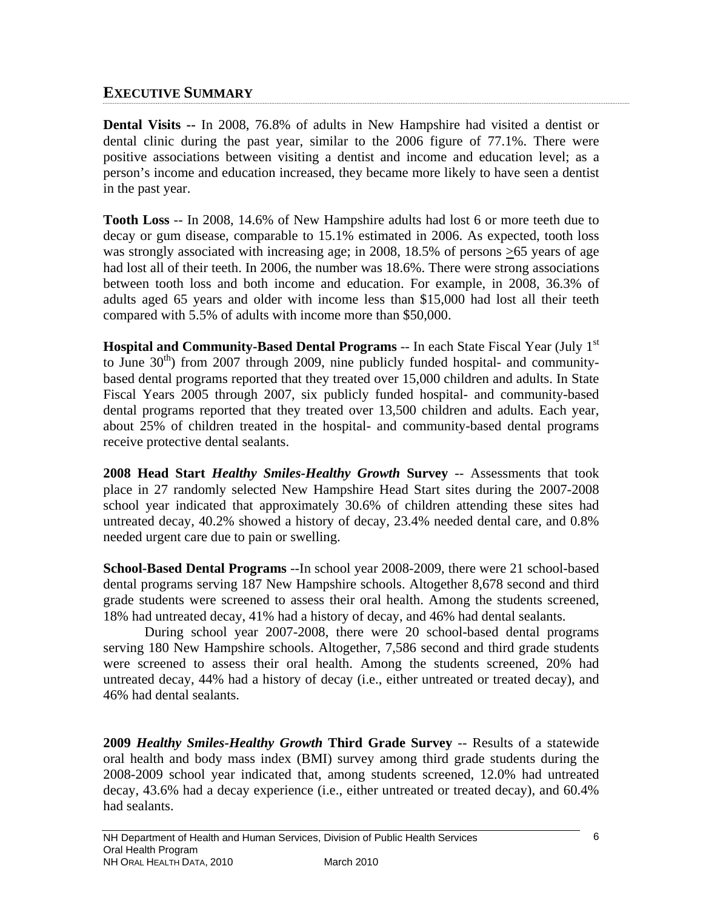## EXECUTIVE SUMMARY

**Dental Visits --** In 2008, 76.8% of adults in New Hampshire had visited a dentist or dental clinic during the past year, similar to the 2006 figure of 77.1%. There were positive associations between visiting a dentist and income and education level; as a person's income and education increased, they became more likely to have seen a dentist in the past year.

**Tooth Loss** -- In 2008, 14.6% of New Hampshire adults had lost 6 or more teeth due to decay or gum disease, comparable to 15.1% estimated in 2006. As expected, tooth loss was strongly associated with increasing age; in 2008, 18.5% of persons ≥65 years of age had lost all of their teeth. In 2006, the number was 18.6%. There were strong associations between tooth loss and both income and education. For example, in 2008, 36.3% of adults aged 65 years and older with income less than $15,000 had lost all their teeth compared with 5.5% of adults with income more than $50,000.

**Hospital and Community-Based Dental Programs** -- In each State Fiscal Year (July 1st to June 30th) from 2007 through 2009, nine publicly funded hospital- and community-based dental programs reported that they treated over 15,000 children and adults. In State Fiscal Years 2005 through 2007, six publicly funded hospital- and community-based dental programs reported that they treated over 13,500 children and adults. Each year, about 25% of children treated in the hospital- and community-based dental programs receive protective dental sealants.

**2008 Head Start *Healthy Smiles-Healthy Growth* Survey** -- Assessments that took place in 27 randomly selected New Hampshire Head Start sites during the 2007-2008 school year indicated that approximately 30.6% of children attending these sites had untreated decay, 40.2% showed a history of decay, 23.4% needed dental care, and 0.8% needed urgent care due to pain or swelling.

**School-Based Dental Programs** --In school year 2008-2009, there were 21 school-based dental programs serving 187 New Hampshire schools. Altogether 8,678 second and third grade students were screened to assess their oral health. Among the students screened, 18% had untreated decay, 41% had a history of decay, and 46% had dental sealants.

During school year 2007-2008, there were 20 school-based dental programs serving 180 New Hampshire schools. Altogether, 7,586 second and third grade students were screened to assess their oral health. Among the students screened, 20% had untreated decay, 44% had a history of decay (i.e., either untreated or treated decay), and 46% had dental sealants.

**2009 *Healthy Smiles-Healthy Growth* Third Grade Survey** -- Results of a statewide oral health and body mass index (BMI) survey among third grade students during the 2008-2009 school year indicated that, among students screened, 12.0% had untreated decay, 43.6% had a decay experience (i.e., either untreated or treated decay), and 60.4% had sealants.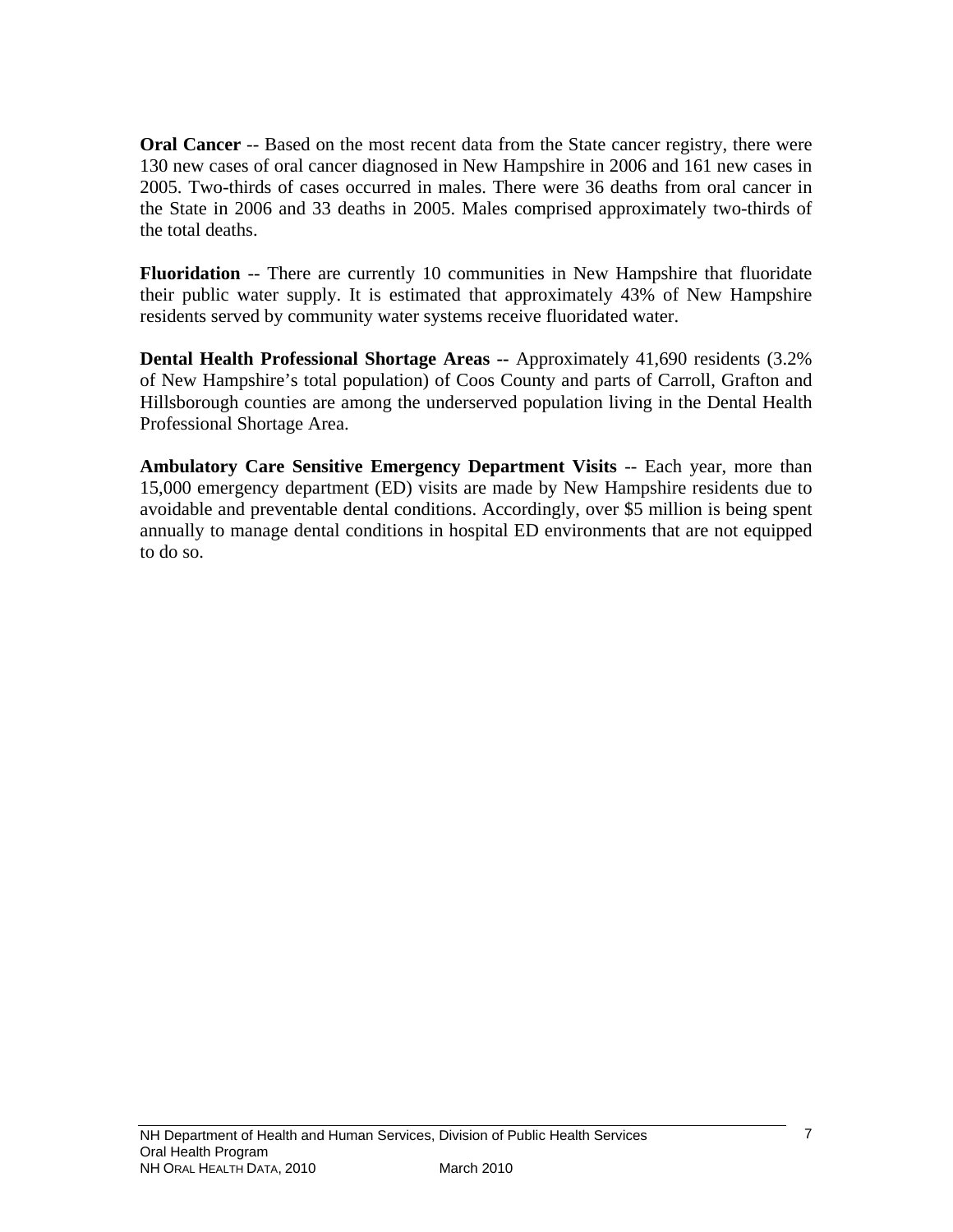**Oral Cancer** -- Based on the most recent data from the State cancer registry, there were 130 new cases of oral cancer diagnosed in New Hampshire in 2006 and 161 new cases in 2005. Two-thirds of cases occurred in males. There were 36 deaths from oral cancer in the State in 2006 and 33 deaths in 2005. Males comprised approximately two-thirds of the total deaths.

**Fluoridation** -- There are currently 10 communities in New Hampshire that fluoridate their public water supply. It is estimated that approximately 43% of New Hampshire residents served by community water systems receive fluoridated water.

**Dental Health Professional Shortage Areas --** Approximately 41,690 residents (3.2% of New Hampshire's total population) of Coos County and parts of Carroll, Grafton and Hillsborough counties are among the underserved population living in the Dental Health Professional Shortage Area.

**Ambulatory Care Sensitive Emergency Department Visits** -- Each year, more than 15,000 emergency department (ED) visits are made by New Hampshire residents due to avoidable and preventable dental conditions. Accordingly, over $5 million is being spent annually to manage dental conditions in hospital ED environments that are not equipped to do so.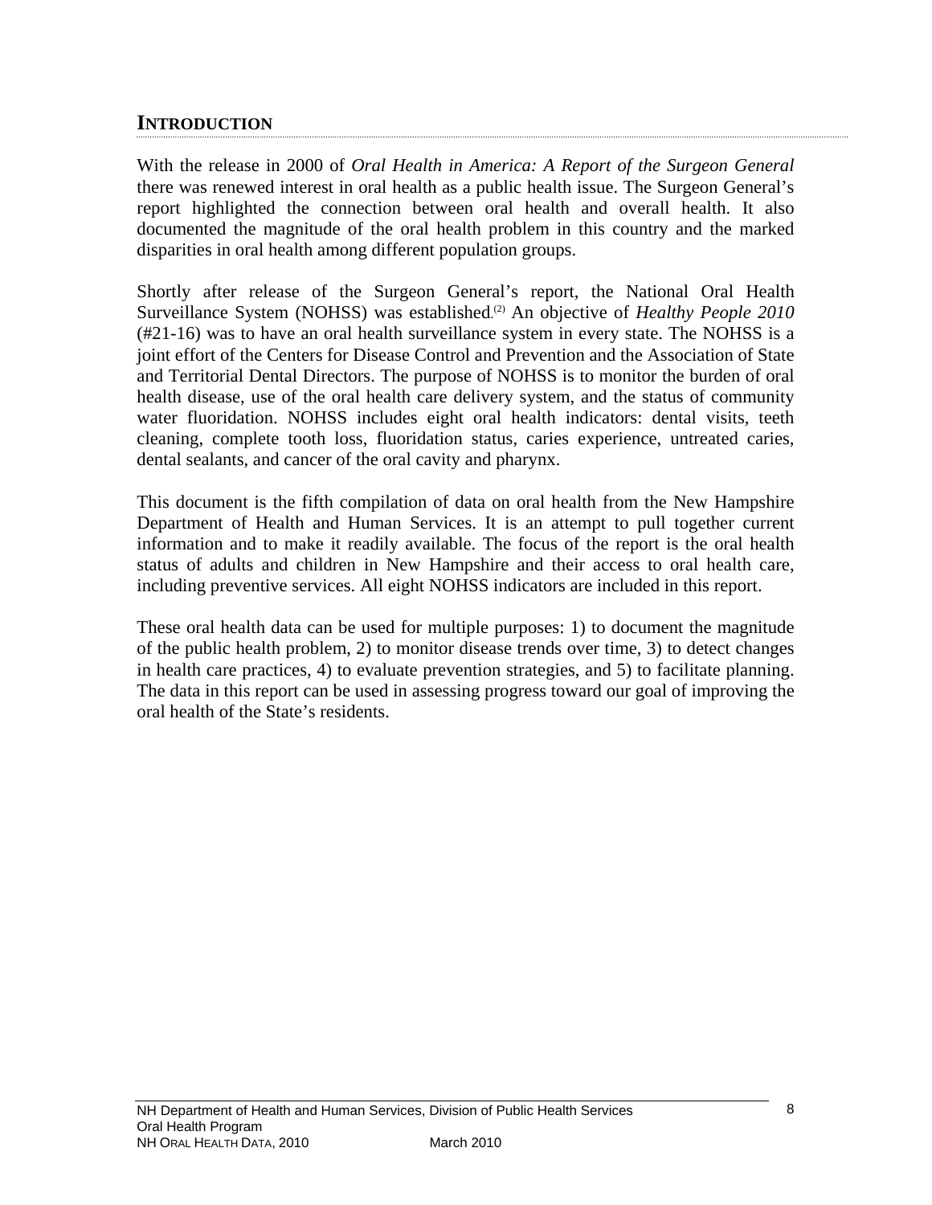## INTRODUCTION

With the release in 2000 of *Oral Health in America: A Report of the Surgeon General* there was renewed interest in oral health as a public health issue. The Surgeon General's report highlighted the connection between oral health and overall health. It also documented the magnitude of the oral health problem in this country and the marked disparities in oral health among different population groups.

Shortly after release of the Surgeon General's report, the National Oral Health Surveillance System (NOHSS) was established.[2] An objective of *Healthy People 2010* (#21-16) was to have an oral health surveillance system in every state. The NOHSS is a joint effort of the Centers for Disease Control and Prevention and the Association of State and Territorial Dental Directors. The purpose of NOHSS is to monitor the burden of oral health disease, use of the oral health care delivery system, and the status of community water fluoridation. NOHSS includes eight oral health indicators: dental visits, teeth cleaning, complete tooth loss, fluoridation status, caries experience, untreated caries, dental sealants, and cancer of the oral cavity and pharynx.

This document is the fifth compilation of data on oral health from the New Hampshire Department of Health and Human Services. It is an attempt to pull together current information and to make it readily available. The focus of the report is the oral health status of adults and children in New Hampshire and their access to oral health care, including preventive services. All eight NOHSS indicators are included in this report.

These oral health data can be used for multiple purposes: 1) to document the magnitude of the public health problem, 2) to monitor disease trends over time, 3) to detect changes in health care practices, 4) to evaluate prevention strategies, and 5) to facilitate planning. The data in this report can be used in assessing progress toward our goal of improving the oral health of the State's residents.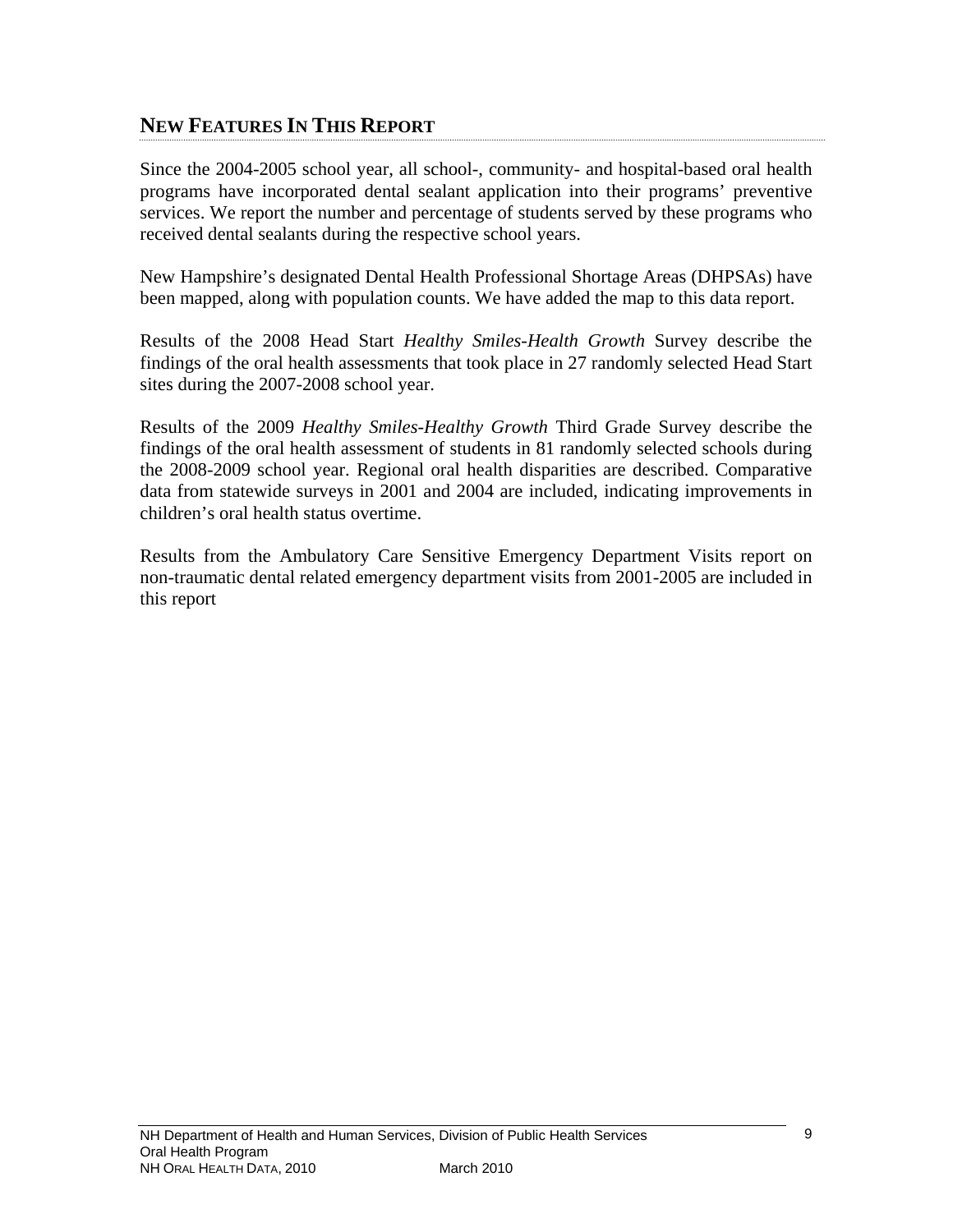## NEW FEATURES IN THIS REPORT

Since the 2004-2005 school year, all school-, community- and hospital-based oral health programs have incorporated dental sealant application into their programs' preventive services. We report the number and percentage of students served by these programs who received dental sealants during the respective school years.

New Hampshire's designated Dental Health Professional Shortage Areas (DHPSAs) have been mapped, along with population counts. We have added the map to this data report.

Results of the 2008 Head Start *Healthy Smiles-Health Growth* Survey describe the findings of the oral health assessments that took place in 27 randomly selected Head Start sites during the 2007-2008 school year.

Results of the 2009 *Healthy Smiles-Healthy Growth* Third Grade Survey describe the findings of the oral health assessment of students in 81 randomly selected schools during the 2008-2009 school year. Regional oral health disparities are described. Comparative data from statewide surveys in 2001 and 2004 are included, indicating improvements in children's oral health status overtime.

Results from the Ambulatory Care Sensitive Emergency Department Visits report on non-traumatic dental related emergency department visits from 2001-2005 are included in this report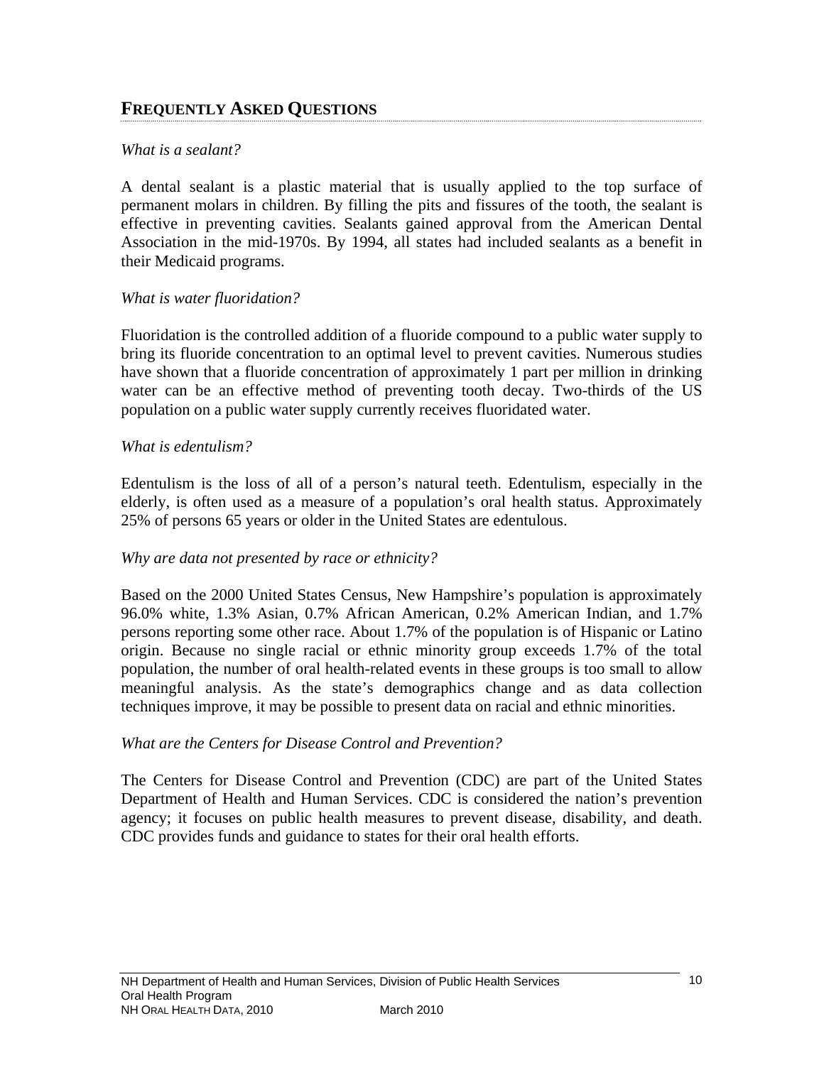## FREQUENTLY ASKED QUESTIONS

*What is a sealant?*

A dental sealant is a plastic material that is usually applied to the top surface of permanent molars in children. By filling the pits and fissures of the tooth, the sealant is effective in preventing cavities. Sealants gained approval from the American Dental Association in the mid-1970s. By 1994, all states had included sealants as a benefit in their Medicaid programs.

*What is water fluoridation?*

Fluoridation is the controlled addition of a fluoride compound to a public water supply to bring its fluoride concentration to an optimal level to prevent cavities. Numerous studies have shown that a fluoride concentration of approximately 1 part per million in drinking water can be an effective method of preventing tooth decay. Two-thirds of the US population on a public water supply currently receives fluoridated water.

*What is edentulism?*

Edentulism is the loss of all of a person's natural teeth. Edentulism, especially in the elderly, is often used as a measure of a population's oral health status. Approximately 25% of persons 65 years or older in the United States are edentulous.

*Why are data not presented by race or ethnicity?*

Based on the 2000 United States Census, New Hampshire's population is approximately 96.0% white, 1.3% Asian, 0.7% African American, 0.2% American Indian, and 1.7% persons reporting some other race. About 1.7% of the population is of Hispanic or Latino origin. Because no single racial or ethnic minority group exceeds 1.7% of the total population, the number of oral health-related events in these groups is too small to allow meaningful analysis. As the state's demographics change and as data collection techniques improve, it may be possible to present data on racial and ethnic minorities.

*What are the Centers for Disease Control and Prevention?*

The Centers for Disease Control and Prevention (CDC) are part of the United States Department of Health and Human Services. CDC is considered the nation's prevention agency; it focuses on public health measures to prevent disease, disability, and death. CDC provides funds and guidance to states for their oral health efforts.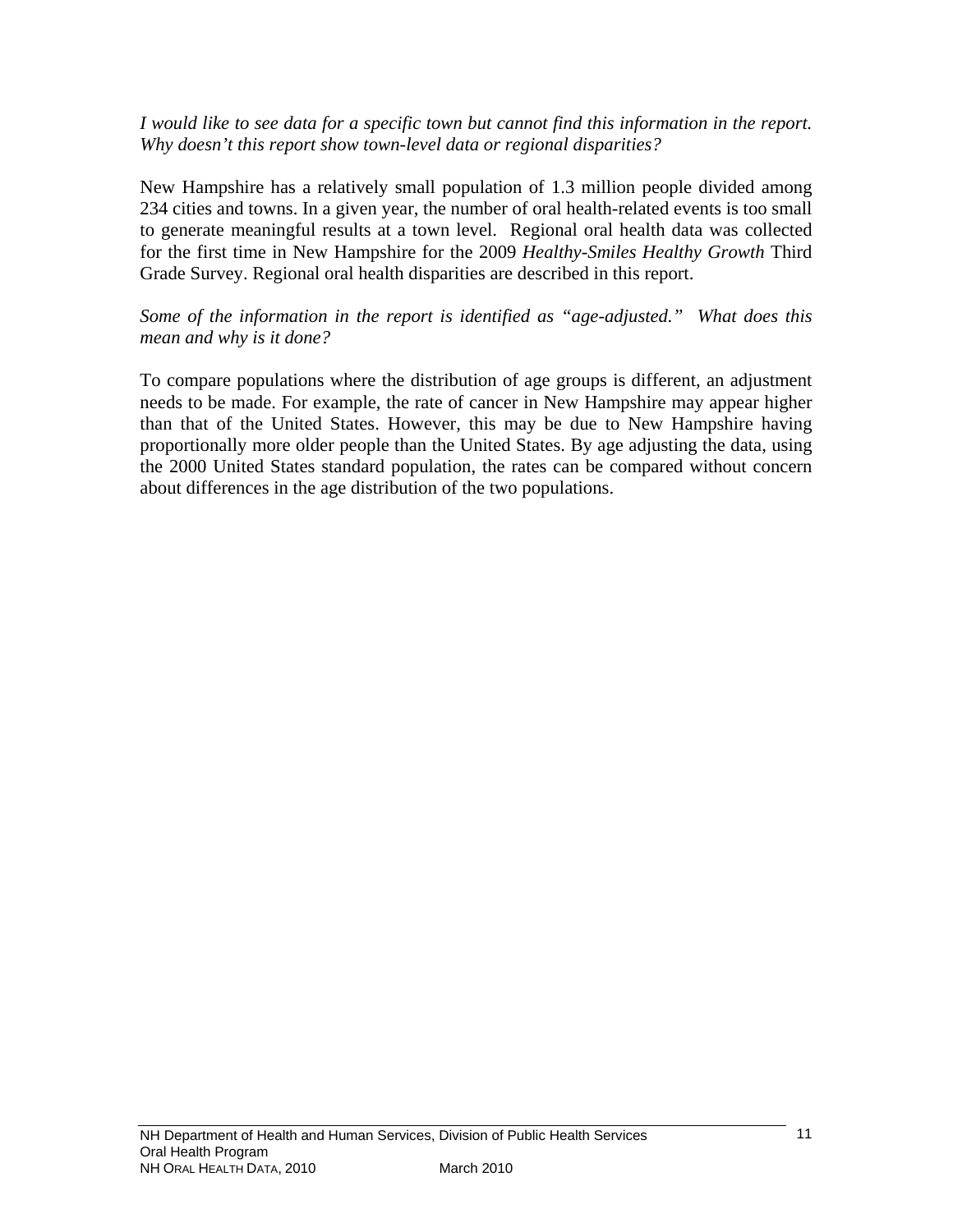*I would like to see data for a specific town but cannot find this information in the report. Why doesn't this report show town-level data or regional disparities?*

New Hampshire has a relatively small population of 1.3 million people divided among 234 cities and towns. In a given year, the number of oral health-related events is too small to generate meaningful results at a town level. Regional oral health data was collected for the first time in New Hampshire for the 2009 *Healthy-Smiles Healthy Growth* Third Grade Survey. Regional oral health disparities are described in this report.

*Some of the information in the report is identified as "age-adjusted." What does this mean and why is it done?*

To compare populations where the distribution of age groups is different, an adjustment needs to be made. For example, the rate of cancer in New Hampshire may appear higher than that of the United States. However, this may be due to New Hampshire having proportionally more older people than the United States. By age adjusting the data, using the 2000 United States standard population, the rates can be compared without concern about differences in the age distribution of the two populations.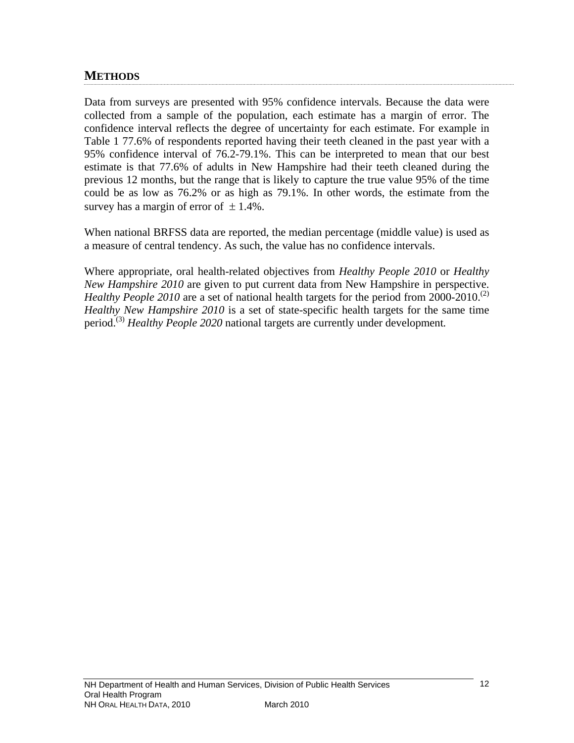## METHODS

Data from surveys are presented with 95% confidence intervals. Because the data were collected from a sample of the population, each estimate has a margin of error. The confidence interval reflects the degree of uncertainty for each estimate. For example in Table 1 77.6% of respondents reported having their teeth cleaned in the past year with a 95% confidence interval of 76.2-79.1%. This can be interpreted to mean that our best estimate is that 77.6% of adults in New Hampshire had their teeth cleaned during the previous 12 months, but the range that is likely to capture the true value 95% of the time could be as low as 76.2% or as high as 79.1%. In other words, the estimate from the survey has a margin of error of $\pm$ 1.4%.

When national BRFSS data are reported, the median percentage (middle value) is used as a measure of central tendency. As such, the value has no confidence intervals.

Where appropriate, oral health-related objectives from *Healthy People 2010* or *Healthy New Hampshire 2010* are given to put current data from New Hampshire in perspective. *Healthy People 2010* are a set of national health targets for the period from 2000-2010.[2] *Healthy New Hampshire 2010* is a set of state-specific health targets for the same time period.[3] *Healthy People 2020* national targets are currently under development.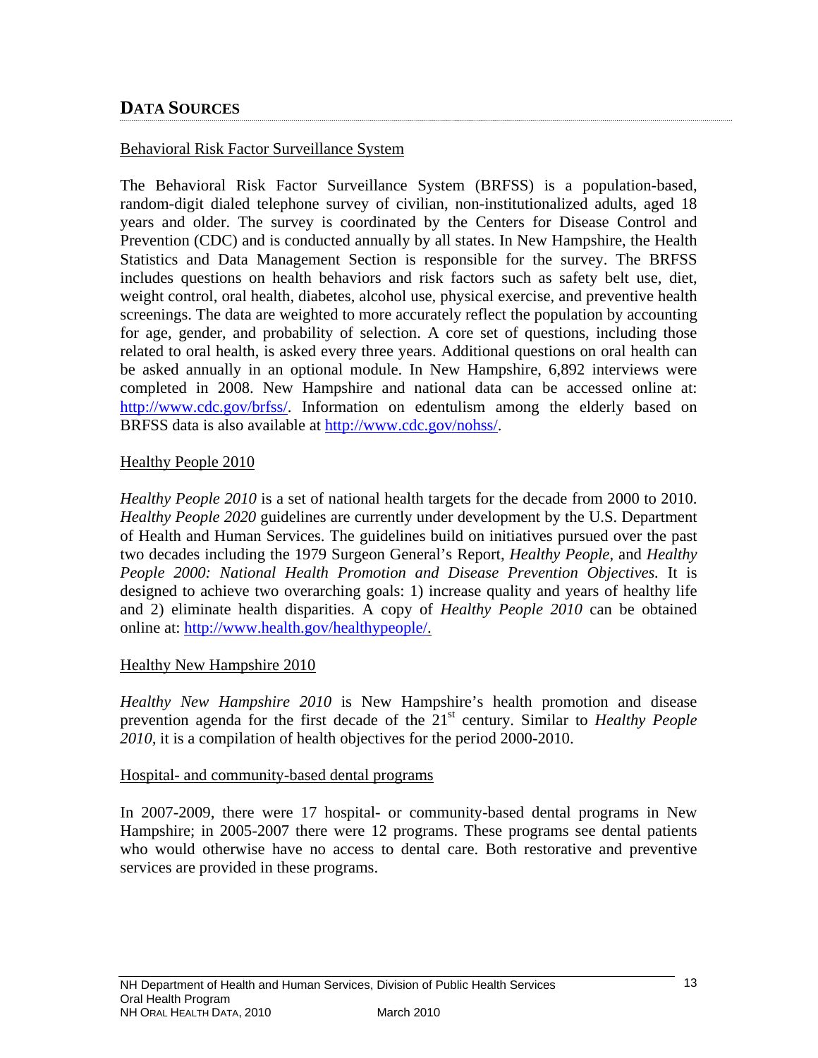## DATA SOURCES

### Behavioral Risk Factor Surveillance System

The Behavioral Risk Factor Surveillance System (BRFSS) is a population-based, random-digit dialed telephone survey of civilian, non-institutionalized adults, aged 18 years and older. The survey is coordinated by the Centers for Disease Control and Prevention (CDC) and is conducted annually by all states. In New Hampshire, the Health Statistics and Data Management Section is responsible for the survey. The BRFSS includes questions on health behaviors and risk factors such as safety belt use, diet, weight control, oral health, diabetes, alcohol use, physical exercise, and preventive health screenings. The data are weighted to more accurately reflect the population by accounting for age, gender, and probability of selection. A core set of questions, including those related to oral health, is asked every three years. Additional questions on oral health can be asked annually in an optional module. In New Hampshire, 6,892 interviews were completed in 2008. New Hampshire and national data can be accessed online at: http://www.cdc.gov/brfss/. Information on edentulism among the elderly based on BRFSS data is also available at http://www.cdc.gov/nohss/.

### Healthy People 2010

*Healthy People 2010* is a set of national health targets for the decade from 2000 to 2010. *Healthy People 2020* guidelines are currently under development by the U.S. Department of Health and Human Services. The guidelines build on initiatives pursued over the past two decades including the 1979 Surgeon General's Report, *Healthy People*, and *Healthy People 2000: National Health Promotion and Disease Prevention Objectives.* It is designed to achieve two overarching goals: 1) increase quality and years of healthy life and 2) eliminate health disparities. A copy of *Healthy People 2010* can be obtained online at: http://www.health.gov/healthypeople/.

### Healthy New Hampshire 2010

*Healthy New Hampshire 2010* is New Hampshire's health promotion and disease prevention agenda for the first decade of the 21st century. Similar to *Healthy People 2010*, it is a compilation of health objectives for the period 2000-2010.

### Hospital- and community-based dental programs

In 2007-2009, there were 17 hospital- or community-based dental programs in New Hampshire; in 2005-2007 there were 12 programs. These programs see dental patients who would otherwise have no access to dental care. Both restorative and preventive services are provided in these programs.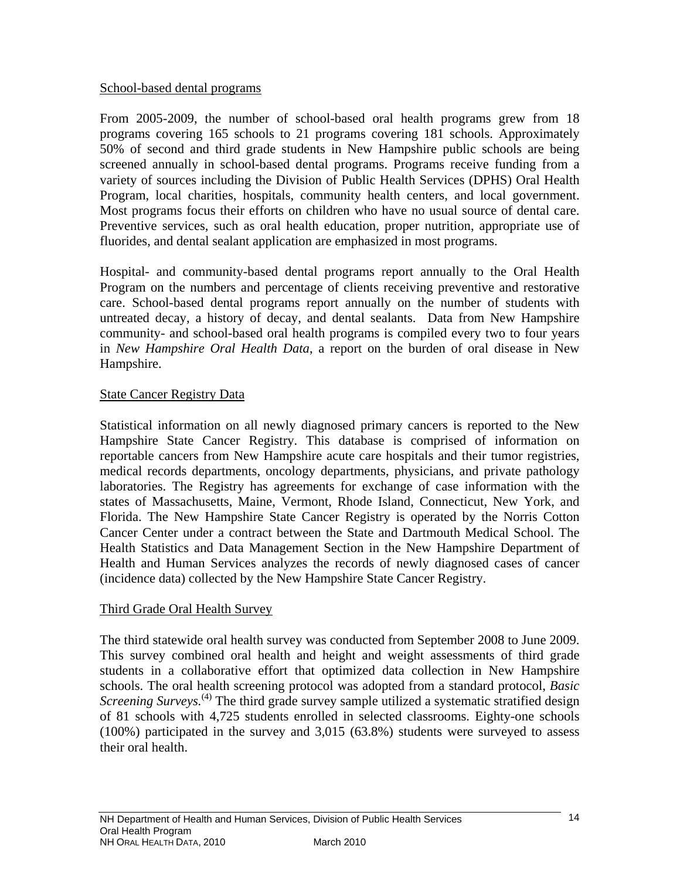School-based dental programs

From 2005-2009, the number of school-based oral health programs grew from 18 programs covering 165 schools to 21 programs covering 181 schools. Approximately 50% of second and third grade students in New Hampshire public schools are being screened annually in school-based dental programs. Programs receive funding from a variety of sources including the Division of Public Health Services (DPHS) Oral Health Program, local charities, hospitals, community health centers, and local government. Most programs focus their efforts on children who have no usual source of dental care. Preventive services, such as oral health education, proper nutrition, appropriate use of fluorides, and dental sealant application are emphasized in most programs.

Hospital- and community-based dental programs report annually to the Oral Health Program on the numbers and percentage of clients receiving preventive and restorative care. School-based dental programs report annually on the number of students with untreated decay, a history of decay, and dental sealants. Data from New Hampshire community- and school-based oral health programs is compiled every two to four years in *New Hampshire Oral Health Data*, a report on the burden of oral disease in New Hampshire.

State Cancer Registry Data

Statistical information on all newly diagnosed primary cancers is reported to the New Hampshire State Cancer Registry. This database is comprised of information on reportable cancers from New Hampshire acute care hospitals and their tumor registries, medical records departments, oncology departments, physicians, and private pathology laboratories. The Registry has agreements for exchange of case information with the states of Massachusetts, Maine, Vermont, Rhode Island, Connecticut, New York, and Florida. The New Hampshire State Cancer Registry is operated by the Norris Cotton Cancer Center under a contract between the State and Dartmouth Medical School. The Health Statistics and Data Management Section in the New Hampshire Department of Health and Human Services analyzes the records of newly diagnosed cases of cancer (incidence data) collected by the New Hampshire State Cancer Registry.

Third Grade Oral Health Survey

The third statewide oral health survey was conducted from September 2008 to June 2009. This survey combined oral health and height and weight assessments of third grade students in a collaborative effort that optimized data collection in New Hampshire schools. The oral health screening protocol was adopted from a standard protocol, *Basic Screening Surveys.*[4] The third grade survey sample utilized a systematic stratified design of 81 schools with 4,725 students enrolled in selected classrooms. Eighty-one schools (100%) participated in the survey and 3,015 (63.8%) students were surveyed to assess their oral health.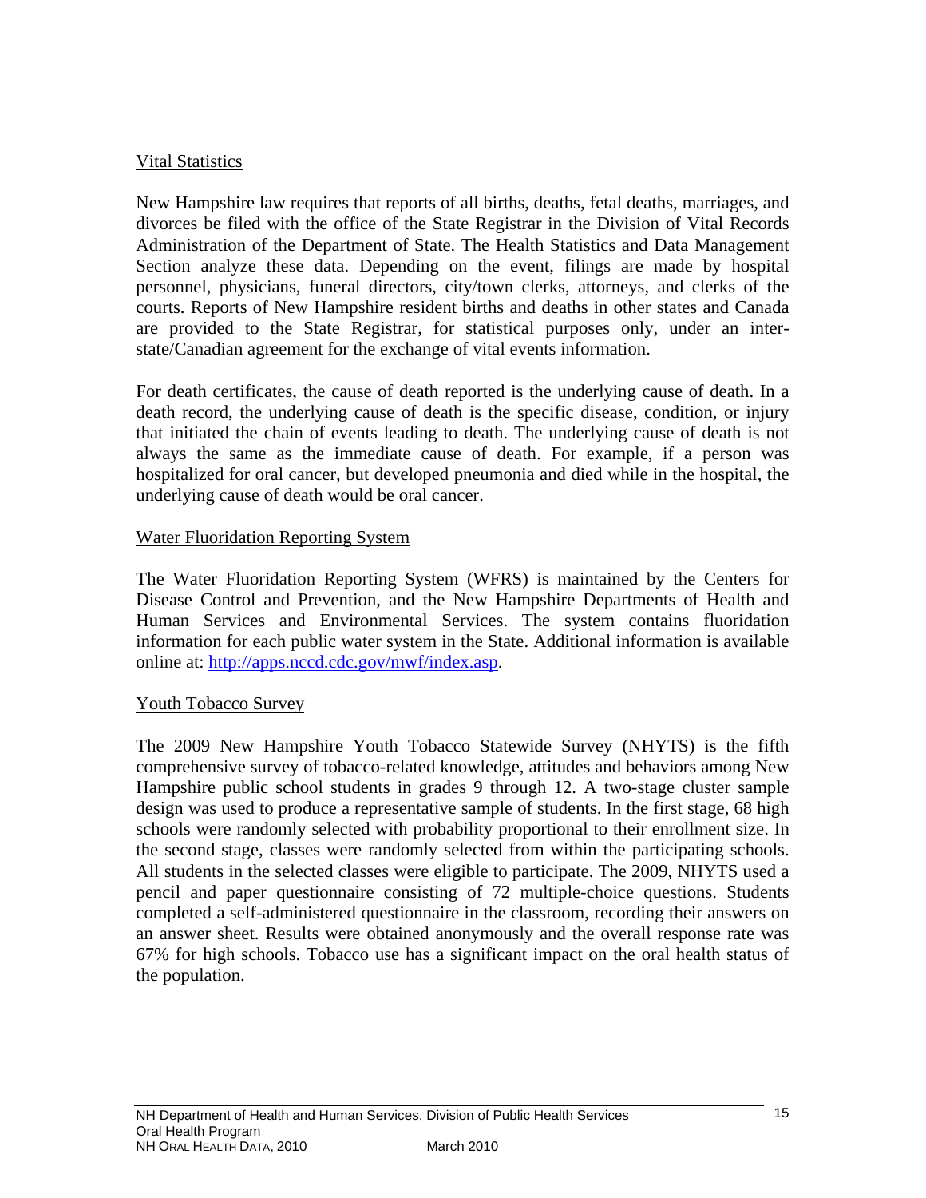### Vital Statistics

New Hampshire law requires that reports of all births, deaths, fetal deaths, marriages, and divorces be filed with the office of the State Registrar in the Division of Vital Records Administration of the Department of State. The Health Statistics and Data Management Section analyze these data. Depending on the event, filings are made by hospital personnel, physicians, funeral directors, city/town clerks, attorneys, and clerks of the courts. Reports of New Hampshire resident births and deaths in other states and Canada are provided to the State Registrar, for statistical purposes only, under an inter-state/Canadian agreement for the exchange of vital events information.

For death certificates, the cause of death reported is the underlying cause of death. In a death record, the underlying cause of death is the specific disease, condition, or injury that initiated the chain of events leading to death. The underlying cause of death is not always the same as the immediate cause of death. For example, if a person was hospitalized for oral cancer, but developed pneumonia and died while in the hospital, the underlying cause of death would be oral cancer.

### Water Fluoridation Reporting System

The Water Fluoridation Reporting System (WFRS) is maintained by the Centers for Disease Control and Prevention, and the New Hampshire Departments of Health and Human Services and Environmental Services. The system contains fluoridation information for each public water system in the State. Additional information is available online at: [http://apps.nccd.cdc.gov/mwf/index.asp](http://apps.nccd.cdc.gov/mwf/index.asp).

### Youth Tobacco Survey

The 2009 New Hampshire Youth Tobacco Statewide Survey (NHYTS) is the fifth comprehensive survey of tobacco-related knowledge, attitudes and behaviors among New Hampshire public school students in grades 9 through 12. A two-stage cluster sample design was used to produce a representative sample of students. In the first stage, 68 high schools were randomly selected with probability proportional to their enrollment size. In the second stage, classes were randomly selected from within the participating schools. All students in the selected classes were eligible to participate. The 2009, NHYTS used a pencil and paper questionnaire consisting of 72 multiple-choice questions. Students completed a self-administered questionnaire in the classroom, recording their answers on an answer sheet. Results were obtained anonymously and the overall response rate was 67% for high schools. Tobacco use has a significant impact on the oral health status of the population.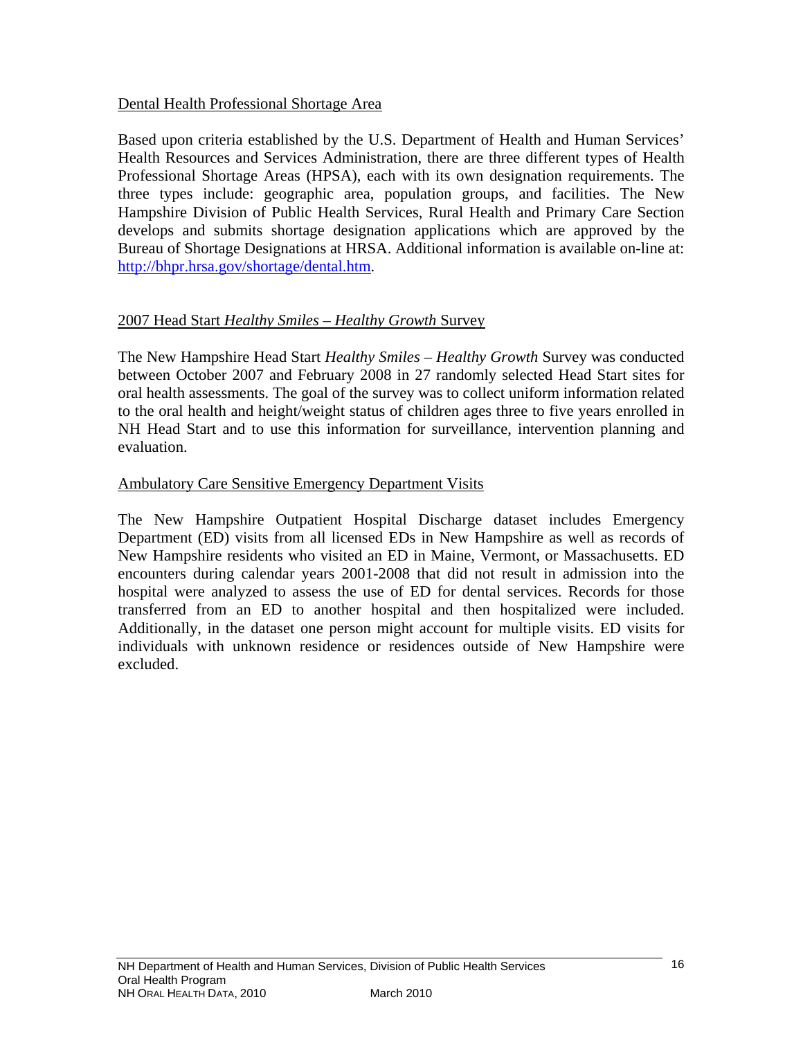## Dental Health Professional Shortage Area

Based upon criteria established by the U.S. Department of Health and Human Services' Health Resources and Services Administration, there are three different types of Health Professional Shortage Areas (HPSA), each with its own designation requirements. The three types include: geographic area, population groups, and facilities. The New Hampshire Division of Public Health Services, Rural Health and Primary Care Section develops and submits shortage designation applications which are approved by the Bureau of Shortage Designations at HRSA. Additional information is available on-line at: http://bhpr.hrsa.gov/shortage/dental.htm.

## 2007 Head Start *Healthy Smiles – Healthy Growth* Survey

The New Hampshire Head Start *Healthy Smiles – Healthy Growth* Survey was conducted between October 2007 and February 2008 in 27 randomly selected Head Start sites for oral health assessments. The goal of the survey was to collect uniform information related to the oral health and height/weight status of children ages three to five years enrolled in NH Head Start and to use this information for surveillance, intervention planning and evaluation.

## Ambulatory Care Sensitive Emergency Department Visits

The New Hampshire Outpatient Hospital Discharge dataset includes Emergency Department (ED) visits from all licensed EDs in New Hampshire as well as records of New Hampshire residents who visited an ED in Maine, Vermont, or Massachusetts. ED encounters during calendar years 2001-2008 that did not result in admission into the hospital were analyzed to assess the use of ED for dental services. Records for those transferred from an ED to another hospital and then hospitalized were included. Additionally, in the dataset one person might account for multiple visits. ED visits for individuals with unknown residence or residences outside of New Hampshire were excluded.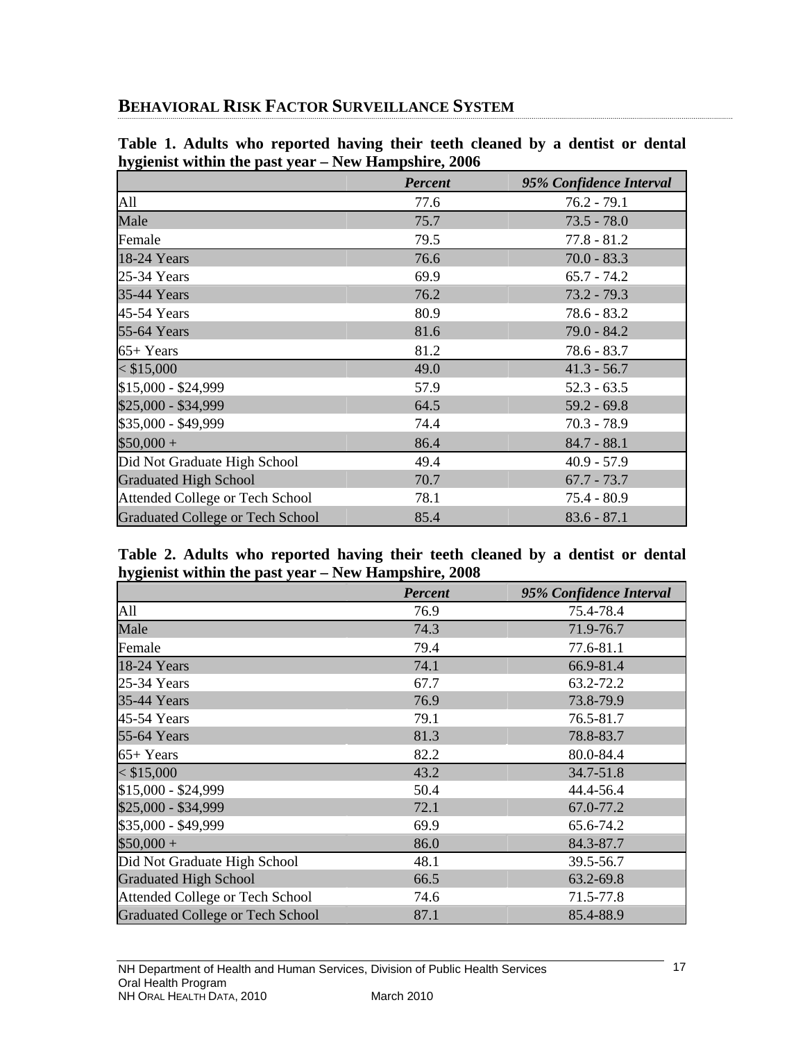## BEHAVIORAL RISK FACTOR SURVEILLANCE SYSTEM

**Table 1. Adults who reported having their teeth cleaned by a dentist or dental hygienist within the past year – New Hampshire, 2006**

| | *Percent* | *95% Confidence Interval* |
|---|---|---|
| All | 77.6 | 76.2 - 79.1 |
| Male | 75.7 | 73.5 - 78.0 |
| Female | 79.5 | 77.8 - 81.2 |
| 18-24 Years | 76.6 | 70.0 - 83.3 |
| 25-34 Years | 69.9 | 65.7 - 74.2 |
| 35-44 Years | 76.2 | 73.2 - 79.3 |
| 45-54 Years | 80.9 | 78.6 - 83.2 |
| 55-64 Years | 81.6 | 79.0 - 84.2 |
| 65+ Years | 81.2 | 78.6 - 83.7 |
| < $15,000 | 49.0 | 41.3 - 56.7 |
| $15,000 - $24,999 | 57.9 | 52.3 - 63.5 |
| $25,000 - $34,999 | 64.5 | 59.2 - 69.8 |
| $35,000 - $49,999 | 74.4 | 70.3 - 78.9 |
| $50,000 + | 86.4 | 84.7 - 88.1 |
| Did Not Graduate High School | 49.4 | 40.9 - 57.9 |
| Graduated High School | 70.7 | 67.7 - 73.7 |
| Attended College or Tech School | 78.1 | 75.4 - 80.9 |
| Graduated College or Tech School | 85.4 | 83.6 - 87.1 |

**Table 2. Adults who reported having their teeth cleaned by a dentist or dental hygienist within the past year – New Hampshire, 2008**

| | *Percent* | *95% Confidence Interval* |
|---|---|---|
| All | 76.9 | 75.4-78.4 |
| Male | 74.3 | 71.9-76.7 |
| Female | 79.4 | 77.6-81.1 |
| 18-24 Years | 74.1 | 66.9-81.4 |
| 25-34 Years | 67.7 | 63.2-72.2 |
| 35-44 Years | 76.9 | 73.8-79.9 |
| 45-54 Years | 79.1 | 76.5-81.7 |
| 55-64 Years | 81.3 | 78.8-83.7 |
| 65+ Years | 82.2 | 80.0-84.4 |
| < $15,000 | 43.2 | 34.7-51.8 |
| $15,000 - $24,999 | 50.4 | 44.4-56.4 |
| $25,000 - $34,999 | 72.1 | 67.0-77.2 |
| $35,000 - $49,999 | 69.9 | 65.6-74.2 |
| $50,000 + | 86.0 | 84.3-87.7 |
| Did Not Graduate High School | 48.1 | 39.5-56.7 |
| Graduated High School | 66.5 | 63.2-69.8 |
| Attended College or Tech School | 74.6 | 71.5-77.8 |
| Graduated College or Tech School | 87.1 | 85.4-88.9 |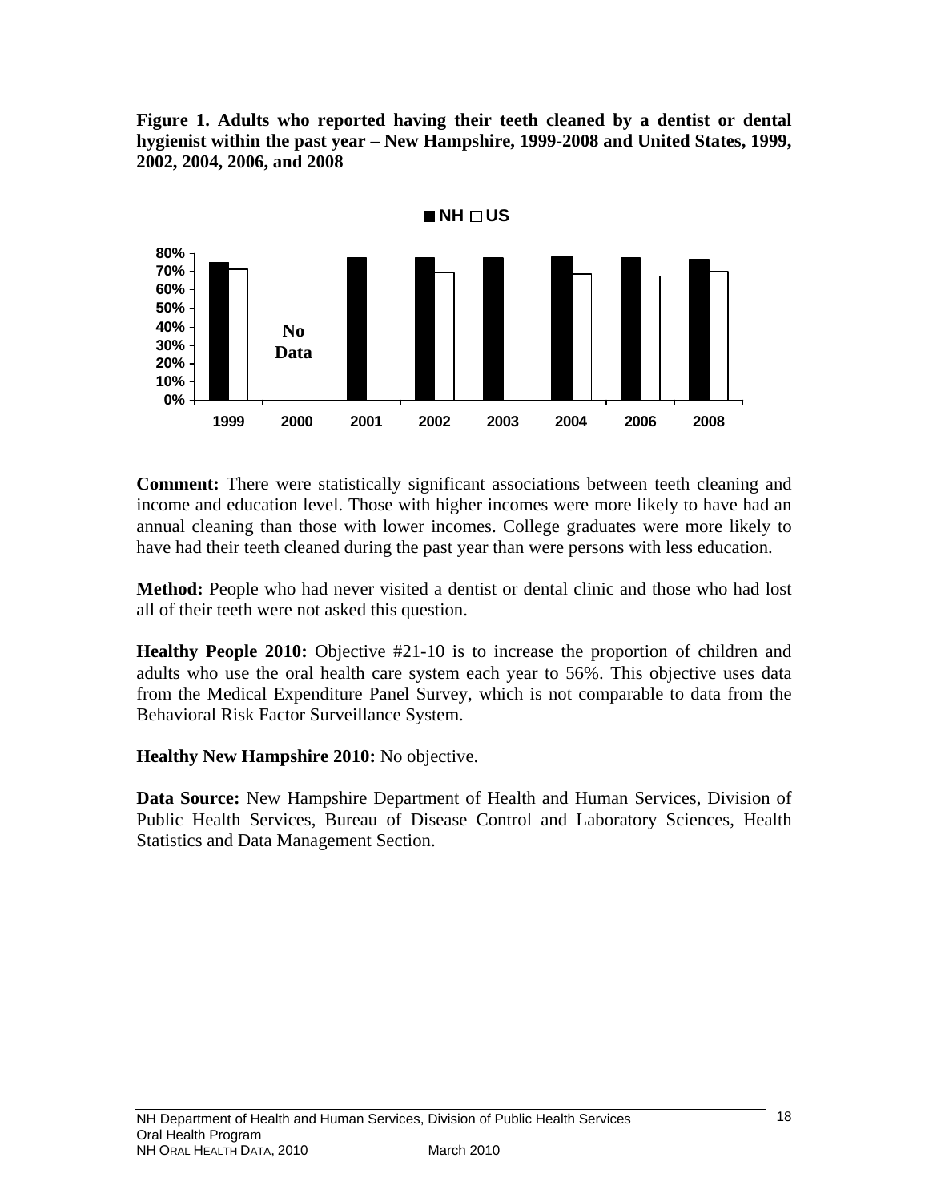**Figure 1. Adults who reported having their teeth cleaned by a dentist or dental hygienist within the past year – New Hampshire, 1999-2008 and United States, 1999, 2002, 2004, 2006, and 2008**

**Comment:** There were statistically significant associations between teeth cleaning and income and education level. Those with higher incomes were more likely to have had an annual cleaning than those with lower incomes. College graduates were more likely to have had their teeth cleaned during the past year than were persons with less education.

**Method:** People who had never visited a dentist or dental clinic and those who had lost all of their teeth were not asked this question.

**Healthy People 2010:** Objective #21-10 is to increase the proportion of children and adults who use the oral health care system each year to 56%. This objective uses data from the Medical Expenditure Panel Survey, which is not comparable to data from the Behavioral Risk Factor Surveillance System.

**Healthy New Hampshire 2010:** No objective.

**Data Source:** New Hampshire Department of Health and Human Services, Division of Public Health Services, Bureau of Disease Control and Laboratory Sciences, Health Statistics and Data Management Section.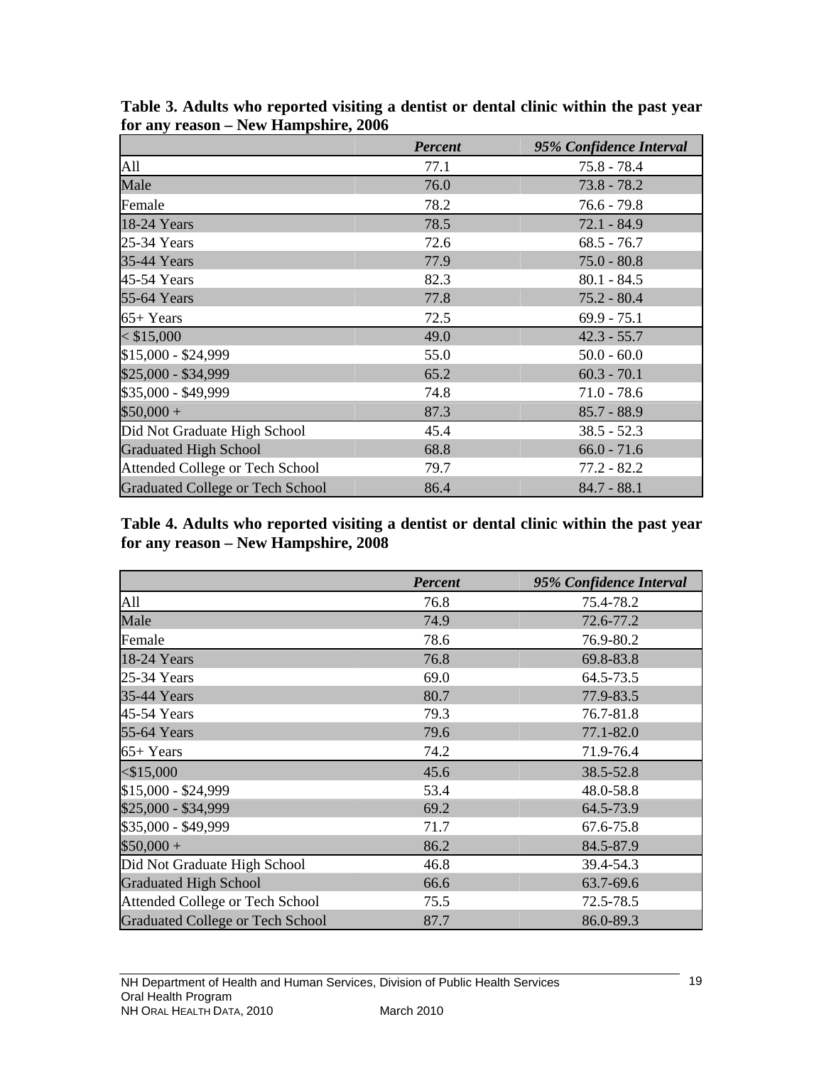**Table 3. Adults who reported visiting a dentist or dental clinic within the past year for any reason – New Hampshire, 2006**

| | *Percent* | *95% Confidence Interval* |
|---|---|---|
| All | 77.1 | 75.8 - 78.4 |
| Male | 76.0 | 73.8 - 78.2 |
| Female | 78.2 | 76.6 - 79.8 |
| 18-24 Years | 78.5 | 72.1 - 84.9 |
| 25-34 Years | 72.6 | 68.5 - 76.7 |
| 35-44 Years | 77.9 | 75.0 - 80.8 |
| 45-54 Years | 82.3 | 80.1 - 84.5 |
| 55-64 Years | 77.8 | 75.2 - 80.4 |
| 65+ Years | 72.5 | 69.9 - 75.1 |
| < $15,000 | 49.0 | 42.3 - 55.7 |
| $15,000 - $24,999 | 55.0 | 50.0 - 60.0 |
| $25,000 - $34,999 | 65.2 | 60.3 - 70.1 |
| $35,000 - $49,999 | 74.8 | 71.0 - 78.6 |
| $50,000 + | 87.3 | 85.7 - 88.9 |
| Did Not Graduate High School | 45.4 | 38.5 - 52.3 |
| Graduated High School | 68.8 | 66.0 - 71.6 |
| Attended College or Tech School | 79.7 | 77.2 - 82.2 |
| Graduated College or Tech School | 86.4 | 84.7 - 88.1 |

**Table 4. Adults who reported visiting a dentist or dental clinic within the past year for any reason – New Hampshire, 2008**

| | *Percent* | *95% Confidence Interval* |
|---|---|---|
| All | 76.8 | 75.4-78.2 |
| Male | 74.9 | 72.6-77.2 |
| Female | 78.6 | 76.9-80.2 |
| 18-24 Years | 76.8 | 69.8-83.8 |
| 25-34 Years | 69.0 | 64.5-73.5 |
| 35-44 Years | 80.7 | 77.9-83.5 |
| 45-54 Years | 79.3 | 76.7-81.8 |
| 55-64 Years | 79.6 | 77.1-82.0 |
| 65+ Years | 74.2 | 71.9-76.4 |
| <$15,000 | 45.6 | 38.5-52.8 |
| $15,000 - $24,999 | 53.4 | 48.0-58.8 |
| $25,000 - $34,999 | 69.2 | 64.5-73.9 |
| $35,000 - $49,999 | 71.7 | 67.6-75.8 |
| $50,000 + | 86.2 | 84.5-87.9 |
| Did Not Graduate High School | 46.8 | 39.4-54.3 |
| Graduated High School | 66.6 | 63.7-69.6 |
| Attended College or Tech School | 75.5 | 72.5-78.5 |
| Graduated College or Tech School | 87.7 | 86.0-89.3 |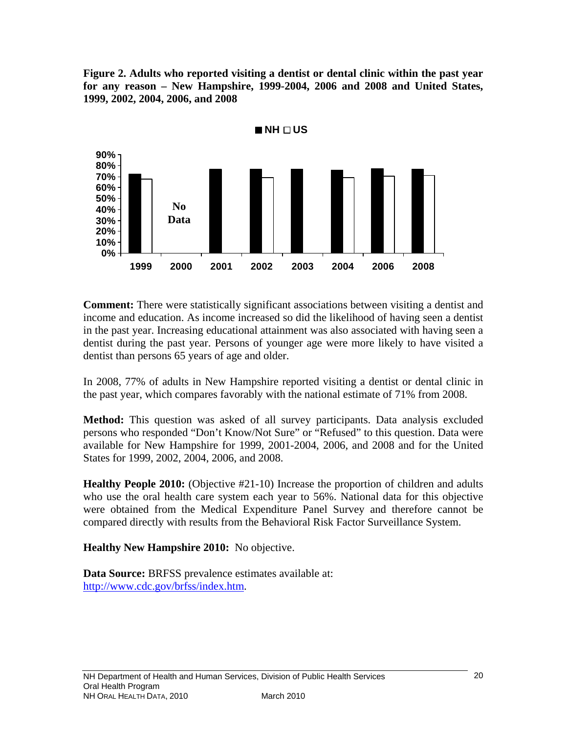**Figure 2. Adults who reported visiting a dentist or dental clinic within the past year for any reason – New Hampshire, 1999-2004, 2006 and 2008 and United States, 1999, 2002, 2004, 2006, and 2008**

**Comment:** There were statistically significant associations between visiting a dentist and income and education. As income increased so did the likelihood of having seen a dentist in the past year. Increasing educational attainment was also associated with having seen a dentist during the past year. Persons of younger age were more likely to have visited a dentist than persons 65 years of age and older.

In 2008, 77% of adults in New Hampshire reported visiting a dentist or dental clinic in the past year, which compares favorably with the national estimate of 71% from 2008.

**Method:** This question was asked of all survey participants. Data analysis excluded persons who responded "Don't Know/Not Sure" or "Refused" to this question. Data were available for New Hampshire for 1999, 2001-2004, 2006, and 2008 and for the United States for 1999, 2002, 2004, 2006, and 2008.

**Healthy People 2010:** (Objective #21-10) Increase the proportion of children and adults who use the oral health care system each year to 56%. National data for this objective were obtained from the Medical Expenditure Panel Survey and therefore cannot be compared directly with results from the Behavioral Risk Factor Surveillance System.

**Healthy New Hampshire 2010:** No objective.

**Data Source:** BRFSS prevalence estimates available at: http://www.cdc.gov/brfss/index.htm.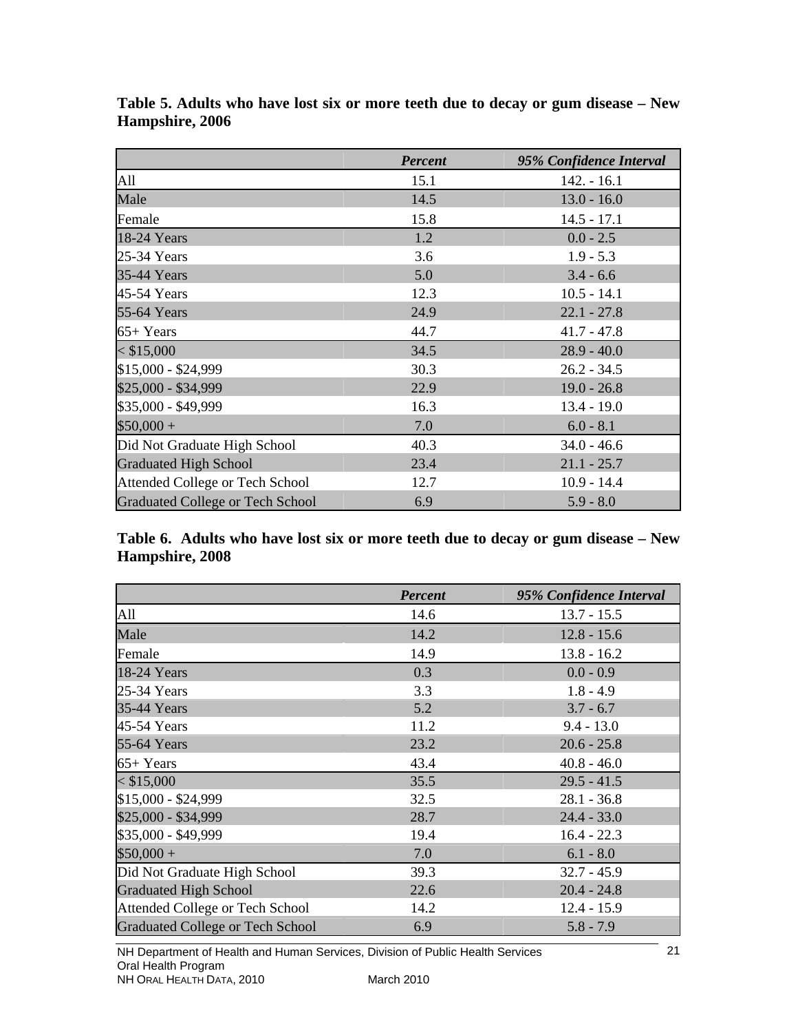**Table 5. Adults who have lost six or more teeth due to decay or gum disease – New Hampshire, 2006**

| | *Percent* | *95% Confidence Interval* |
|---|---|---|
| All | 15.1 | 142. - 16.1 |
| Male | 14.5 | 13.0 - 16.0 |
| Female | 15.8 | 14.5 - 17.1 |
| 18-24 Years | 1.2 | 0.0 - 2.5 |
| 25-34 Years | 3.6 | 1.9 - 5.3 |
| 35-44 Years | 5.0 | 3.4 - 6.6 |
| 45-54 Years | 12.3 | 10.5 - 14.1 |
| 55-64 Years | 24.9 | 22.1 - 27.8 |
| 65+ Years | 44.7 | 41.7 - 47.8 |
| < $15,000 | 34.5 | 28.9 - 40.0 |
| $15,000 - $24,999 | 30.3 | 26.2 - 34.5 |
| $25,000 - $34,999 | 22.9 | 19.0 - 26.8 |
| $35,000 - $49,999 | 16.3 | 13.4 - 19.0 |
| $50,000 + | 7.0 | 6.0 - 8.1 |
| Did Not Graduate High School | 40.3 | 34.0 - 46.6 |
| Graduated High School | 23.4 | 21.1 - 25.7 |
| Attended College or Tech School | 12.7 | 10.9 - 14.4 |
| Graduated College or Tech School | 6.9 | 5.9 - 8.0 |

**Table 6. Adults who have lost six or more teeth due to decay or gum disease – New Hampshire, 2008**

| | *Percent* | *95% Confidence Interval* |
|---|---|---|
| All | 14.6 | 13.7 - 15.5 |
| Male | 14.2 | 12.8 - 15.6 |
| Female | 14.9 | 13.8 - 16.2 |
| 18-24 Years | 0.3 | 0.0 - 0.9 |
| 25-34 Years | 3.3 | 1.8 - 4.9 |
| 35-44 Years | 5.2 | 3.7 - 6.7 |
| 45-54 Years | 11.2 | 9.4 - 13.0 |
| 55-64 Years | 23.2 | 20.6 - 25.8 |
| 65+ Years | 43.4 | 40.8 - 46.0 |
| < $15,000 | 35.5 | 29.5 - 41.5 |
| $15,000 - $24,999 | 32.5 | 28.1 - 36.8 |
| $25,000 - $34,999 | 28.7 | 24.4 - 33.0 |
| $35,000 - $49,999 | 19.4 | 16.4 - 22.3 |
| $50,000 + | 7.0 | 6.1 - 8.0 |
| Did Not Graduate High School | 39.3 | 32.7 - 45.9 |
| Graduated High School | 22.6 | 20.4 - 24.8 |
| Attended College or Tech School | 14.2 | 12.4 - 15.9 |
| Graduated College or Tech School | 6.9 | 5.8 - 7.9 |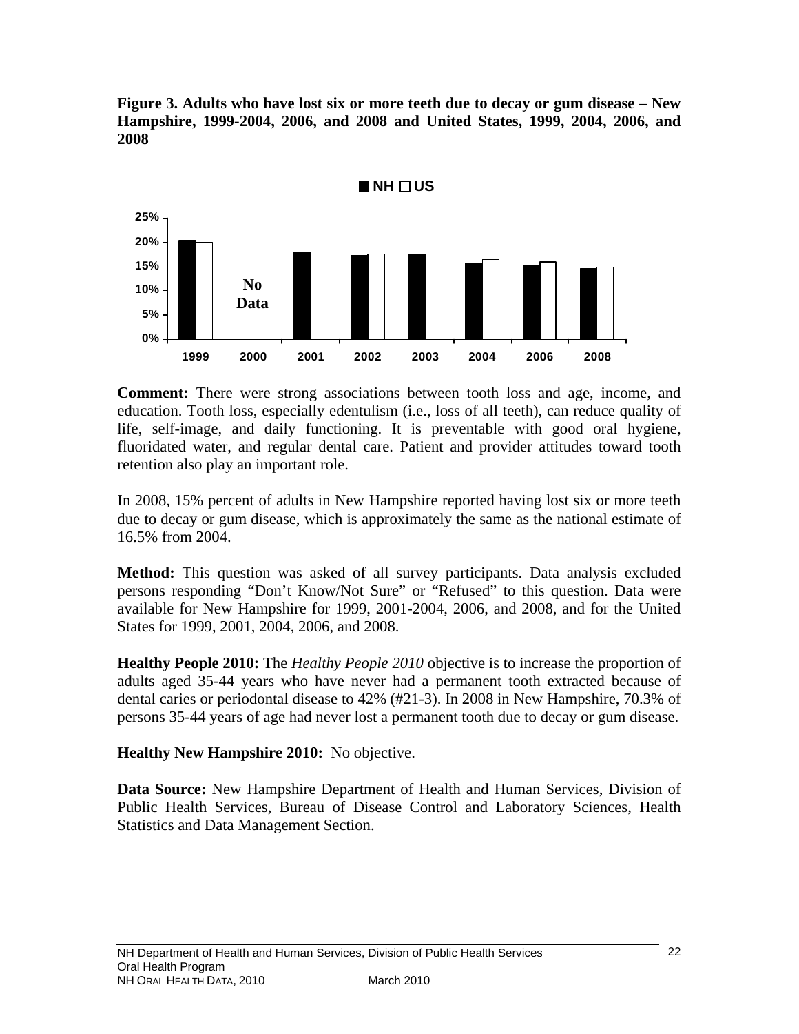**Figure 3. Adults who have lost six or more teeth due to decay or gum disease – New Hampshire, 1999-2004, 2006, and 2008 and United States, 1999, 2004, 2006, and 2008**

■ NH □ US

25%
20%
15%
10%
5%
0%

No Data

1999 2000 2001 2002 2003 2004 2006 2008

**Comment:** There were strong associations between tooth loss and age, income, and education. Tooth loss, especially edentulism (i.e., loss of all teeth), can reduce quality of life, self-image, and daily functioning. It is preventable with good oral hygiene, fluoridated water, and regular dental care. Patient and provider attitudes toward tooth retention also play an important role.

In 2008, 15% percent of adults in New Hampshire reported having lost six or more teeth due to decay or gum disease, which is approximately the same as the national estimate of 16.5% from 2004.

**Method:** This question was asked of all survey participants. Data analysis excluded persons responding "Don't Know/Not Sure" or "Refused" to this question. Data were available for New Hampshire for 1999, 2001-2004, 2006, and 2008, and for the United States for 1999, 2001, 2004, 2006, and 2008.

**Healthy People 2010:** The *Healthy People 2010* objective is to increase the proportion of adults aged 35-44 years who have never had a permanent tooth extracted because of dental caries or periodontal disease to 42% (#21-3). In 2008 in New Hampshire, 70.3% of persons 35-44 years of age had never lost a permanent tooth due to decay or gum disease.

**Healthy New Hampshire 2010:** No objective.

**Data Source:** New Hampshire Department of Health and Human Services, Division of Public Health Services, Bureau of Disease Control and Laboratory Sciences, Health Statistics and Data Management Section.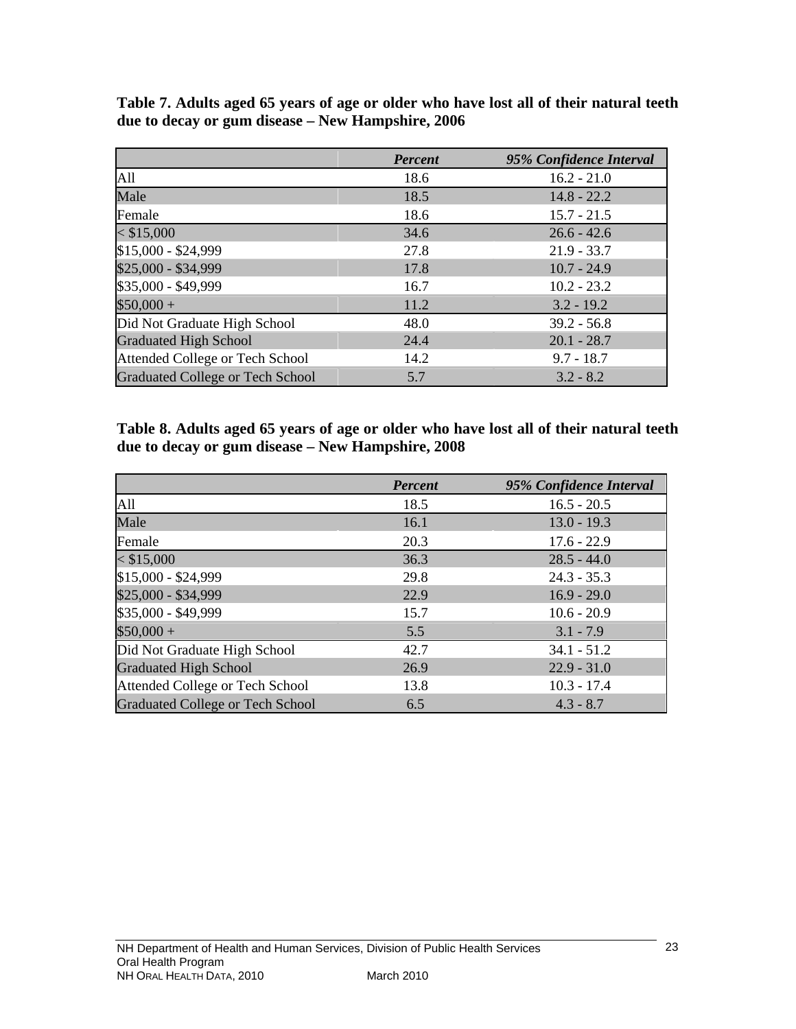**Table 7. Adults aged 65 years of age or older who have lost all of their natural teeth due to decay or gum disease – New Hampshire, 2006**

| | *Percent* | *95% Confidence Interval* |
|---|---|---|
| All | 18.6 | 16.2 - 21.0 |
| Male | 18.5 | 14.8 - 22.2 |
| Female | 18.6 | 15.7 - 21.5 |
| < $15,000 | 34.6 | 26.6 - 42.6 |
| $15,000 - $24,999 | 27.8 | 21.9 - 33.7 |
| $25,000 - $34,999 | 17.8 | 10.7 - 24.9 |
| $35,000 - $49,999 | 16.7 | 10.2 - 23.2 |
| $50,000 + | 11.2 | 3.2 - 19.2 |
| Did Not Graduate High School | 48.0 | 39.2 - 56.8 |
| Graduated High School | 24.4 | 20.1 - 28.7 |
| Attended College or Tech School | 14.2 | 9.7 - 18.7 |
| Graduated College or Tech School | 5.7 | 3.2 - 8.2 |

**Table 8. Adults aged 65 years of age or older who have lost all of their natural teeth due to decay or gum disease – New Hampshire, 2008**

| | *Percent* | *95% Confidence Interval* |
|---|---|---|
| All | 18.5 | 16.5 - 20.5 |
| Male | 16.1 | 13.0 - 19.3 |
| Female | 20.3 | 17.6 - 22.9 |
| < $15,000 | 36.3 | 28.5 - 44.0 |
| $15,000 - $24,999 | 29.8 | 24.3 - 35.3 |
| $25,000 - $34,999 | 22.9 | 16.9 - 29.0 |
| $35,000 - $49,999 | 15.7 | 10.6 - 20.9 |
| $50,000 + | 5.5 | 3.1 - 7.9 |
| Did Not Graduate High School | 42.7 | 34.1 - 51.2 |
| Graduated High School | 26.9 | 22.9 - 31.0 |
| Attended College or Tech School | 13.8 | 10.3 - 17.4 |
| Graduated College or Tech School | 6.5 | 4.3 - 8.7 |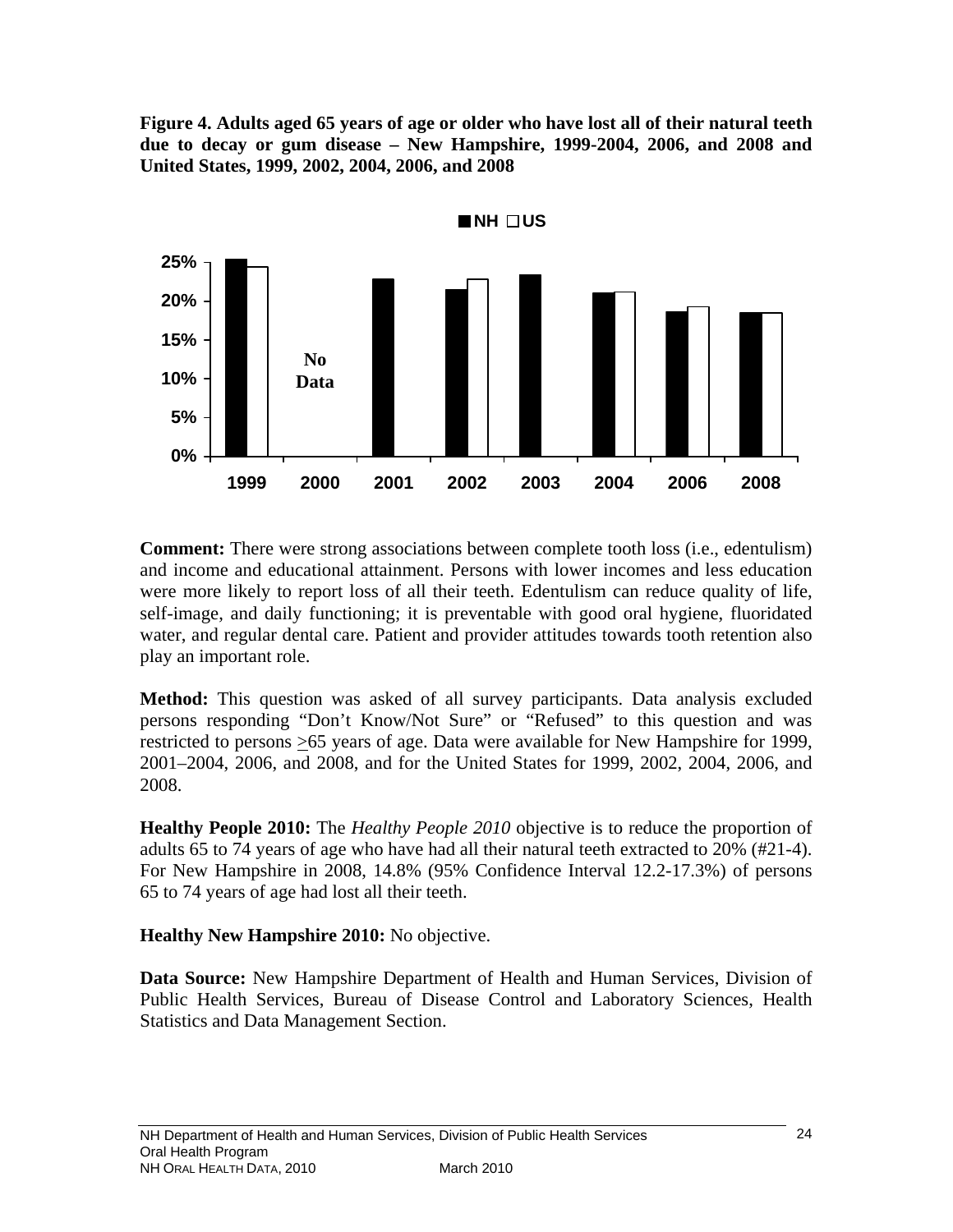**Figure 4. Adults aged 65 years of age or older who have lost all of their natural teeth due to decay or gum disease – New Hampshire, 1999-2004, 2006, and 2008 and United States, 1999, 2002, 2004, 2006, and 2008**

**Comment:** There were strong associations between complete tooth loss (i.e., edentulism) and income and educational attainment. Persons with lower incomes and less education were more likely to report loss of all their teeth. Edentulism can reduce quality of life, self-image, and daily functioning; it is preventable with good oral hygiene, fluoridated water, and regular dental care. Patient and provider attitudes towards tooth retention also play an important role.

**Method:** This question was asked of all survey participants. Data analysis excluded persons responding "Don't Know/Not Sure" or "Refused" to this question and was restricted to persons ≥65 years of age. Data were available for New Hampshire for 1999, 2001–2004, 2006, and 2008, and for the United States for 1999, 2002, 2004, 2006, and 2008.

**Healthy People 2010:** The *Healthy People 2010* objective is to reduce the proportion of adults 65 to 74 years of age who have had all their natural teeth extracted to 20% (#21-4). For New Hampshire in 2008, 14.8% (95% Confidence Interval 12.2-17.3%) of persons 65 to 74 years of age had lost all their teeth.

**Healthy New Hampshire 2010:** No objective.

**Data Source:** New Hampshire Department of Health and Human Services, Division of Public Health Services, Bureau of Disease Control and Laboratory Sciences, Health Statistics and Data Management Section.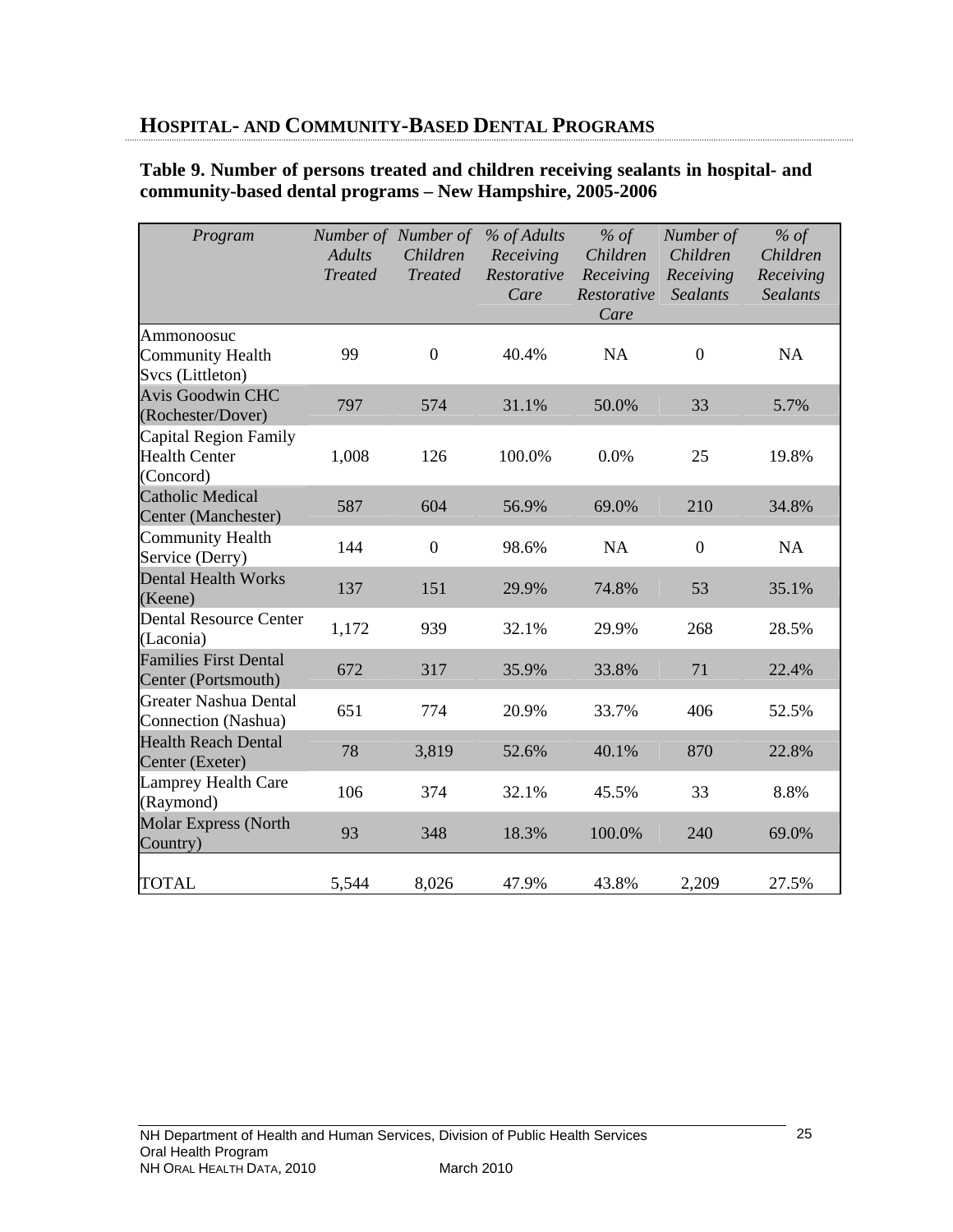## HOSPITAL- AND COMMUNITY-BASED DENTAL PROGRAMS

**Table 9. Number of persons treated and children receiving sealants in hospital- and community-based dental programs – New Hampshire, 2005-2006**

| *Program* | *Number of Adults Treated* | *Number of Children Treated* | *% of Adults Receiving Restorative Care* | *% of Children Receiving Restorative Care* | *Number of Children Receiving Sealants* | *% of Children Receiving Sealants* |
|---|---|---|---|---|---|---|
| Ammonoosuc Community Health Svcs (Littleton) | 99 | 0 | 40.4% | NA | 0 | NA |
| Avis Goodwin CHC (Rochester/Dover) | 797 | 574 | 31.1% | 50.0% | 33 | 5.7% |
| Capital Region Family Health Center (Concord) | 1,008 | 126 | 100.0% | 0.0% | 25 | 19.8% |
| Catholic Medical Center (Manchester) | 587 | 604 | 56.9% | 69.0% | 210 | 34.8% |
| Community Health Service (Derry) | 144 | 0 | 98.6% | NA | 0 | NA |
| Dental Health Works (Keene) | 137 | 151 | 29.9% | 74.8% | 53 | 35.1% |
| Dental Resource Center (Laconia) | 1,172 | 939 | 32.1% | 29.9% | 268 | 28.5% |
| Families First Dental Center (Portsmouth) | 672 | 317 | 35.9% | 33.8% | 71 | 22.4% |
| Greater Nashua Dental Connection (Nashua) | 651 | 774 | 20.9% | 33.7% | 406 | 52.5% |
| Health Reach Dental Center (Exeter) | 78 | 3,819 | 52.6% | 40.1% | 870 | 22.8% |
| Lamprey Health Care (Raymond) | 106 | 374 | 32.1% | 45.5% | 33 | 8.8% |
| Molar Express (North Country) | 93 | 348 | 18.3% | 100.0% | 240 | 69.0% |
| TOTAL | 5,544 | 8,026 | 47.9% | 43.8% | 2,209 | 27.5% |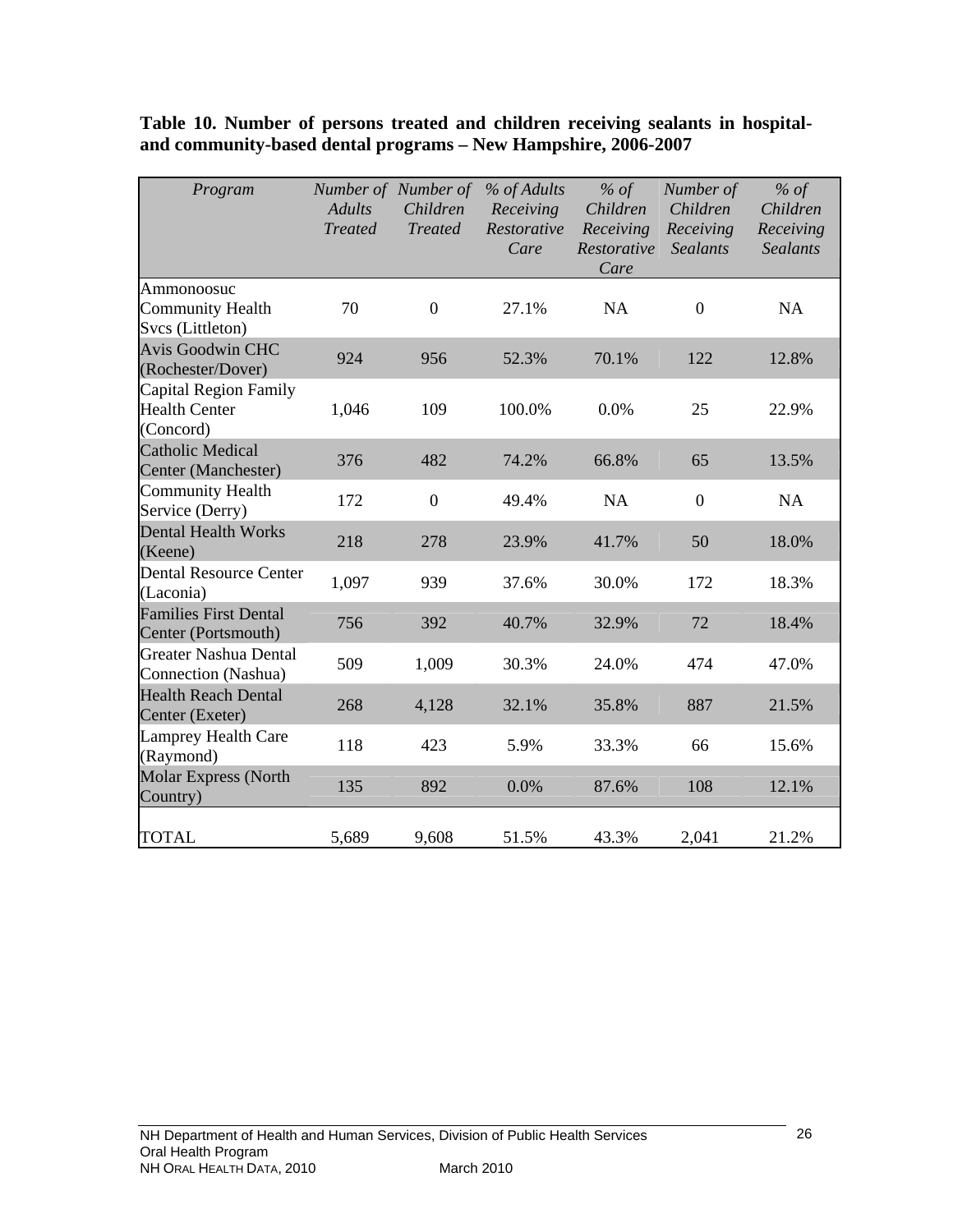**Table 10. Number of persons treated and children receiving sealants in hospital- and community-based dental programs – New Hampshire, 2006-2007**

| *Program* | *Number of Adults Treated* | *Number of Children Treated* | *% of Adults Receiving Restorative Care* | *% of Children Receiving Restorative Care* | *Number of Children Receiving Sealants* | *% of Children Receiving Sealants* |
|---|---|---|---|---|---|---|
| Ammonoosuc Community Health Svcs (Littleton) | 70 | 0 | 27.1% | NA | 0 | NA |
| Avis Goodwin CHC (Rochester/Dover) | 924 | 956 | 52.3% | 70.1% | 122 | 12.8% |
| Capital Region Family Health Center (Concord) | 1,046 | 109 | 100.0% | 0.0% | 25 | 22.9% |
| Catholic Medical Center (Manchester) | 376 | 482 | 74.2% | 66.8% | 65 | 13.5% |
| Community Health Service (Derry) | 172 | 0 | 49.4% | NA | 0 | NA |
| Dental Health Works (Keene) | 218 | 278 | 23.9% | 41.7% | 50 | 18.0% |
| Dental Resource Center (Laconia) | 1,097 | 939 | 37.6% | 30.0% | 172 | 18.3% |
| Families First Dental Center (Portsmouth) | 756 | 392 | 40.7% | 32.9% | 72 | 18.4% |
| Greater Nashua Dental Connection (Nashua) | 509 | 1,009 | 30.3% | 24.0% | 474 | 47.0% |
| Health Reach Dental Center (Exeter) | 268 | 4,128 | 32.1% | 35.8% | 887 | 21.5% |
| Lamprey Health Care (Raymond) | 118 | 423 | 5.9% | 33.3% | 66 | 15.6% |
| Molar Express (North Country) | 135 | 892 | 0.0% | 87.6% | 108 | 12.1% |
| TOTAL | 5,689 | 9,608 | 51.5% | 43.3% | 2,041 | 21.2% |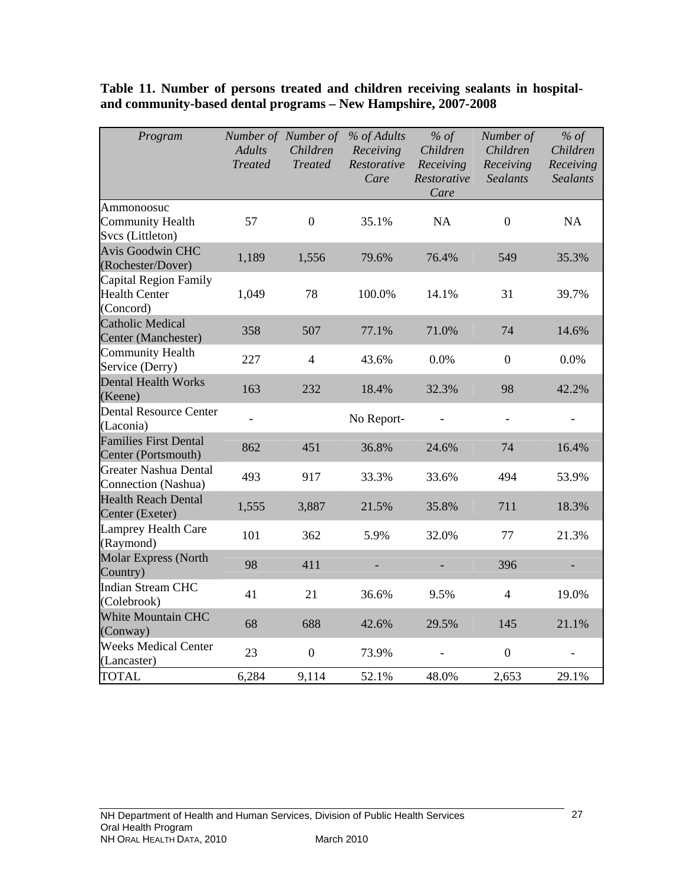**Table 11. Number of persons treated and children receiving sealants in hospital- and community-based dental programs – New Hampshire, 2007-2008**

| *Program* | *Number of Adults Treated* | *Number of Children Treated* | *% of Adults Receiving Restorative Care* | *% of Children Receiving Restorative Care* | *Number of Children Receiving Sealants* | *% of Children Receiving Sealants* |
|---|---|---|---|---|---|---|
| Ammonoosuc Community Health Svcs (Littleton) | 57 | 0 | 35.1% | NA | 0 | NA |
| Avis Goodwin CHC (Rochester/Dover) | 1,189 | 1,556 | 79.6% | 76.4% | 549 | 35.3% |
| Capital Region Family Health Center (Concord) | 1,049 | 78 | 100.0% | 14.1% | 31 | 39.7% |
| Catholic Medical Center (Manchester) | 358 | 507 | 77.1% | 71.0% | 74 | 14.6% |
| Community Health Service (Derry) | 227 | 4 | 43.6% | 0.0% | 0 | 0.0% |
| Dental Health Works (Keene) | 163 | 232 | 18.4% | 32.3% | 98 | 42.2% |
| Dental Resource Center (Laconia) | - | | No Report- | - | - | - |
| Families First Dental Center (Portsmouth) | 862 | 451 | 36.8% | 24.6% | 74 | 16.4% |
| Greater Nashua Dental Connection (Nashua) | 493 | 917 | 33.3% | 33.6% | 494 | 53.9% |
| Health Reach Dental Center (Exeter) | 1,555 | 3,887 | 21.5% | 35.8% | 711 | 18.3% |
| Lamprey Health Care (Raymond) | 101 | 362 | 5.9% | 32.0% | 77 | 21.3% |
| Molar Express (North Country) | 98 | 411 | - | - | 396 | - |
| Indian Stream CHC (Colebrook) | 41 | 21 | 36.6% | 9.5% | 4 | 19.0% |
| White Mountain CHC (Conway) | 68 | 688 | 42.6% | 29.5% | 145 | 21.1% |
| Weeks Medical Center (Lancaster) | 23 | 0 | 73.9% | - | 0 | - |
| TOTAL | 6,284 | 9,114 | 52.1% | 48.0% | 2,653 | 29.1% |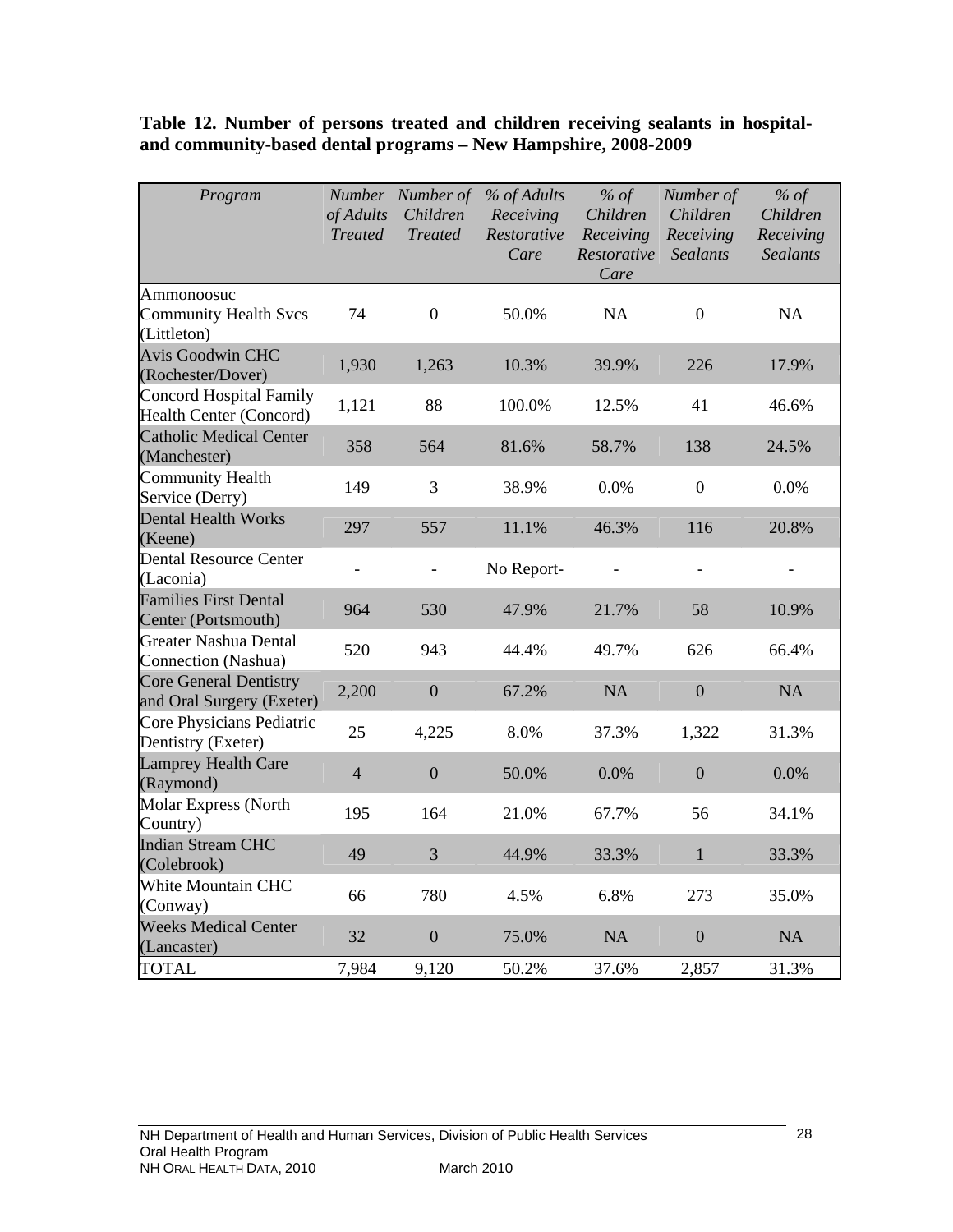**Table 12. Number of persons treated and children receiving sealants in hospital- and community-based dental programs – New Hampshire, 2008-2009**

| *Program* | *Number of Adults Treated* | *Number of Children Treated* | *% of Adults Receiving Restorative Care* | *% of Children Receiving Restorative Care* | *Number of Children Receiving Sealants* | *% of Children Receiving Sealants* |
|---|---|---|---|---|---|---|
| Ammonoosuc Community Health Svcs (Littleton) | 74 | 0 | 50.0% | NA | 0 | NA |
| Avis Goodwin CHC (Rochester/Dover) | 1,930 | 1,263 | 10.3% | 39.9% | 226 | 17.9% |
| Concord Hospital Family Health Center (Concord) | 1,121 | 88 | 100.0% | 12.5% | 41 | 46.6% |
| Catholic Medical Center (Manchester) | 358 | 564 | 81.6% | 58.7% | 138 | 24.5% |
| Community Health Service (Derry) | 149 | 3 | 38.9% | 0.0% | 0 | 0.0% |
| Dental Health Works (Keene) | 297 | 557 | 11.1% | 46.3% | 116 | 20.8% |
| Dental Resource Center (Laconia) | - | - | No Report- | - | - | - |
| Families First Dental Center (Portsmouth) | 964 | 530 | 47.9% | 21.7% | 58 | 10.9% |
| Greater Nashua Dental Connection (Nashua) | 520 | 943 | 44.4% | 49.7% | 626 | 66.4% |
| Core General Dentistry and Oral Surgery (Exeter) | 2,200 | 0 | 67.2% | NA | 0 | NA |
| Core Physicians Pediatric Dentistry (Exeter) | 25 | 4,225 | 8.0% | 37.3% | 1,322 | 31.3% |
| Lamprey Health Care (Raymond) | 4 | 0 | 50.0% | 0.0% | 0 | 0.0% |
| Molar Express (North Country) | 195 | 164 | 21.0% | 67.7% | 56 | 34.1% |
| Indian Stream CHC (Colebrook) | 49 | 3 | 44.9% | 33.3% | 1 | 33.3% |
| White Mountain CHC (Conway) | 66 | 780 | 4.5% | 6.8% | 273 | 35.0% |
| Weeks Medical Center (Lancaster) | 32 | 0 | 75.0% | NA | 0 | NA |
| TOTAL | 7,984 | 9,120 | 50.2% | 37.6% | 2,857 | 31.3% |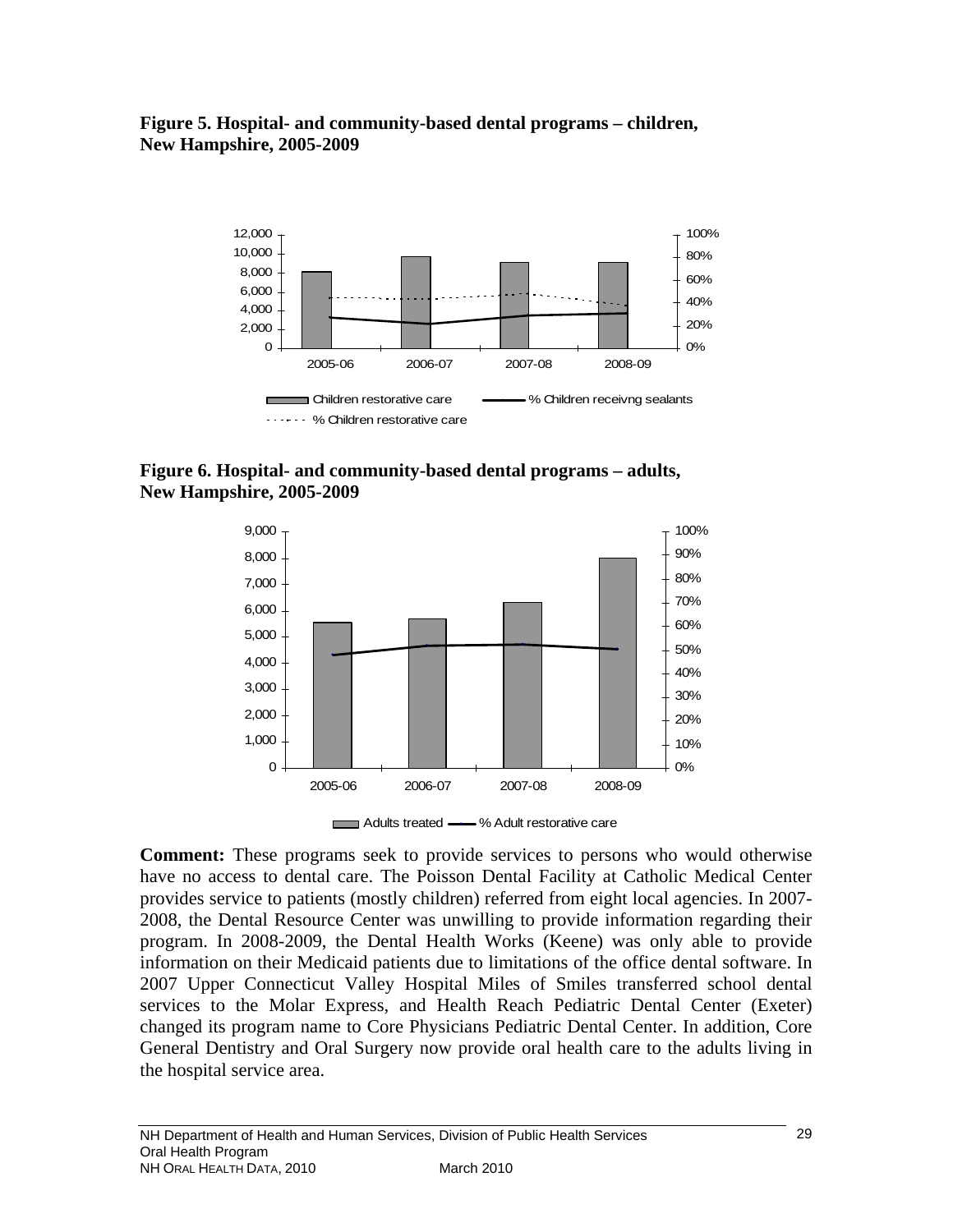**Figure 5. Hospital- and community-based dental programs – children, New Hampshire, 2005-2009**

**Figure 6. Hospital- and community-based dental programs – adults, New Hampshire, 2005-2009**

**Comment:** These programs seek to provide services to persons who would otherwise have no access to dental care. The Poisson Dental Facility at Catholic Medical Center provides service to patients (mostly children) referred from eight local agencies. In 2007-2008, the Dental Resource Center was unwilling to provide information regarding their program. In 2008-2009, the Dental Health Works (Keene) was only able to provide information on their Medicaid patients due to limitations of the office dental software. In 2007 Upper Connecticut Valley Hospital Miles of Smiles transferred school dental services to the Molar Express, and Health Reach Pediatric Dental Center (Exeter) changed its program name to Core Physicians Pediatric Dental Center. In addition, Core General Dentistry and Oral Surgery now provide oral health care to the adults living in the hospital service area.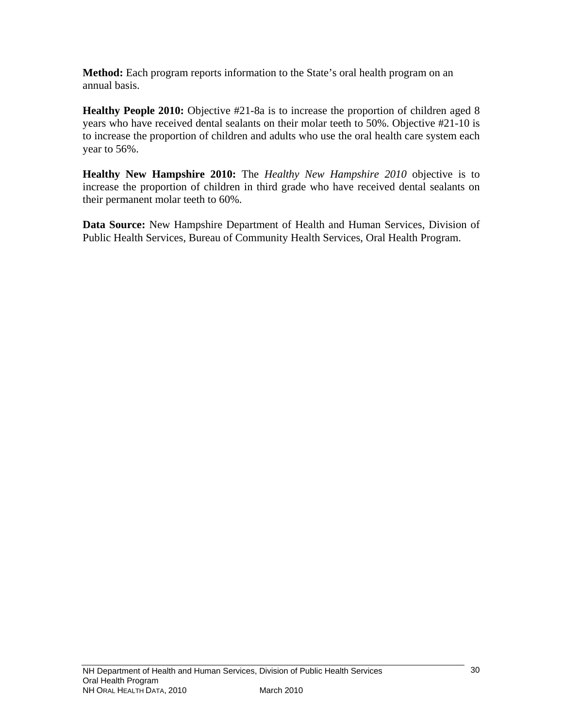**Method:** Each program reports information to the State's oral health program on an annual basis.

**Healthy People 2010:** Objective #21-8a is to increase the proportion of children aged 8 years who have received dental sealants on their molar teeth to 50%. Objective #21-10 is to increase the proportion of children and adults who use the oral health care system each year to 56%.

**Healthy New Hampshire 2010:** The *Healthy New Hampshire 2010* objective is to increase the proportion of children in third grade who have received dental sealants on their permanent molar teeth to 60%.

**Data Source:** New Hampshire Department of Health and Human Services, Division of Public Health Services, Bureau of Community Health Services, Oral Health Program.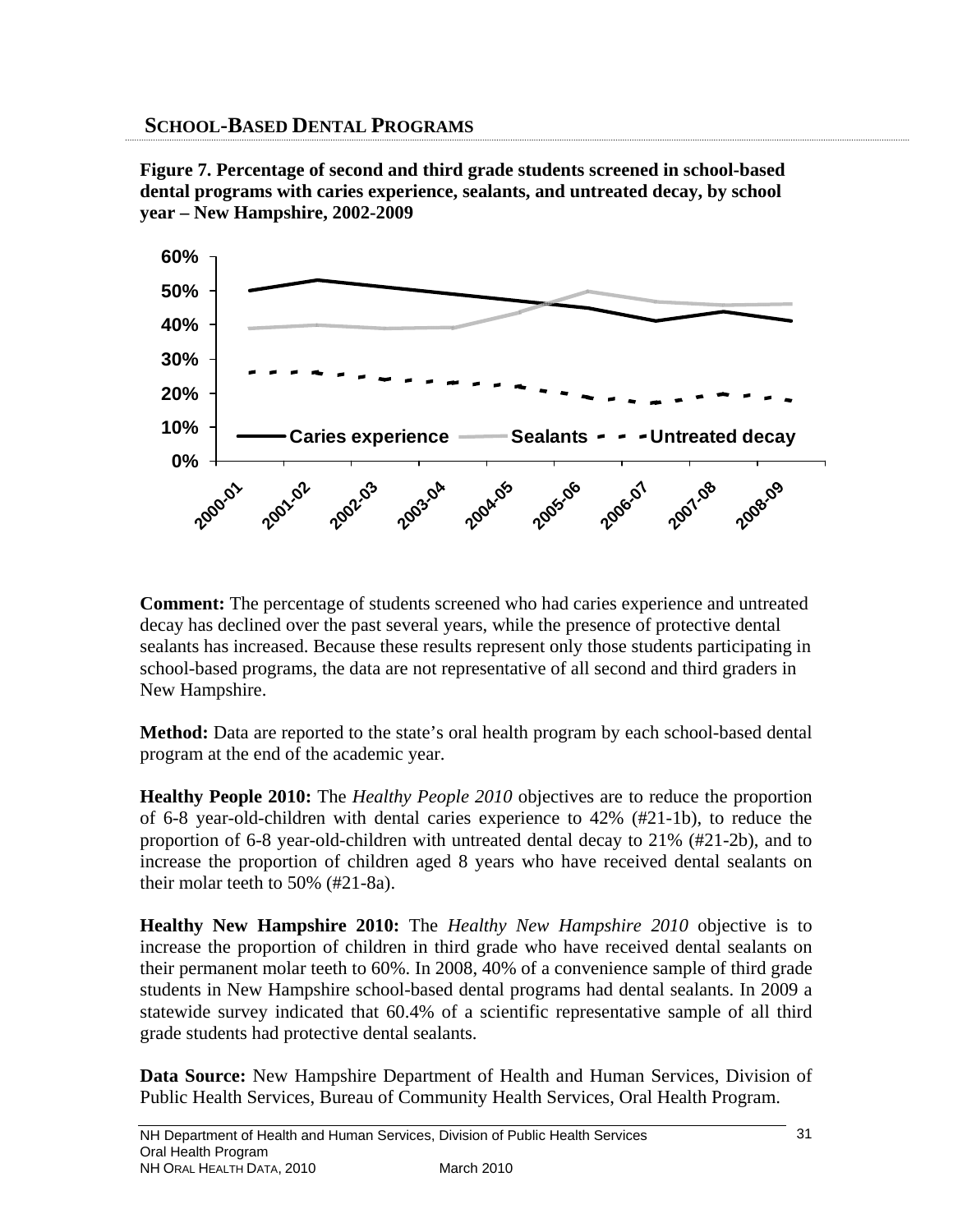## School-Based Dental Programs

**Figure 7. Percentage of second and third grade students screened in school-based dental programs with caries experience, sealants, and untreated decay, by school year – New Hampshire, 2002-2009**

**Comment:** The percentage of students screened who had caries experience and untreated decay has declined over the past several years, while the presence of protective dental sealants has increased. Because these results represent only those students participating in school-based programs, the data are not representative of all second and third graders in New Hampshire.

**Method:** Data are reported to the state's oral health program by each school-based dental program at the end of the academic year.

**Healthy People 2010:** The *Healthy People 2010* objectives are to reduce the proportion of 6-8 year-old-children with dental caries experience to 42% (#21-1b), to reduce the proportion of 6-8 year-old-children with untreated dental decay to 21% (#21-2b), and to increase the proportion of children aged 8 years who have received dental sealants on their molar teeth to 50% (#21-8a).

**Healthy New Hampshire 2010:** The *Healthy New Hampshire 2010* objective is to increase the proportion of children in third grade who have received dental sealants on their permanent molar teeth to 60%. In 2008, 40% of a convenience sample of third grade students in New Hampshire school-based dental programs had dental sealants. In 2009 a statewide survey indicated that 60.4% of a scientific representative sample of all third grade students had protective dental sealants.

**Data Source:** New Hampshire Department of Health and Human Services, Division of Public Health Services, Bureau of Community Health Services, Oral Health Program.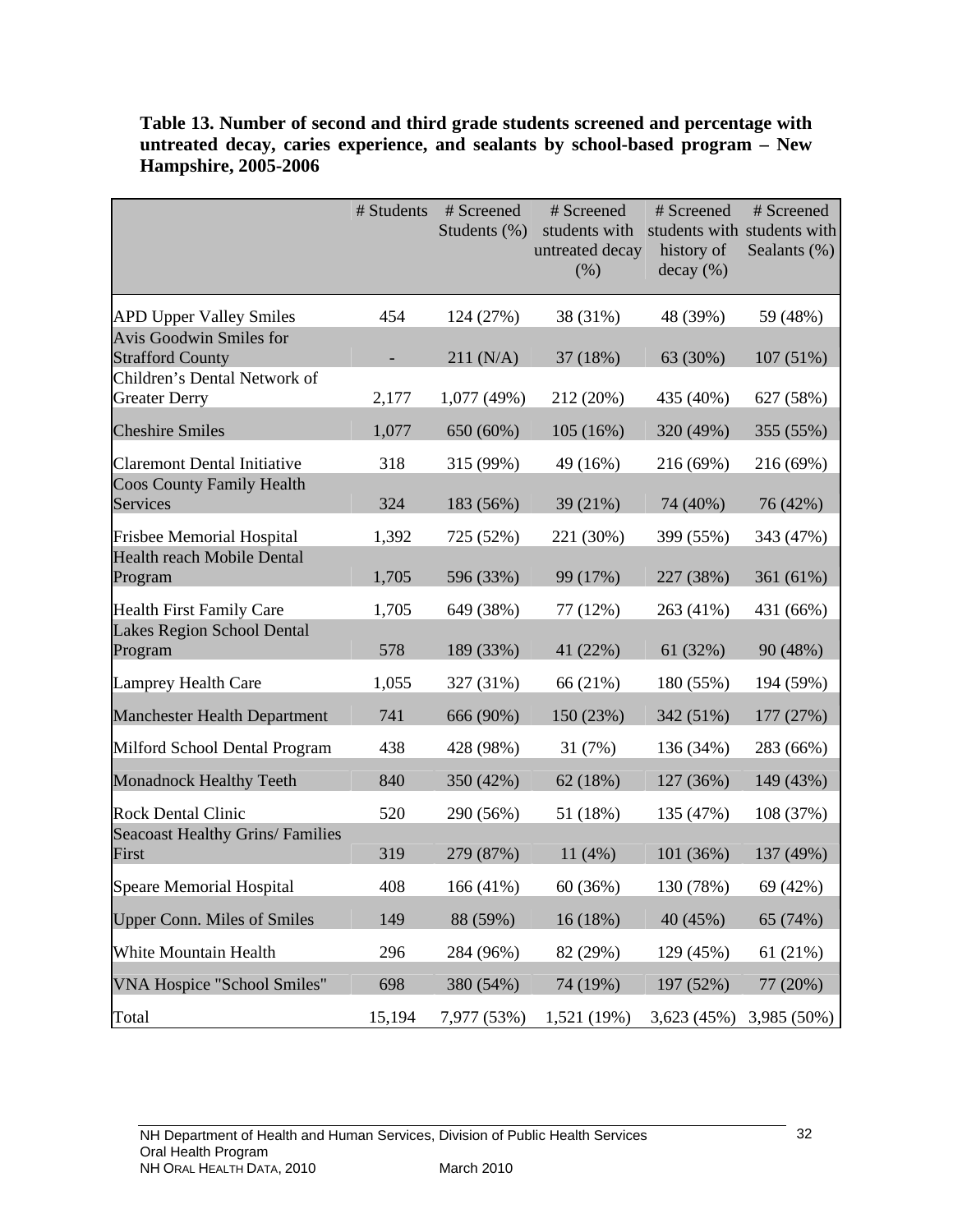**Table 13. Number of second and third grade students screened and percentage with untreated decay, caries experience, and sealants by school-based program – New Hampshire, 2005-2006**

| | # Students | # Screened Students (%) | # Screened students with untreated decay (%) | # Screened students with history of decay (%) | # Screened students with Sealants (%) |
|---|---|---|---|---|---|
| APD Upper Valley Smiles | 454 | 124 (27%) | 38 (31%) | 48 (39%) | 59 (48%) |
| Avis Goodwin Smiles for Strafford County | - | 211 (N/A) | 37 (18%) | 63 (30%) | 107 (51%) |
| Children's Dental Network of Greater Derry | 2,177 | 1,077 (49%) | 212 (20%) | 435 (40%) | 627 (58%) |
| Cheshire Smiles | 1,077 | 650 (60%) | 105 (16%) | 320 (49%) | 355 (55%) |
| Claremont Dental Initiative | 318 | 315 (99%) | 49 (16%) | 216 (69%) | 216 (69%) |
| Coos County Family Health Services | 324 | 183 (56%) | 39 (21%) | 74 (40%) | 76 (42%) |
| Frisbee Memorial Hospital | 1,392 | 725 (52%) | 221 (30%) | 399 (55%) | 343 (47%) |
| Health reach Mobile Dental Program | 1,705 | 596 (33%) | 99 (17%) | 227 (38%) | 361 (61%) |
| Health First Family Care | 1,705 | 649 (38%) | 77 (12%) | 263 (41%) | 431 (66%) |
| Lakes Region School Dental Program | 578 | 189 (33%) | 41 (22%) | 61 (32%) | 90 (48%) |
| Lamprey Health Care | 1,055 | 327 (31%) | 66 (21%) | 180 (55%) | 194 (59%) |
| Manchester Health Department | 741 | 666 (90%) | 150 (23%) | 342 (51%) | 177 (27%) |
| Milford School Dental Program | 438 | 428 (98%) | 31 (7%) | 136 (34%) | 283 (66%) |
| Monadnock Healthy Teeth | 840 | 350 (42%) | 62 (18%) | 127 (36%) | 149 (43%) |
| Rock Dental Clinic | 520 | 290 (56%) | 51 (18%) | 135 (47%) | 108 (37%) |
| Seacoast Healthy Grins/ Families First | 319 | 279 (87%) | 11 (4%) | 101 (36%) | 137 (49%) |
| Speare Memorial Hospital | 408 | 166 (41%) | 60 (36%) | 130 (78%) | 69 (42%) |
| Upper Conn. Miles of Smiles | 149 | 88 (59%) | 16 (18%) | 40 (45%) | 65 (74%) |
| White Mountain Health | 296 | 284 (96%) | 82 (29%) | 129 (45%) | 61 (21%) |
| VNA Hospice "School Smiles" | 698 | 380 (54%) | 74 (19%) | 197 (52%) | 77 (20%) |
| Total | 15,194 | 7,977 (53%) | 1,521 (19%) | 3,623 (45%) | 3,985 (50%) |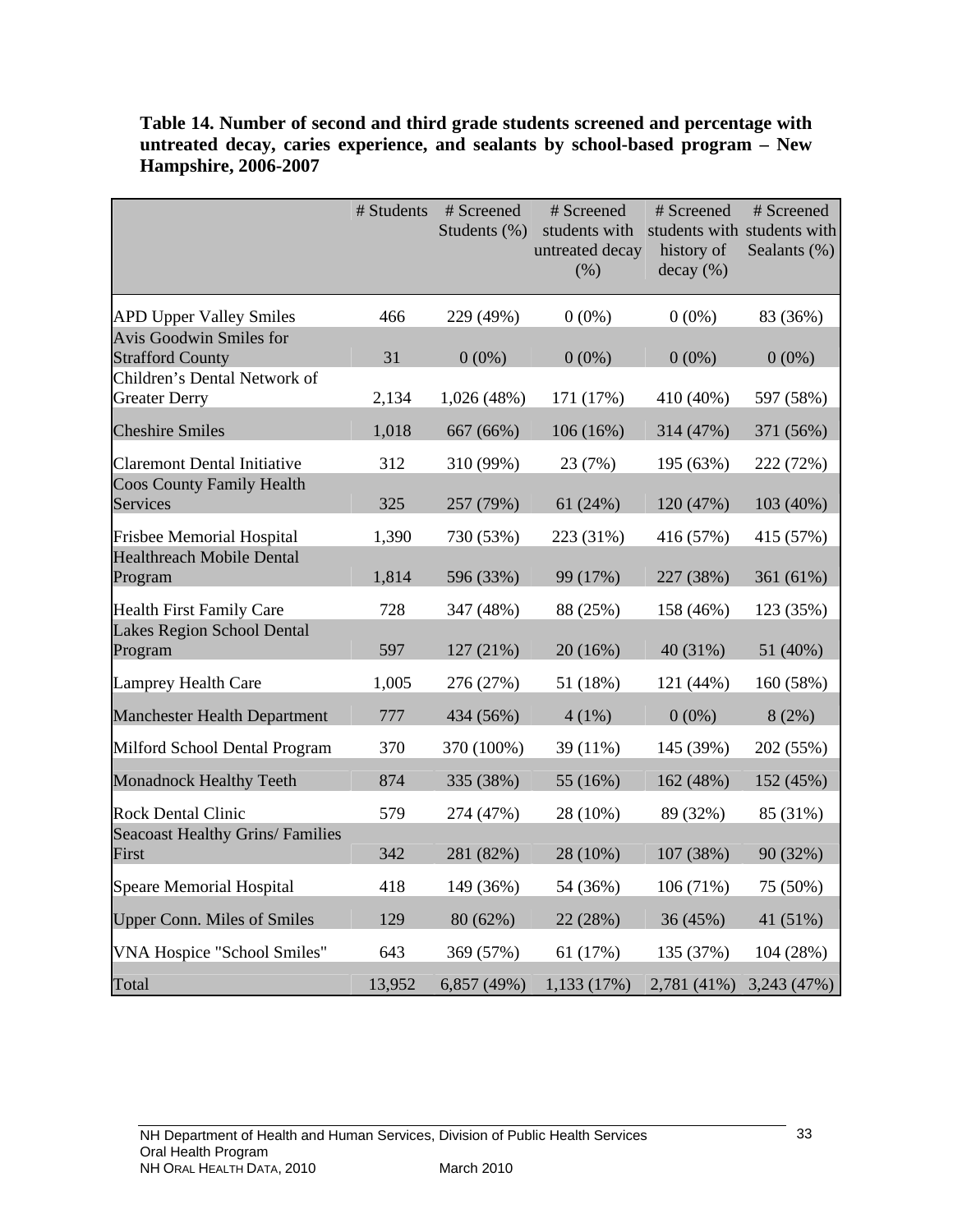**Table 14. Number of second and third grade students screened and percentage with untreated decay, caries experience, and sealants by school-based program – New Hampshire, 2006-2007**

| | # Students | # Screened Students (%) | # Screened students with untreated decay (%) | # Screened students with history of decay (%) | # Screened students with Sealants (%) |
|---|---|---|---|---|---|
| APD Upper Valley Smiles | 466 | 229 (49%) | 0 (0%) | 0 (0%) | 83 (36%) |
| Avis Goodwin Smiles for Strafford County | 31 | 0 (0%) | 0 (0%) | 0 (0%) | 0 (0%) |
| Children's Dental Network of Greater Derry | 2,134 | 1,026 (48%) | 171 (17%) | 410 (40%) | 597 (58%) |
| Cheshire Smiles | 1,018 | 667 (66%) | 106 (16%) | 314 (47%) | 371 (56%) |
| Claremont Dental Initiative | 312 | 310 (99%) | 23 (7%) | 195 (63%) | 222 (72%) |
| Coos County Family Health Services | 325 | 257 (79%) | 61 (24%) | 120 (47%) | 103 (40%) |
| Frisbee Memorial Hospital | 1,390 | 730 (53%) | 223 (31%) | 416 (57%) | 415 (57%) |
| Healthreach Mobile Dental Program | 1,814 | 596 (33%) | 99 (17%) | 227 (38%) | 361 (61%) |
| Health First Family Care | 728 | 347 (48%) | 88 (25%) | 158 (46%) | 123 (35%) |
| Lakes Region School Dental Program | 597 | 127 (21%) | 20 (16%) | 40 (31%) | 51 (40%) |
| Lamprey Health Care | 1,005 | 276 (27%) | 51 (18%) | 121 (44%) | 160 (58%) |
| Manchester Health Department | 777 | 434 (56%) | 4 (1%) | 0 (0%) | 8 (2%) |
| Milford School Dental Program | 370 | 370 (100%) | 39 (11%) | 145 (39%) | 202 (55%) |
| Monadnock Healthy Teeth | 874 | 335 (38%) | 55 (16%) | 162 (48%) | 152 (45%) |
| Rock Dental Clinic | 579 | 274 (47%) | 28 (10%) | 89 (32%) | 85 (31%) |
| Seacoast Healthy Grins/ Families First | 342 | 281 (82%) | 28 (10%) | 107 (38%) | 90 (32%) |
| Speare Memorial Hospital | 418 | 149 (36%) | 54 (36%) | 106 (71%) | 75 (50%) |
| Upper Conn. Miles of Smiles | 129 | 80 (62%) | 22 (28%) | 36 (45%) | 41 (51%) |
| VNA Hospice "School Smiles" | 643 | 369 (57%) | 61 (17%) | 135 (37%) | 104 (28%) |
| Total | 13,952 | 6,857 (49%) | 1,133 (17%) | 2,781 (41%) | 3,243 (47%) |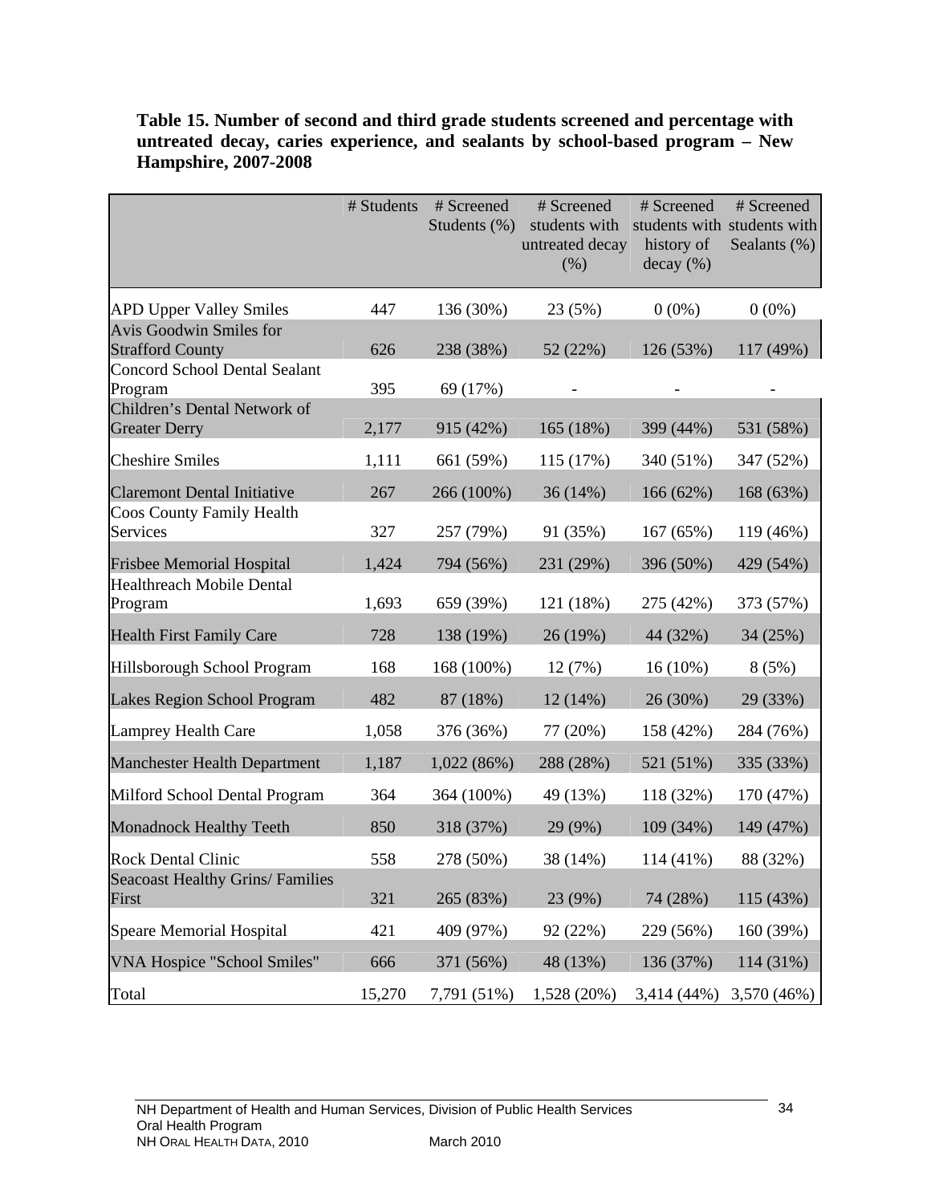**Table 15. Number of second and third grade students screened and percentage with untreated decay, caries experience, and sealants by school-based program – New Hampshire, 2007-2008**

| | # Students | # Screened Students (%) | # Screened students with untreated decay (%) | # Screened students with history of decay (%) | # Screened students with Sealants (%) |
|---|---|---|---|---|---|
| APD Upper Valley Smiles | 447 | 136 (30%) | 23 (5%) | 0 (0%) | 0 (0%) |
| Avis Goodwin Smiles for Strafford County | 626 | 238 (38%) | 52 (22%) | 126 (53%) | 117 (49%) |
| Concord School Dental Sealant Program | 395 | 69 (17%) | - | - | - |
| Children's Dental Network of Greater Derry | 2,177 | 915 (42%) | 165 (18%) | 399 (44%) | 531 (58%) |
| Cheshire Smiles | 1,111 | 661 (59%) | 115 (17%) | 340 (51%) | 347 (52%) |
| Claremont Dental Initiative | 267 | 266 (100%) | 36 (14%) | 166 (62%) | 168 (63%) |
| Coos County Family Health Services | 327 | 257 (79%) | 91 (35%) | 167 (65%) | 119 (46%) |
| Frisbee Memorial Hospital | 1,424 | 794 (56%) | 231 (29%) | 396 (50%) | 429 (54%) |
| Healthreach Mobile Dental Program | 1,693 | 659 (39%) | 121 (18%) | 275 (42%) | 373 (57%) |
| Health First Family Care | 728 | 138 (19%) | 26 (19%) | 44 (32%) | 34 (25%) |
| Hillsborough School Program | 168 | 168 (100%) | 12 (7%) | 16 (10%) | 8 (5%) |
| Lakes Region School Program | 482 | 87 (18%) | 12 (14%) | 26 (30%) | 29 (33%) |
| Lamprey Health Care | 1,058 | 376 (36%) | 77 (20%) | 158 (42%) | 284 (76%) |
| Manchester Health Department | 1,187 | 1,022 (86%) | 288 (28%) | 521 (51%) | 335 (33%) |
| Milford School Dental Program | 364 | 364 (100%) | 49 (13%) | 118 (32%) | 170 (47%) |
| Monadnock Healthy Teeth | 850 | 318 (37%) | 29 (9%) | 109 (34%) | 149 (47%) |
| Rock Dental Clinic | 558 | 278 (50%) | 38 (14%) | 114 (41%) | 88 (32%) |
| Seacoast Healthy Grins/ Families First | 321 | 265 (83%) | 23 (9%) | 74 (28%) | 115 (43%) |
| Speare Memorial Hospital | 421 | 409 (97%) | 92 (22%) | 229 (56%) | 160 (39%) |
| VNA Hospice "School Smiles" | 666 | 371 (56%) | 48 (13%) | 136 (37%) | 114 (31%) |
| Total | 15,270 | 7,791 (51%) | 1,528 (20%) | 3,414 (44%) | 3,570 (46%) |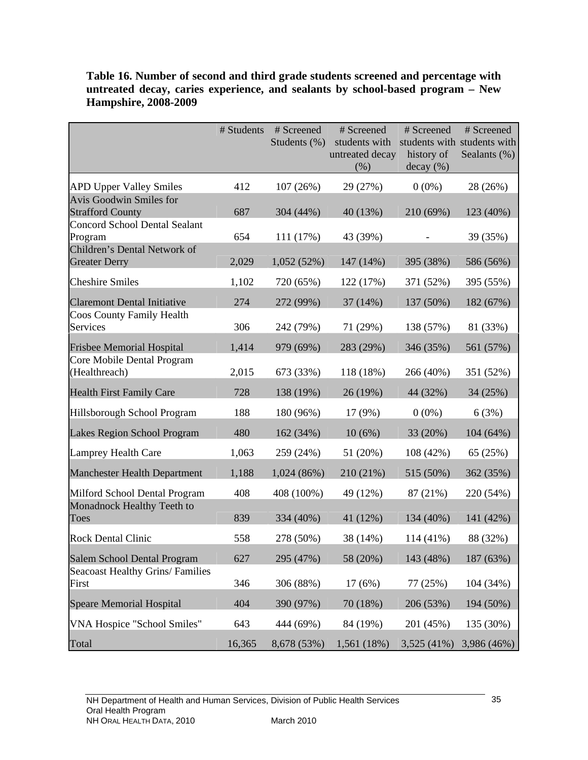**Table 16. Number of second and third grade students screened and percentage with untreated decay, caries experience, and sealants by school-based program – New Hampshire, 2008-2009**

| | # Students | # Screened Students (%) | # Screened students with untreated decay (%) | # Screened students with history of decay (%) | # Screened students with Sealants (%) |
|---|---|---|---|---|---|
| APD Upper Valley Smiles | 412 | 107 (26%) | 29 (27%) | 0 (0%) | 28 (26%) |
| Avis Goodwin Smiles for Strafford County | 687 | 304 (44%) | 40 (13%) | 210 (69%) | 123 (40%) |
| Concord School Dental Sealant Program | 654 | 111 (17%) | 43 (39%) | - | 39 (35%) |
| Children's Dental Network of Greater Derry | 2,029 | 1,052 (52%) | 147 (14%) | 395 (38%) | 586 (56%) |
| Cheshire Smiles | 1,102 | 720 (65%) | 122 (17%) | 371 (52%) | 395 (55%) |
| Claremont Dental Initiative | 274 | 272 (99%) | 37 (14%) | 137 (50%) | 182 (67%) |
| Coos County Family Health Services | 306 | 242 (79%) | 71 (29%) | 138 (57%) | 81 (33%) |
| Frisbee Memorial Hospital | 1,414 | 979 (69%) | 283 (29%) | 346 (35%) | 561 (57%) |
| Core Mobile Dental Program (Healthreach) | 2,015 | 673 (33%) | 118 (18%) | 266 (40%) | 351 (52%) |
| Health First Family Care | 728 | 138 (19%) | 26 (19%) | 44 (32%) | 34 (25%) |
| Hillsborough School Program | 188 | 180 (96%) | 17 (9%) | 0 (0%) | 6 (3%) |
| Lakes Region School Program | 480 | 162 (34%) | 10 (6%) | 33 (20%) | 104 (64%) |
| Lamprey Health Care | 1,063 | 259 (24%) | 51 (20%) | 108 (42%) | 65 (25%) |
| Manchester Health Department | 1,188 | 1,024 (86%) | 210 (21%) | 515 (50%) | 362 (35%) |
| Milford School Dental Program | 408 | 408 (100%) | 49 (12%) | 87 (21%) | 220 (54%) |
| Monadnock Healthy Teeth to Toes | 839 | 334 (40%) | 41 (12%) | 134 (40%) | 141 (42%) |
| Rock Dental Clinic | 558 | 278 (50%) | 38 (14%) | 114 (41%) | 88 (32%) |
| Salem School Dental Program | 627 | 295 (47%) | 58 (20%) | 143 (48%) | 187 (63%) |
| Seacoast Healthy Grins/ Families First | 346 | 306 (88%) | 17 (6%) | 77 (25%) | 104 (34%) |
| Speare Memorial Hospital | 404 | 390 (97%) | 70 (18%) | 206 (53%) | 194 (50%) |
| VNA Hospice "School Smiles" | 643 | 444 (69%) | 84 (19%) | 201 (45%) | 135 (30%) |
| Total | 16,365 | 8,678 (53%) | 1,561 (18%) | 3,525 (41%) | 3,986 (46%) |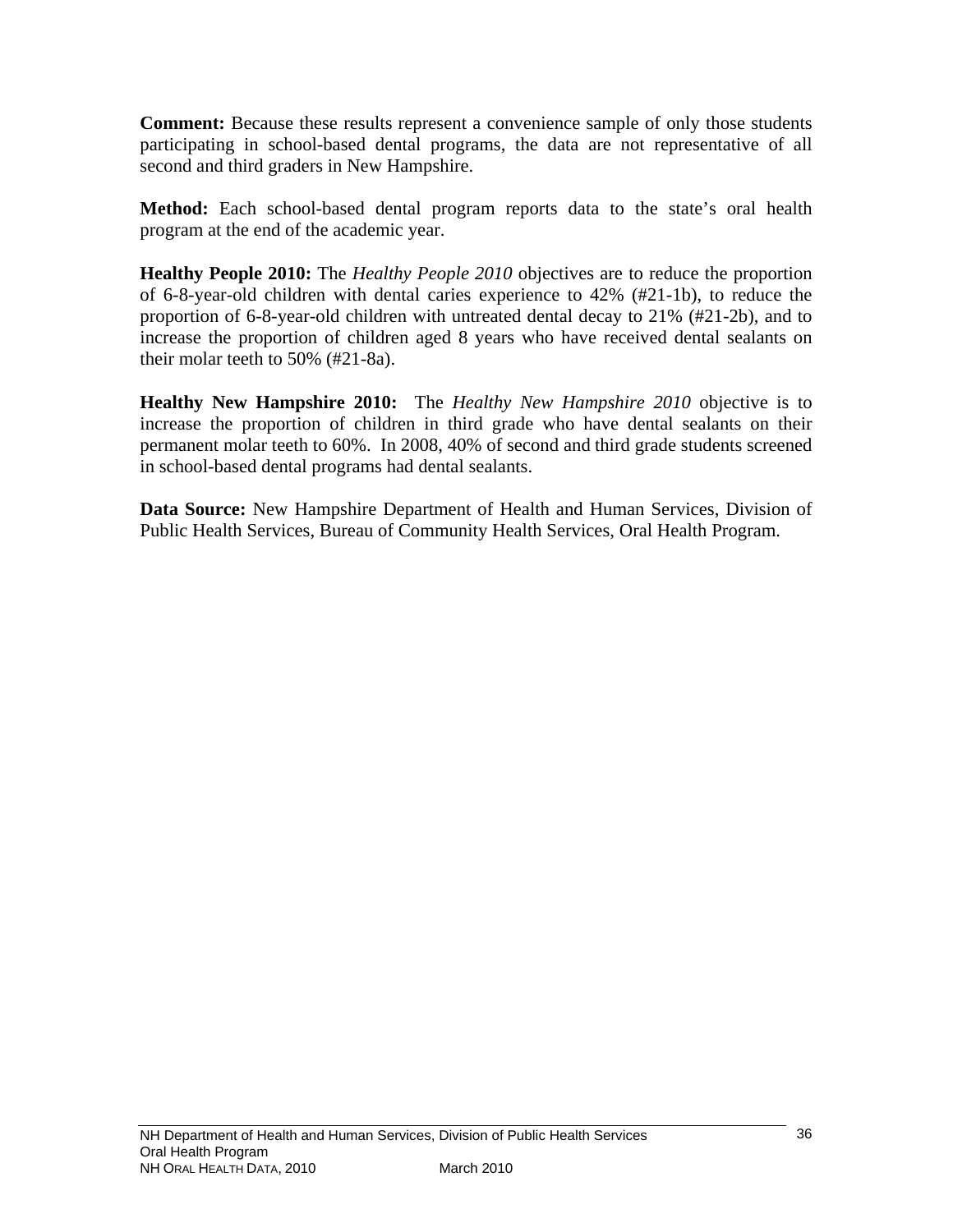**Comment:** Because these results represent a convenience sample of only those students participating in school-based dental programs, the data are not representative of all second and third graders in New Hampshire.

**Method:** Each school-based dental program reports data to the state's oral health program at the end of the academic year.

**Healthy People 2010:** The *Healthy People 2010* objectives are to reduce the proportion of 6-8-year-old children with dental caries experience to 42% (#21-1b), to reduce the proportion of 6-8-year-old children with untreated dental decay to 21% (#21-2b), and to increase the proportion of children aged 8 years who have received dental sealants on their molar teeth to 50% (#21-8a).

**Healthy New Hampshire 2010:** The *Healthy New Hampshire 2010* objective is to increase the proportion of children in third grade who have dental sealants on their permanent molar teeth to 60%. In 2008, 40% of second and third grade students screened in school-based dental programs had dental sealants.

**Data Source:** New Hampshire Department of Health and Human Services, Division of Public Health Services, Bureau of Community Health Services, Oral Health Program.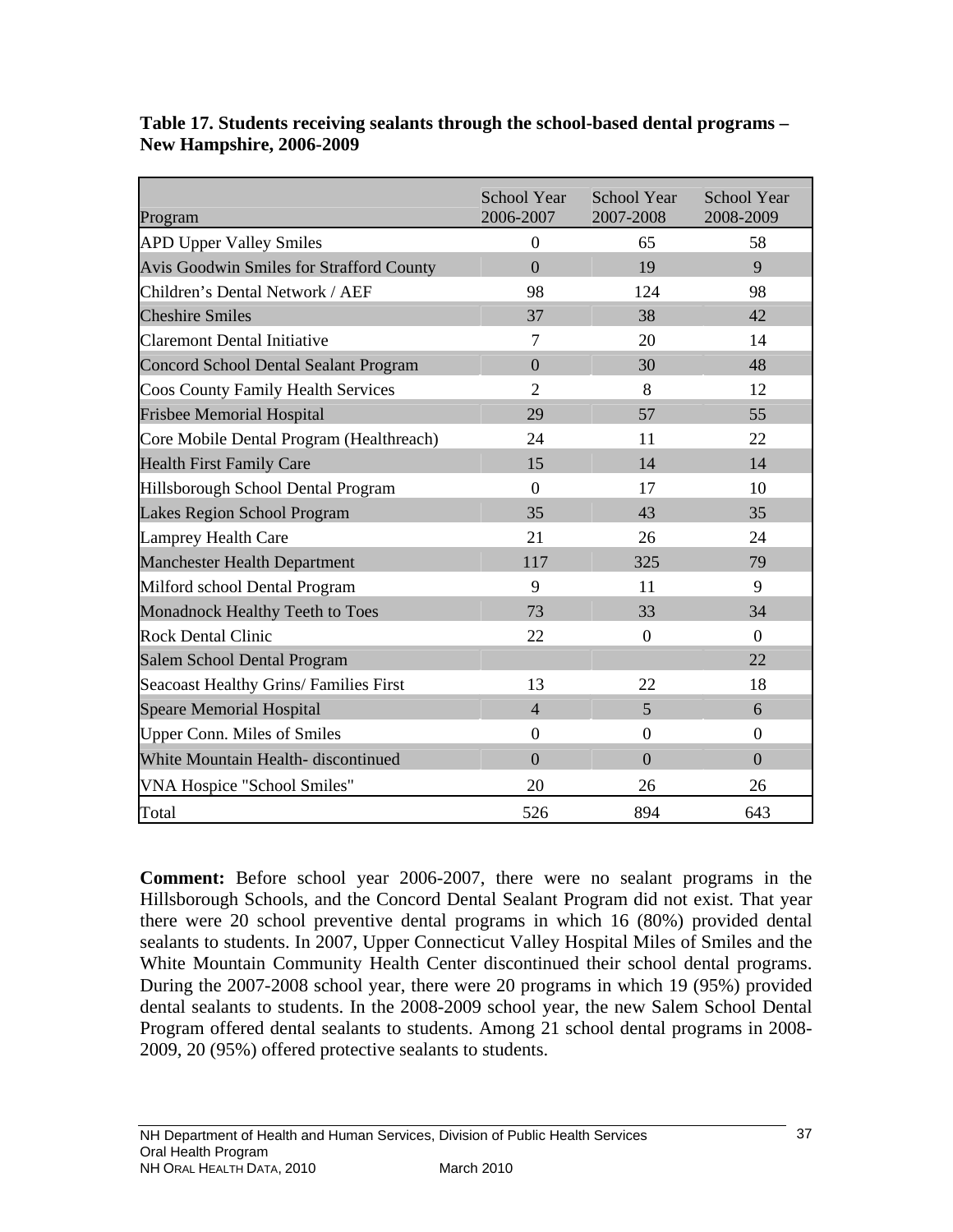**Table 17. Students receiving sealants through the school-based dental programs – New Hampshire, 2006-2009**

| Program | School Year 2006-2007 | School Year 2007-2008 | School Year 2008-2009 |
|---|---|---|---|
| APD Upper Valley Smiles | 0 | 65 | 58 |
| Avis Goodwin Smiles for Strafford County | 0 | 19 | 9 |
| Children's Dental Network / AEF | 98 | 124 | 98 |
| Cheshire Smiles | 37 | 38 | 42 |
| Claremont Dental Initiative | 7 | 20 | 14 |
| Concord School Dental Sealant Program | 0 | 30 | 48 |
| Coos County Family Health Services | 2 | 8 | 12 |
| Frisbee Memorial Hospital | 29 | 57 | 55 |
| Core Mobile Dental Program (Healthreach) | 24 | 11 | 22 |
| Health First Family Care | 15 | 14 | 14 |
| Hillsborough School Dental Program | 0 | 17 | 10 |
| Lakes Region School Program | 35 | 43 | 35 |
| Lamprey Health Care | 21 | 26 | 24 |
| Manchester Health Department | 117 | 325 | 79 |
| Milford school Dental Program | 9 | 11 | 9 |
| Monadnock Healthy Teeth to Toes | 73 | 33 | 34 |
| Rock Dental Clinic | 22 | 0 | 0 |
| Salem School Dental Program | | | 22 |
| Seacoast Healthy Grins/ Families First | 13 | 22 | 18 |
| Speare Memorial Hospital | 4 | 5 | 6 |
| Upper Conn. Miles of Smiles | 0 | 0 | 0 |
| White Mountain Health- discontinued | 0 | 0 | 0 |
| VNA Hospice "School Smiles" | 20 | 26 | 26 |
| Total | 526 | 894 | 643 |

**Comment:** Before school year 2006-2007, there were no sealant programs in the Hillsborough Schools, and the Concord Dental Sealant Program did not exist. That year there were 20 school preventive dental programs in which 16 (80%) provided dental sealants to students. In 2007, Upper Connecticut Valley Hospital Miles of Smiles and the White Mountain Community Health Center discontinued their school dental programs. During the 2007-2008 school year, there were 20 programs in which 19 (95%) provided dental sealants to students. In the 2008-2009 school year, the new Salem School Dental Program offered dental sealants to students. Among 21 school dental programs in 2008-2009, 20 (95%) offered protective sealants to students.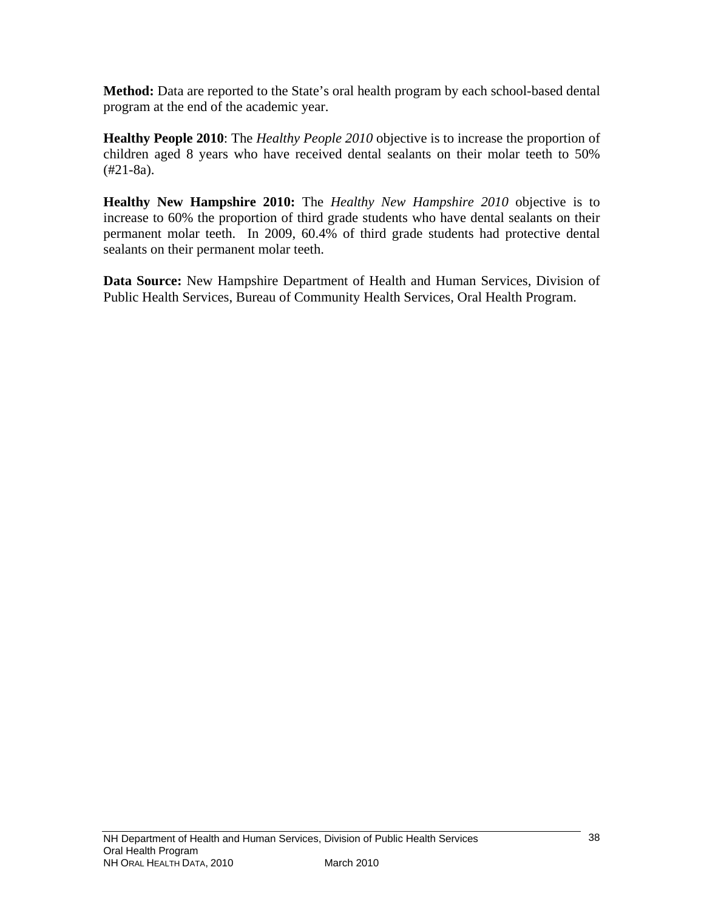**Method:** Data are reported to the State's oral health program by each school-based dental program at the end of the academic year.

**Healthy People 2010**: The *Healthy People 2010* objective is to increase the proportion of children aged 8 years who have received dental sealants on their molar teeth to 50% (#21-8a).

**Healthy New Hampshire 2010:** The *Healthy New Hampshire 2010* objective is to increase to 60% the proportion of third grade students who have dental sealants on their permanent molar teeth. In 2009, 60.4% of third grade students had protective dental sealants on their permanent molar teeth.

**Data Source:** New Hampshire Department of Health and Human Services, Division of Public Health Services, Bureau of Community Health Services, Oral Health Program.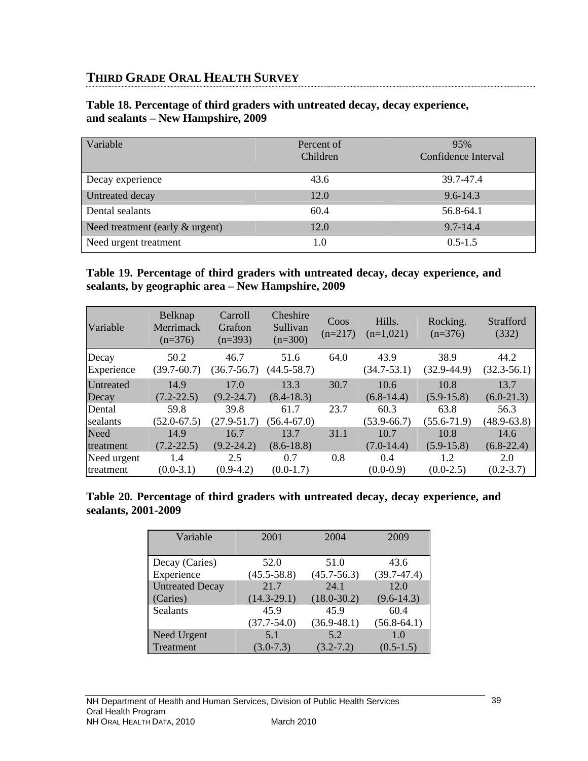## THIRD GRADE ORAL HEALTH SURVEY

**Table 18. Percentage of third graders with untreated decay, decay experience, and sealants – New Hampshire, 2009**

| Variable | Percent of Children | 95% Confidence Interval |
|---|---|---|
| Decay experience | 43.6 | 39.7-47.4 |
| Untreated decay | 12.0 | 9.6-14.3 |
| Dental sealants | 60.4 | 56.8-64.1 |
| Need treatment (early & urgent) | 12.0 | 9.7-14.4 |
| Need urgent treatment | 1.0 | 0.5-1.5 |

**Table 19. Percentage of third graders with untreated decay, decay experience, and sealants, by geographic area – New Hampshire, 2009**

| Variable | Belknap Merrimack (n=376) | Carroll Grafton (n=393) | Cheshire Sullivan (n=300) | Coos (n=217) | Hills. (n=1,021) | Rocking. (n=376) | Strafford (332) |
|---|---|---|---|---|---|---|---|
| Decay Experience | 50.2 (39.7-60.7) | 46.7 (36.7-56.7) | 51.6 (44.5-58.7) | 64.0 | 43.9 (34.7-53.1) | 38.9 (32.9-44.9) | 44.2 (32.3-56.1) |
| Untreated Decay | 14.9 (7.2-22.5) | 17.0 (9.2-24.7) | 13.3 (8.4-18.3) | 30.7 | 10.6 (6.8-14.4) | 10.8 (5.9-15.8) | 13.7 (6.0-21.3) |
| Dental sealants | 59.8 (52.0-67.5) | 39.8 (27.9-51.7) | 61.7 (56.4-67.0) | 23.7 | 60.3 (53.9-66.7) | 63.8 (55.6-71.9) | 56.3 (48.9-63.8) |
| Need treatment | 14.9 (7.2-22.5) | 16.7 (9.2-24.2) | 13.7 (8.6-18.8) | 31.1 | 10.7 (7.0-14.4) | 10.8 (5.9-15.8) | 14.6 (6.8-22.4) |
| Need urgent treatment | 1.4 (0.0-3.1) | 2.5 (0.9-4.2) | 0.7 (0.0-1.7) | 0.8 | 0.4 (0.0-0.9) | 1.2 (0.0-2.5) | 2.0 (0.2-3.7) |

**Table 20. Percentage of third graders with untreated decay, decay experience, and sealants, 2001-2009**

| Variable | 2001 | 2004 | 2009 |
|---|---|---|---|
| Decay (Caries) Experience | 52.0 (45.5-58.8) | 51.0 (45.7-56.3) | 43.6 (39.7-47.4) |
| Untreated Decay (Caries) | 21.7 (14.3-29.1) | 24.1 (18.0-30.2) | 12.0 (9.6-14.3) |
| Sealants | 45.9 (37.7-54.0) | 45.9 (36.9-48.1) | 60.4 (56.8-64.1) |
| Need Urgent Treatment | 5.1 (3.0-7.3) | 5.2 (3.2-7.2) | 1.0 (0.5-1.5) |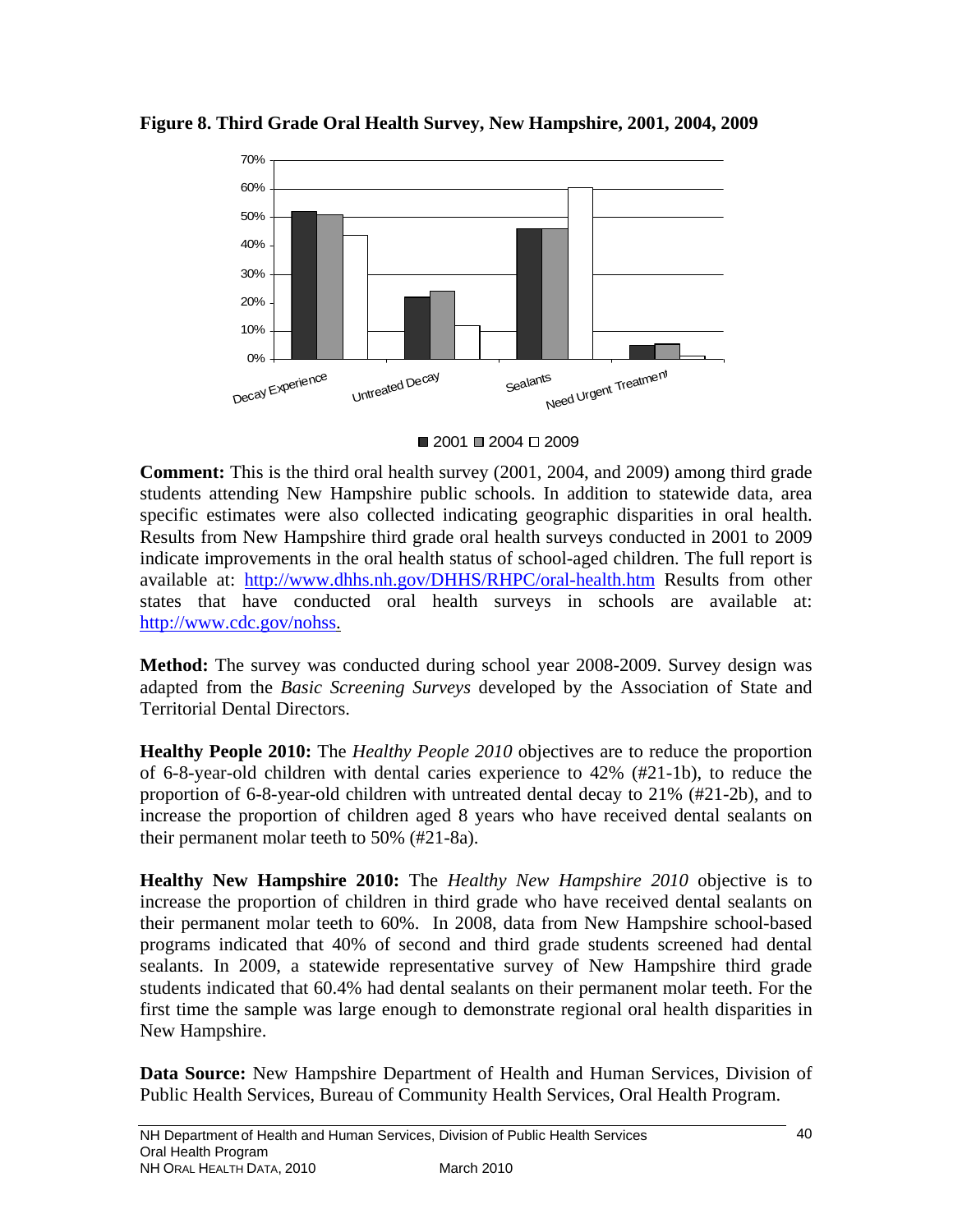**Figure 8. Third Grade Oral Health Survey, New Hampshire, 2001, 2004, 2009**

**Comment:** This is the third oral health survey (2001, 2004, and 2009) among third grade students attending New Hampshire public schools. In addition to statewide data, area specific estimates were also collected indicating geographic disparities in oral health. Results from New Hampshire third grade oral health surveys conducted in 2001 to 2009 indicate improvements in the oral health status of school-aged children. The full report is available at: http://www.dhhs.nh.gov/DHHS/RHPC/oral-health.htm Results from other states that have conducted oral health surveys in schools are available at: http://www.cdc.gov/nohss.

**Method:** The survey was conducted during school year 2008-2009. Survey design was adapted from the *Basic Screening Surveys* developed by the Association of State and Territorial Dental Directors.

**Healthy People 2010:** The *Healthy People 2010* objectives are to reduce the proportion of 6-8-year-old children with dental caries experience to 42% (#21-1b), to reduce the proportion of 6-8-year-old children with untreated dental decay to 21% (#21-2b), and to increase the proportion of children aged 8 years who have received dental sealants on their permanent molar teeth to 50% (#21-8a).

**Healthy New Hampshire 2010:** The *Healthy New Hampshire 2010* objective is to increase the proportion of children in third grade who have received dental sealants on their permanent molar teeth to 60%. In 2008, data from New Hampshire school-based programs indicated that 40% of second and third grade students screened had dental sealants. In 2009, a statewide representative survey of New Hampshire third grade students indicated that 60.4% had dental sealants on their permanent molar teeth. For the first time the sample was large enough to demonstrate regional oral health disparities in New Hampshire.

**Data Source:** New Hampshire Department of Health and Human Services, Division of Public Health Services, Bureau of Community Health Services, Oral Health Program.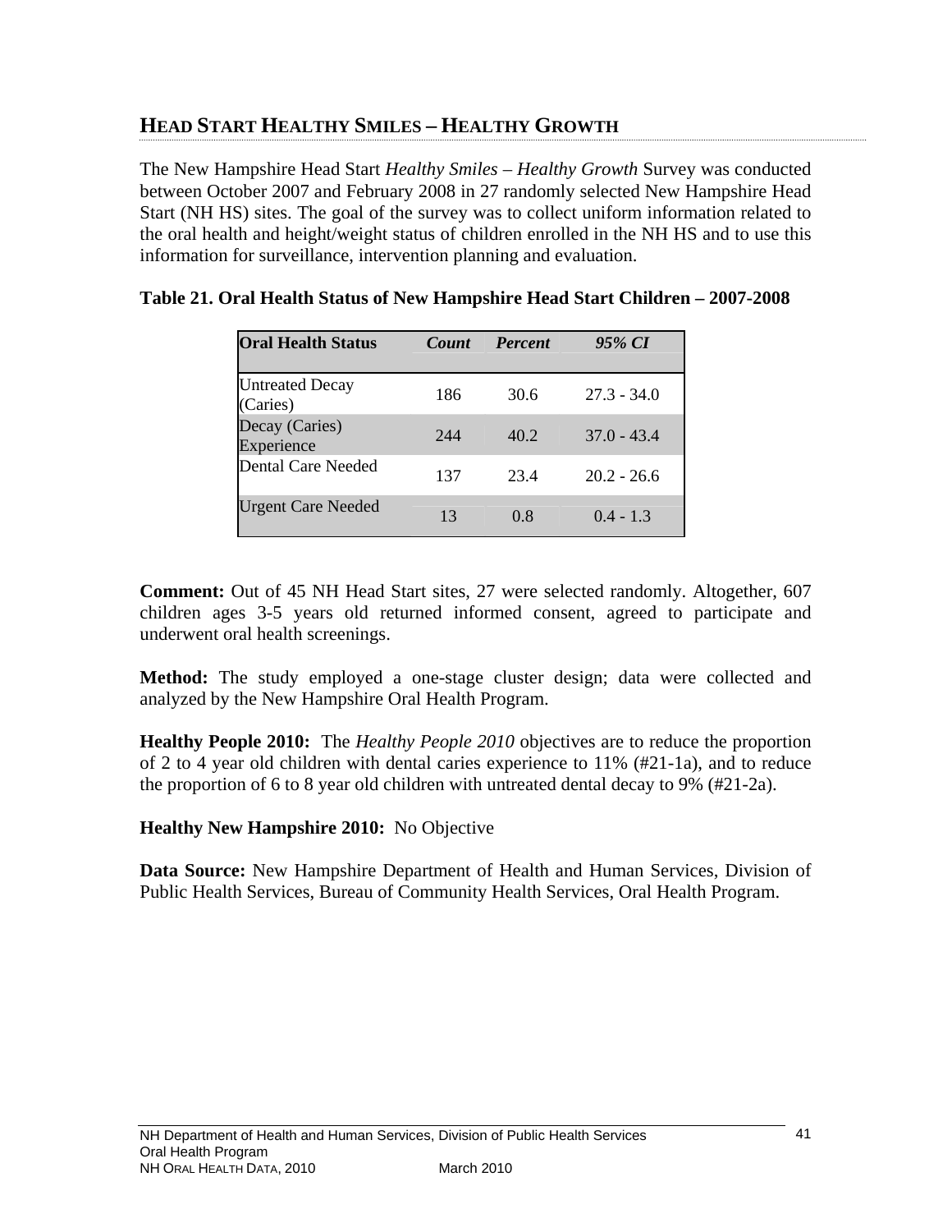## Head Start Healthy Smiles – Healthy Growth

The New Hampshire Head Start *Healthy Smiles – Healthy Growth* Survey was conducted between October 2007 and February 2008 in 27 randomly selected New Hampshire Head Start (NH HS) sites. The goal of the survey was to collect uniform information related to the oral health and height/weight status of children enrolled in the NH HS and to use this information for surveillance, intervention planning and evaluation.

**Table 21. Oral Health Status of New Hampshire Head Start Children – 2007-2008**

| Oral Health Status | *Count* | *Percent* | *95% CI* |
|---|---|---|---|
| Untreated Decay (Caries) | 186 | 30.6 | 27.3 - 34.0 |
| Decay (Caries) Experience | 244 | 40.2 | 37.0 - 43.4 |
| Dental Care Needed | 137 | 23.4 | 20.2 - 26.6 |
| Urgent Care Needed | 13 | 0.8 | 0.4 - 1.3 |

**Comment:** Out of 45 NH Head Start sites, 27 were selected randomly. Altogether, 607 children ages 3-5 years old returned informed consent, agreed to participate and underwent oral health screenings.

**Method:** The study employed a one-stage cluster design; data were collected and analyzed by the New Hampshire Oral Health Program.

**Healthy People 2010:** The *Healthy People 2010* objectives are to reduce the proportion of 2 to 4 year old children with dental caries experience to 11% (#21-1a), and to reduce the proportion of 6 to 8 year old children with untreated dental decay to 9% (#21-2a).

**Healthy New Hampshire 2010:** No Objective

**Data Source:** New Hampshire Department of Health and Human Services, Division of Public Health Services, Bureau of Community Health Services, Oral Health Program.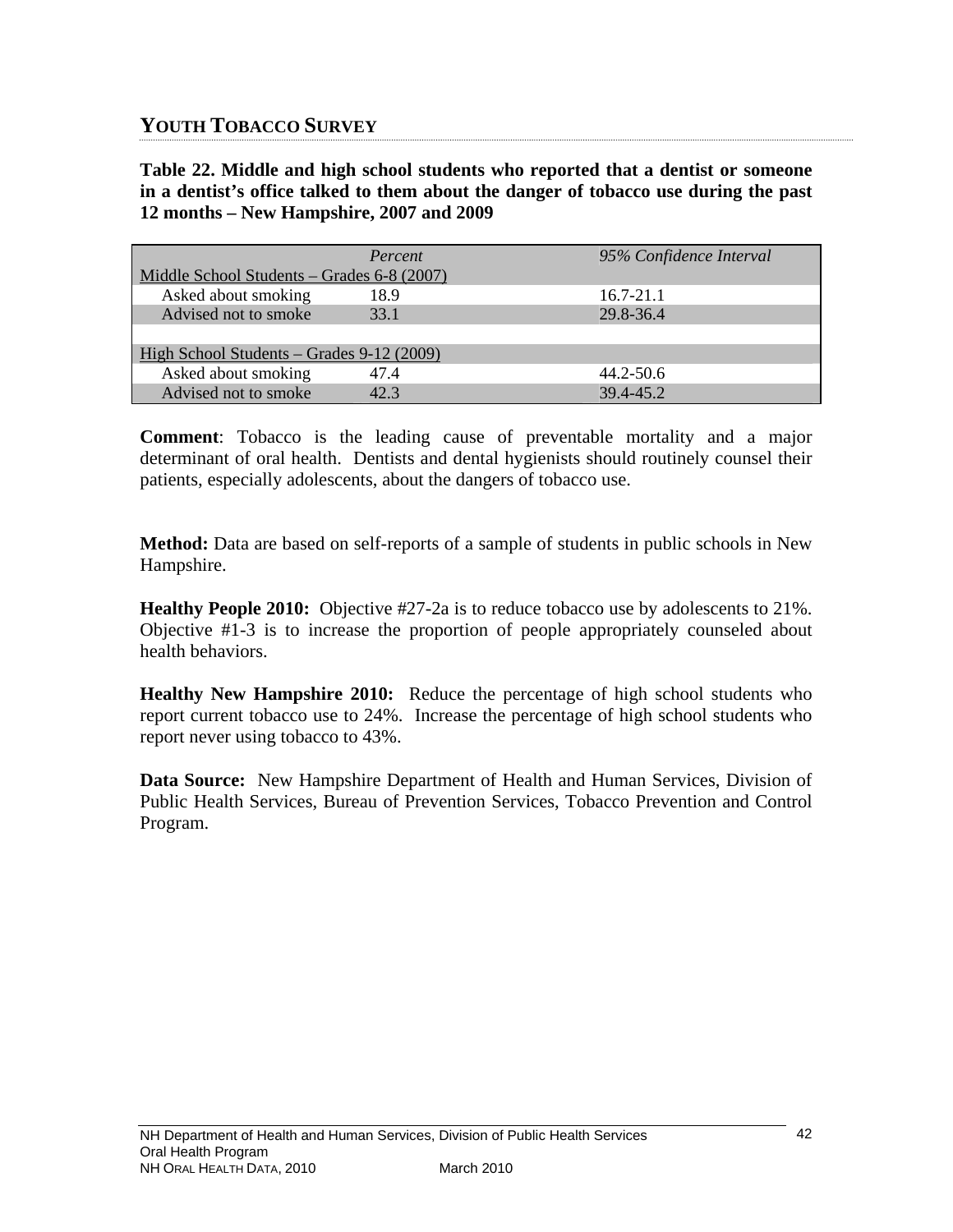## YOUTH TOBACCO SURVEY

**Table 22. Middle and high school students who reported that a dentist or someone in a dentist's office talked to them about the danger of tobacco use during the past 12 months – New Hampshire, 2007 and 2009**

| | *Percent* | *95% Confidence Interval* |
|---|---|---|
| Middle School Students – Grades 6-8 (2007) | | |
| Asked about smoking | 18.9 | 16.7-21.1 |
| Advised not to smoke | 33.1 | 29.8-36.4 |
| | | |
| High School Students – Grades 9-12 (2009) | | |
| Asked about smoking | 47.4 | 44.2-50.6 |
| Advised not to smoke | 42.3 | 39.4-45.2 |

**Comment**: Tobacco is the leading cause of preventable mortality and a major determinant of oral health. Dentists and dental hygienists should routinely counsel their patients, especially adolescents, about the dangers of tobacco use.

**Method:** Data are based on self-reports of a sample of students in public schools in New Hampshire.

**Healthy People 2010:** Objective #27-2a is to reduce tobacco use by adolescents to 21%. Objective #1-3 is to increase the proportion of people appropriately counseled about health behaviors.

**Healthy New Hampshire 2010:** Reduce the percentage of high school students who report current tobacco use to 24%. Increase the percentage of high school students who report never using tobacco to 43%.

**Data Source:** New Hampshire Department of Health and Human Services, Division of Public Health Services, Bureau of Prevention Services, Tobacco Prevention and Control Program.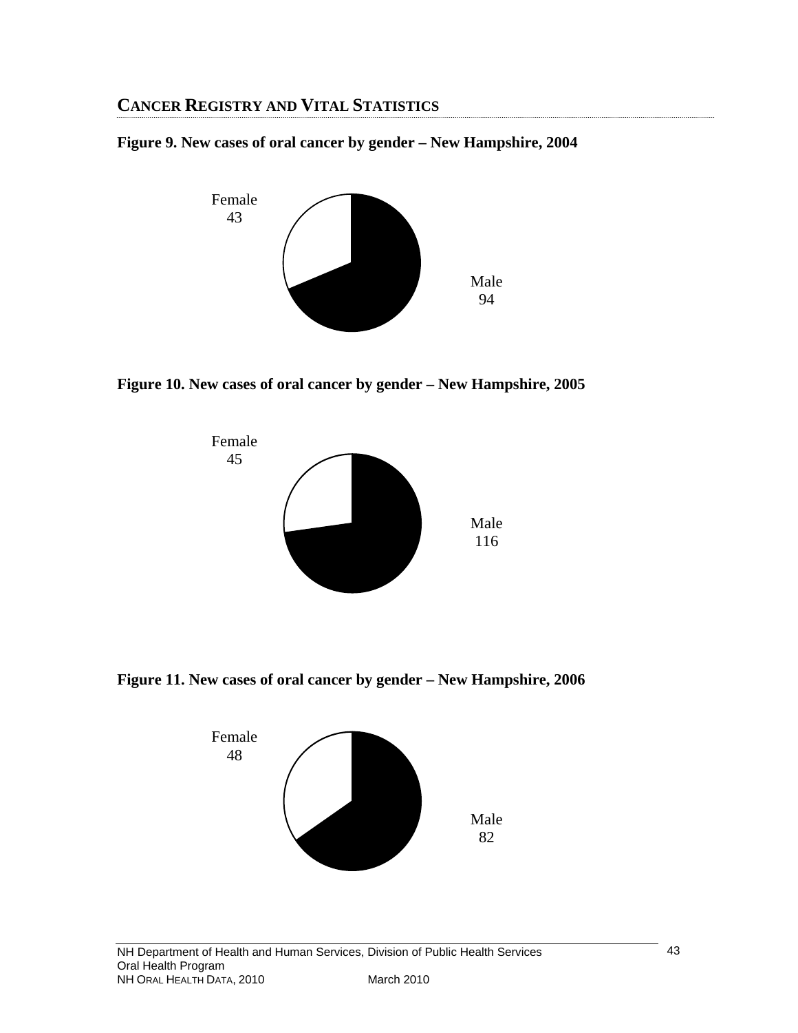## CANCER REGISTRY AND VITAL STATISTICS

**Figure 9. New cases of oral cancer by gender – New Hampshire, 2004**

Female
43

Male
94

**Figure 10. New cases of oral cancer by gender – New Hampshire, 2005**

Female
45

Male
116

**Figure 11. New cases of oral cancer by gender – New Hampshire, 2006**

Female
48

Male
82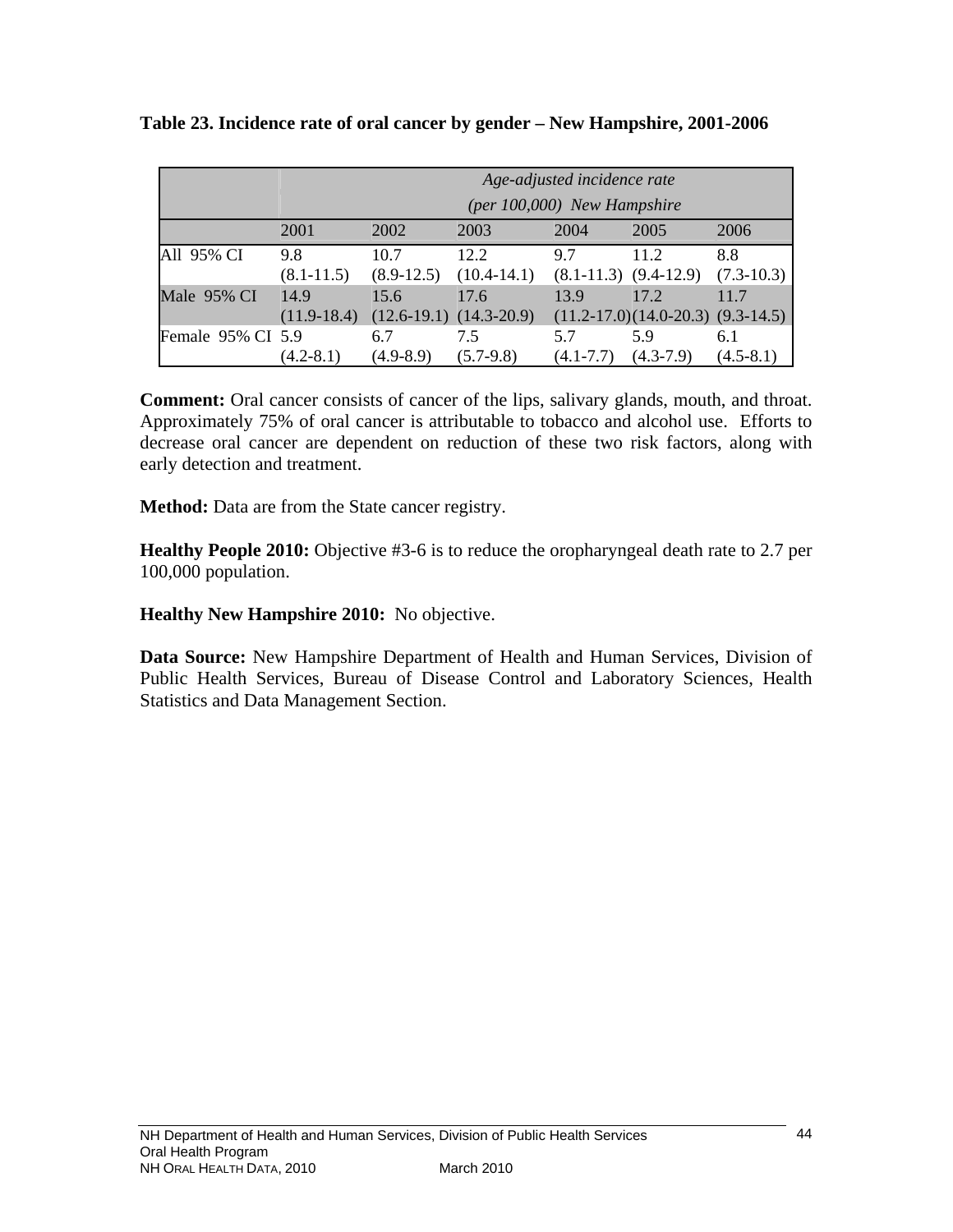**Table 23. Incidence rate of oral cancer by gender – New Hampshire, 2001-2006**

| | *Age-adjusted incidence rate (per 100,000) New Hampshire* | | | | | |
|---|---|---|---|---|---|---|
| | 2001 | 2002 | 2003 | 2004 | 2005 | 2006 |
| All 95% CI | 9.8 (8.1-11.5) | 10.7 (8.9-12.5) | 12.2 (10.4-14.1) | 9.7 (8.1-11.3) | 11.2 (9.4-12.9) | 8.8 (7.3-10.3) |
| Male 95% CI | 14.9 (11.9-18.4) | 15.6 (12.6-19.1) | 17.6 (14.3-20.9) | 13.9 (11.2-17.0) | 17.2 (14.0-20.3) | 11.7 (9.3-14.5) |
| Female 95% CI | 5.9 (4.2-8.1) | 6.7 (4.9-8.9) | 7.5 (5.7-9.8) | 5.7 (4.1-7.7) | 5.9 (4.3-7.9) | 6.1 (4.5-8.1) |

**Comment:** Oral cancer consists of cancer of the lips, salivary glands, mouth, and throat. Approximately 75% of oral cancer is attributable to tobacco and alcohol use. Efforts to decrease oral cancer are dependent on reduction of these two risk factors, along with early detection and treatment.

**Method:** Data are from the State cancer registry.

**Healthy People 2010:** Objective #3-6 is to reduce the oropharyngeal death rate to 2.7 per 100,000 population.

**Healthy New Hampshire 2010:** No objective.

**Data Source:** New Hampshire Department of Health and Human Services, Division of Public Health Services, Bureau of Disease Control and Laboratory Sciences, Health Statistics and Data Management Section.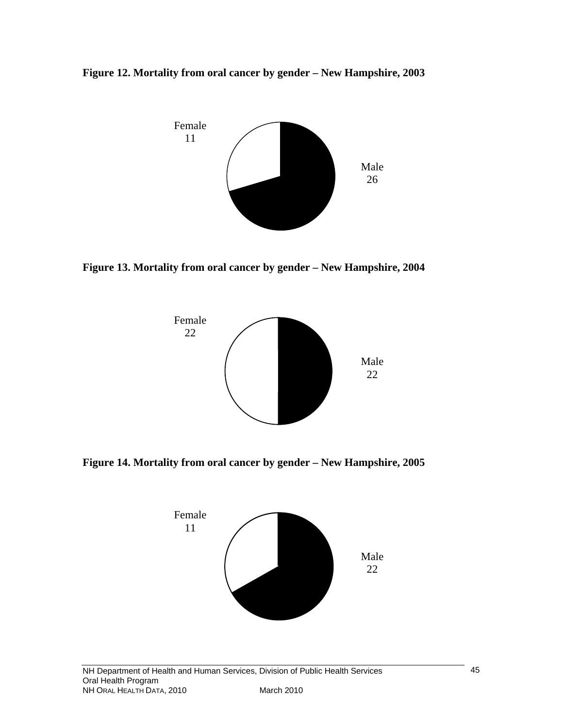**Figure 12. Mortality from oral cancer by gender – New Hampshire, 2003**

Female
11

Male
26

**Figure 13. Mortality from oral cancer by gender – New Hampshire, 2004**

Female
22

Male
22

**Figure 14. Mortality from oral cancer by gender – New Hampshire, 2005**

Female
11

Male
22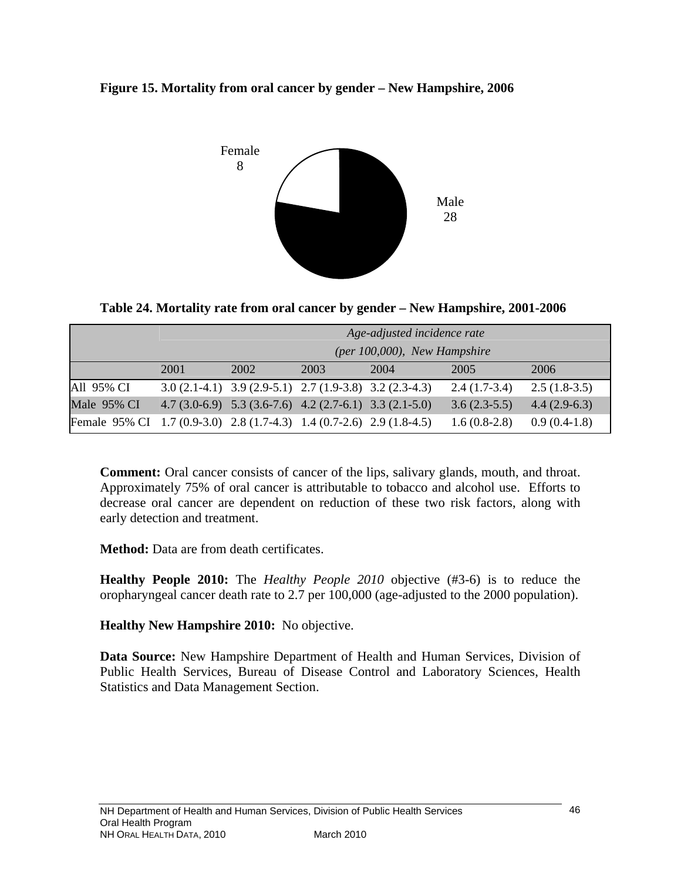**Figure 15. Mortality from oral cancer by gender – New Hampshire, 2006**

Female 8

Male 28

**Table 24. Mortality rate from oral cancer by gender – New Hampshire, 2001-2006**

| | *Age-adjusted incidence rate (per 100,000), New Hampshire* | | | | | |
|---|---|---|---|---|---|---|
| | 2001 | 2002 | 2003 | 2004 | 2005 | 2006 |
| All 95% CI | 3.0 (2.1-4.1) | 3.9 (2.9-5.1) | 2.7 (1.9-3.8) | 3.2 (2.3-4.3) | 2.4 (1.7-3.4) | 2.5 (1.8-3.5) |
| Male 95% CI | 4.7 (3.0-6.9) | 5.3 (3.6-7.6) | 4.2 (2.7-6.1) | 3.3 (2.1-5.0) | 3.6 (2.3-5.5) | 4.4 (2.9-6.3) |
| Female 95% CI | 1.7 (0.9-3.0) | 2.8 (1.7-4.3) | 1.4 (0.7-2.6) | 2.9 (1.8-4.5) | 1.6 (0.8-2.8) | 0.9 (0.4-1.8) |

**Comment:** Oral cancer consists of cancer of the lips, salivary glands, mouth, and throat. Approximately 75% of oral cancer is attributable to tobacco and alcohol use. Efforts to decrease oral cancer are dependent on reduction of these two risk factors, along with early detection and treatment.

**Method:** Data are from death certificates.

**Healthy People 2010:** The *Healthy People 2010* objective (#3-6) is to reduce the oropharyngeal cancer death rate to 2.7 per 100,000 (age-adjusted to the 2000 population).

**Healthy New Hampshire 2010:** No objective.

**Data Source:** New Hampshire Department of Health and Human Services, Division of Public Health Services, Bureau of Disease Control and Laboratory Sciences, Health Statistics and Data Management Section.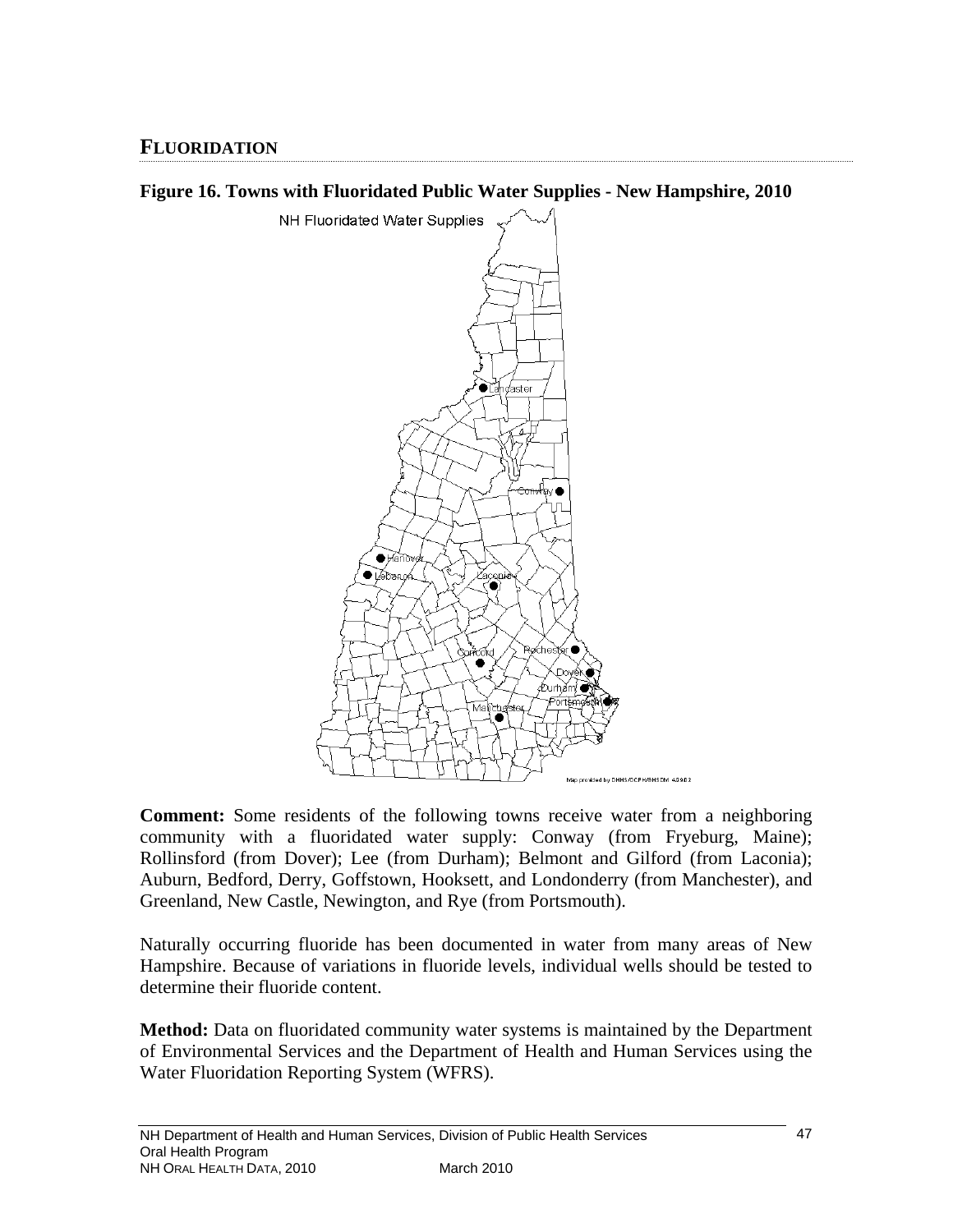## FLUORIDATION

**Figure 16. Towns with Fluoridated Public Water Supplies - New Hampshire, 2010**

**Comment:** Some residents of the following towns receive water from a neighboring community with a fluoridated water supply: Conway (from Fryeburg, Maine); Rollinsford (from Dover); Lee (from Durham); Belmont and Gilford (from Laconia); Auburn, Bedford, Derry, Goffstown, Hooksett, and Londonderry (from Manchester), and Greenland, New Castle, Newington, and Rye (from Portsmouth).

Naturally occurring fluoride has been documented in water from many areas of New Hampshire. Because of variations in fluoride levels, individual wells should be tested to determine their fluoride content.

**Method:** Data on fluoridated community water systems is maintained by the Department of Environmental Services and the Department of Health and Human Services using the Water Fluoridation Reporting System (WFRS).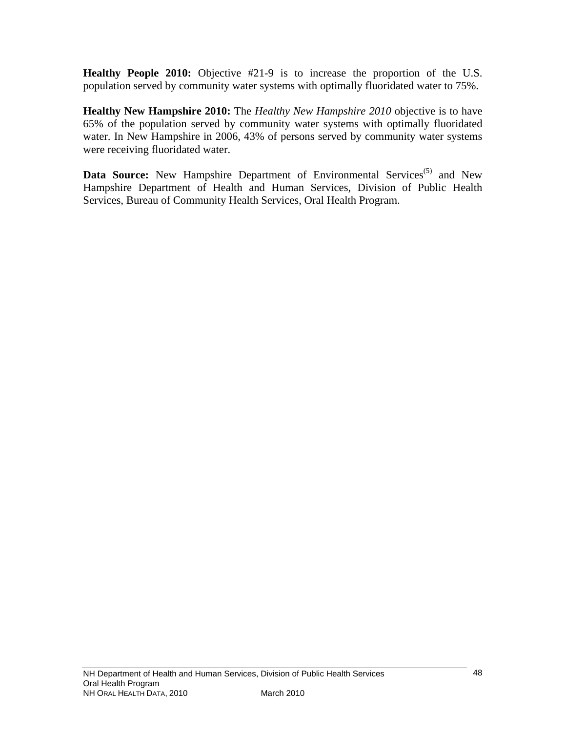**Healthy People 2010:** Objective #21-9 is to increase the proportion of the U.S. population served by community water systems with optimally fluoridated water to 75%.

**Healthy New Hampshire 2010:** The *Healthy New Hampshire 2010* objective is to have 65% of the population served by community water systems with optimally fluoridated water. In New Hampshire in 2006, 43% of persons served by community water systems were receiving fluoridated water.

**Data Source:** New Hampshire Department of Environmental Services[5] and New Hampshire Department of Health and Human Services, Division of Public Health Services, Bureau of Community Health Services, Oral Health Program.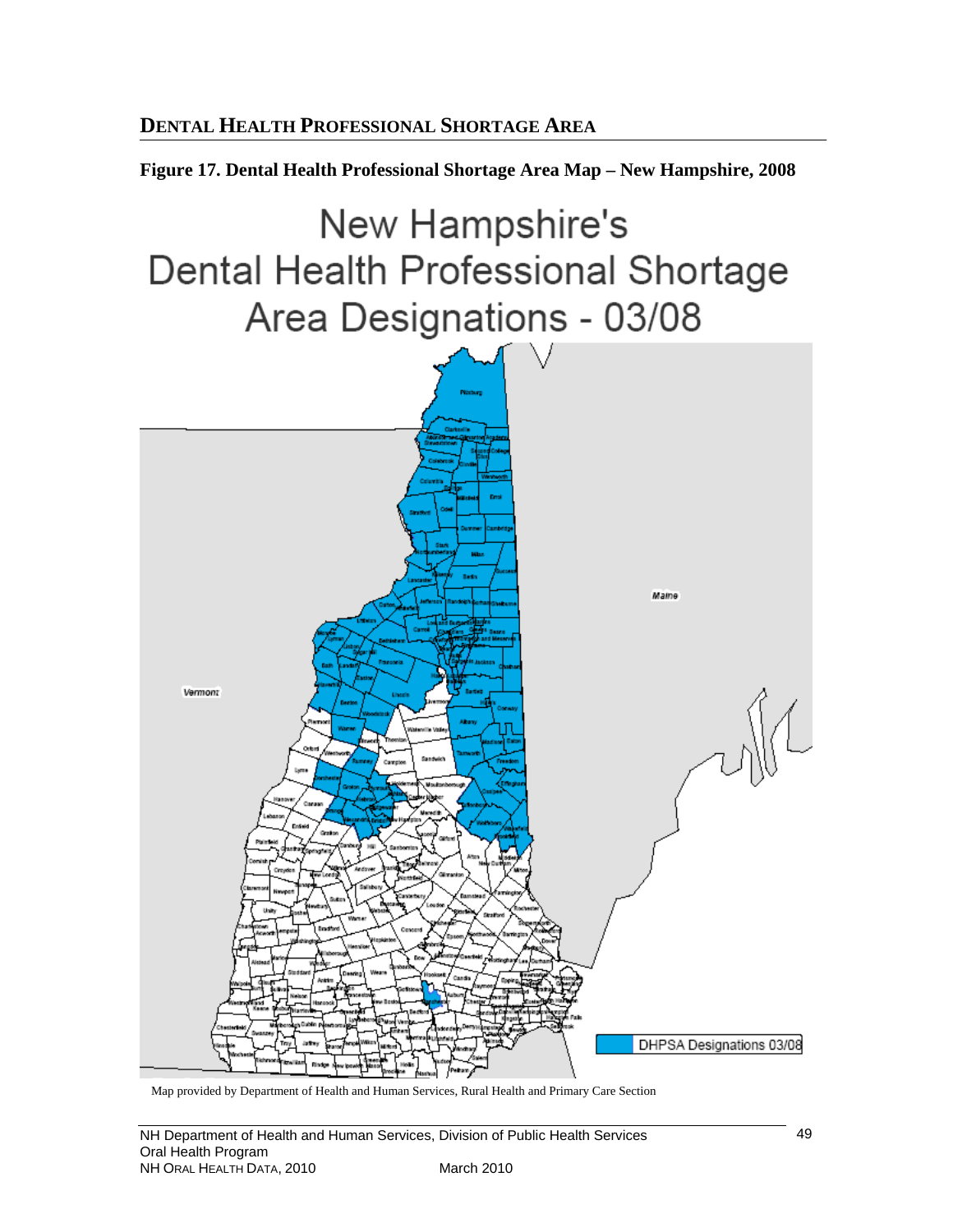## DENTAL HEALTH PROFESSIONAL SHORTAGE AREA

**Figure 17. Dental Health Professional Shortage Area Map – New Hampshire, 2008**

New Hampshire's Dental Health Professional Shortage Area Designations - 03/08

DHPSA Designations 03/08

Map provided by Department of Health and Human Services, Rural Health and Primary Care Section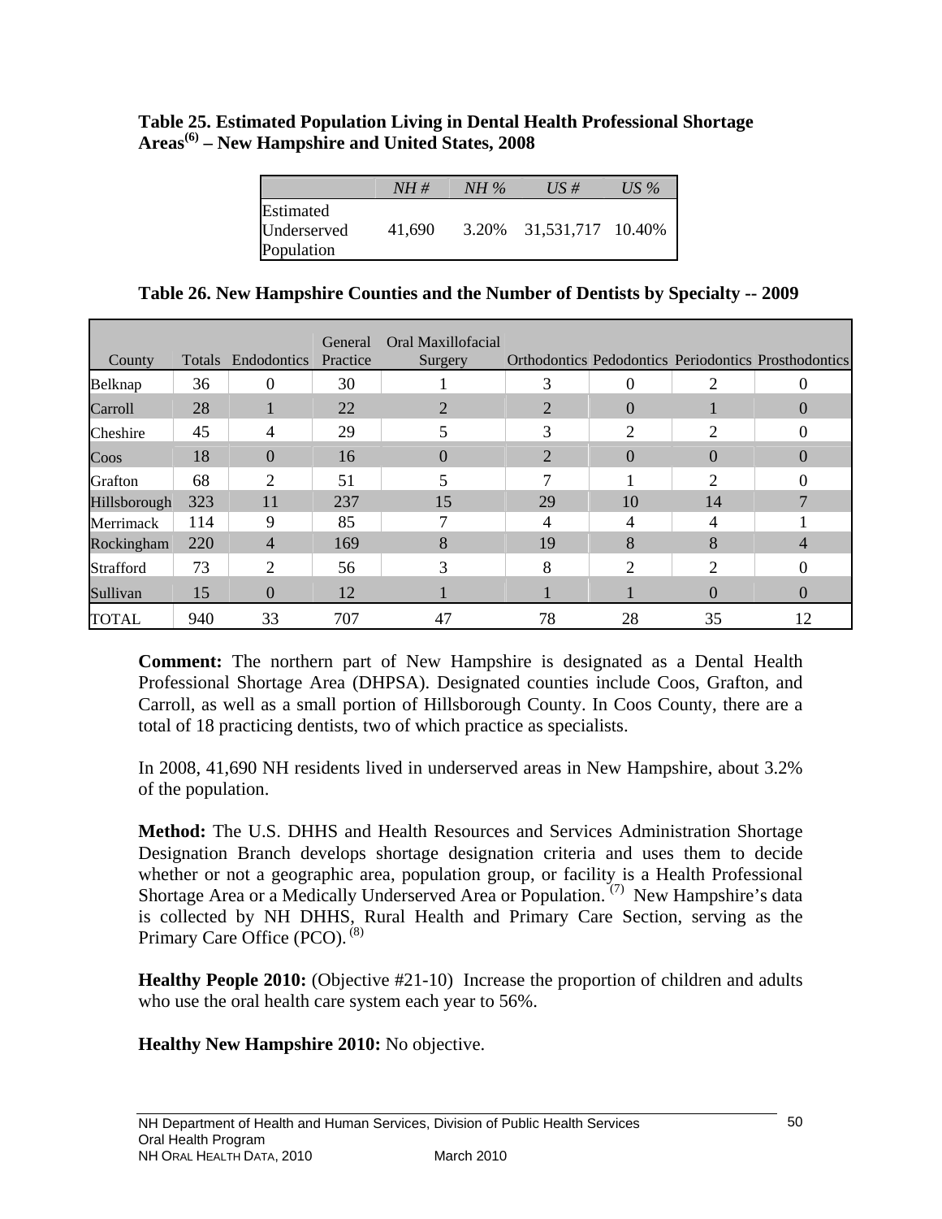**Table 25. Estimated Population Living in Dental Health Professional Shortage Areas[6] – New Hampshire and United States, 2008**

| | *NH #* | *NH %* | *US #* | *US %* |
|---|---|---|---|---|
| Estimated Underserved Population | 41,690 | 3.20% | 31,531,717 | 10.40% |

**Table 26. New Hampshire Counties and the Number of Dentists by Specialty -- 2009**

| County | Totals | Endodontics | General Practice | Oral Maxillofacial Surgery | Orthodontics | Pedodontics | Periodontics | Prosthodontics |
|---|---|---|---|---|---|---|---|---|
| Belknap | 36 | 0 | 30 | 1 | 3 | 0 | 2 | 0 |
| Carroll | 28 | 1 | 22 | 2 | 2 | 0 | 1 | 0 |
| Cheshire | 45 | 4 | 29 | 5 | 3 | 2 | 2 | 0 |
| Coos | 18 | 0 | 16 | 0 | 2 | 0 | 0 | 0 |
| Grafton | 68 | 2 | 51 | 5 | 7 | 1 | 2 | 0 |
| Hillsborough | 323 | 11 | 237 | 15 | 29 | 10 | 14 | 7 |
| Merrimack | 114 | 9 | 85 | 7 | 4 | 4 | 4 | 1 |
| Rockingham | 220 | 4 | 169 | 8 | 19 | 8 | 8 | 4 |
| Strafford | 73 | 2 | 56 | 3 | 8 | 2 | 2 | 0 |
| Sullivan | 15 | 0 | 12 | 1 | 1 | 1 | 0 | 0 |
| TOTAL | 940 | 33 | 707 | 47 | 78 | 28 | 35 | 12 |

**Comment:** The northern part of New Hampshire is designated as a Dental Health Professional Shortage Area (DHPSA). Designated counties include Coos, Grafton, and Carroll, as well as a small portion of Hillsborough County. In Coos County, there are a total of 18 practicing dentists, two of which practice as specialists.

In 2008, 41,690 NH residents lived in underserved areas in New Hampshire, about 3.2% of the population.

**Method:** The U.S. DHHS and Health Resources and Services Administration Shortage Designation Branch develops shortage designation criteria and uses them to decide whether or not a geographic area, population group, or facility is a Health Professional Shortage Area or a Medically Underserved Area or Population. [7] New Hampshire's data is collected by NH DHHS, Rural Health and Primary Care Section, serving as the Primary Care Office (PCO). [8]

**Healthy People 2010:** (Objective #21-10) Increase the proportion of children and adults who use the oral health care system each year to 56%.

**Healthy New Hampshire 2010:** No objective.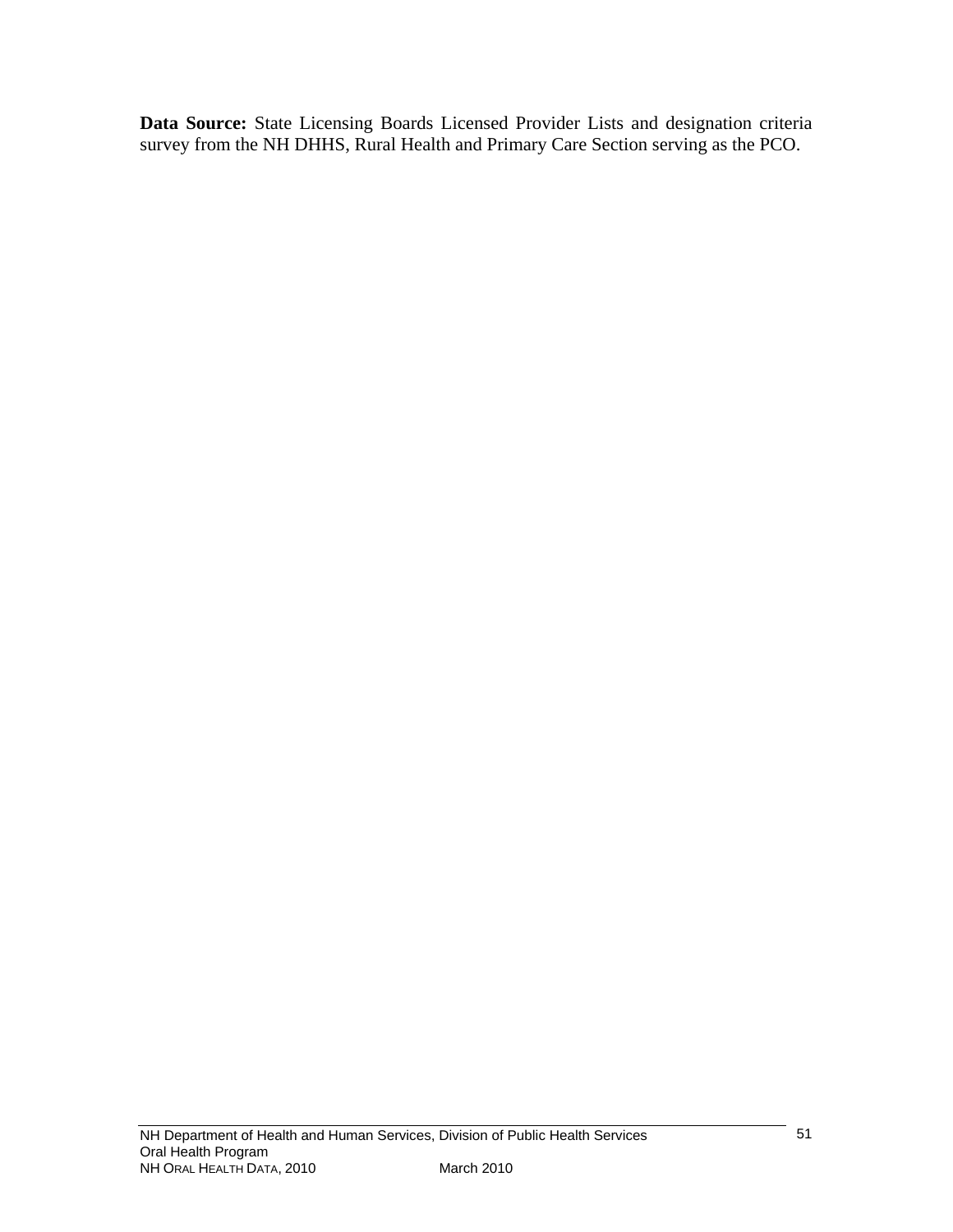**Data Source:** State Licensing Boards Licensed Provider Lists and designation criteria survey from the NH DHHS, Rural Health and Primary Care Section serving as the PCO.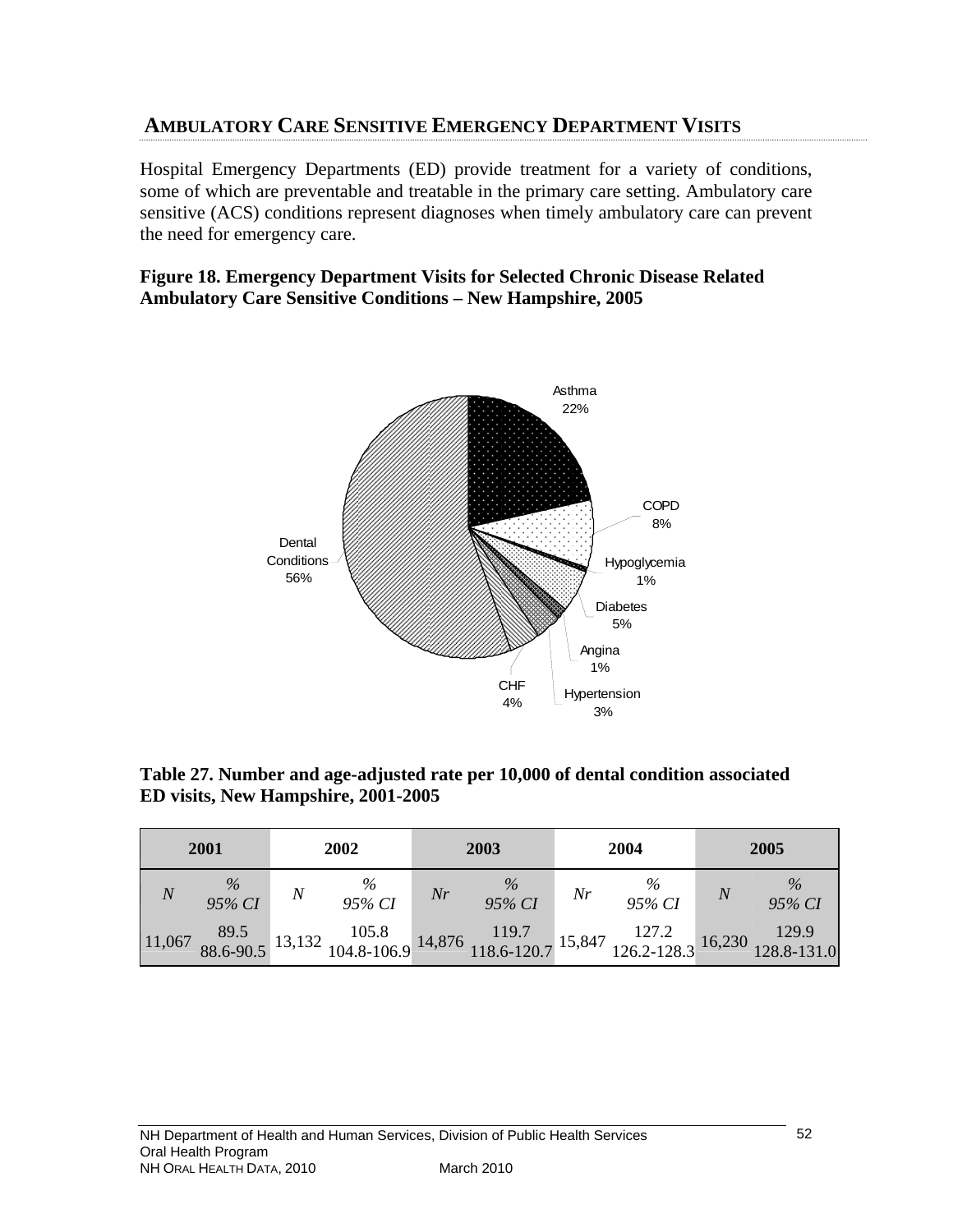## AMBULATORY CARE SENSITIVE EMERGENCY DEPARTMENT VISITS

Hospital Emergency Departments (ED) provide treatment for a variety of conditions, some of which are preventable and treatable in the primary care setting. Ambulatory care sensitive (ACS) conditions represent diagnoses when timely ambulatory care can prevent the need for emergency care.

**Figure 18. Emergency Department Visits for Selected Chronic Disease Related Ambulatory Care Sensitive Conditions – New Hampshire, 2005**

Asthma 22%
COPD 8%
Hypoglycemia 1%
Diabetes 5%
Angina 1%
Hypertension 3%
CHF 4%
Dental Conditions 56%

**Table 27. Number and age-adjusted rate per 10,000 of dental condition associated ED visits, New Hampshire, 2001-2005**

| 2001 | | 2002 | | 2003 | | 2004 | | 2005 | |
|---|---|---|---|---|---|---|---|---|---|
| *N* | *%* *95% CI* | *N* | *%* *95% CI* | *Nr* | *%* *95% CI* | *Nr* | *%* *95% CI* | *N* | *%* *95% CI* |
| 11,067 | 89.5 88.6-90.5 | 13,132 | 105.8 104.8-106.9 | 14,876 | 119.7 118.6-120.7 | 15,847 | 127.2 126.2-128.3 | 16,230 | 129.9 128.8-131.0 |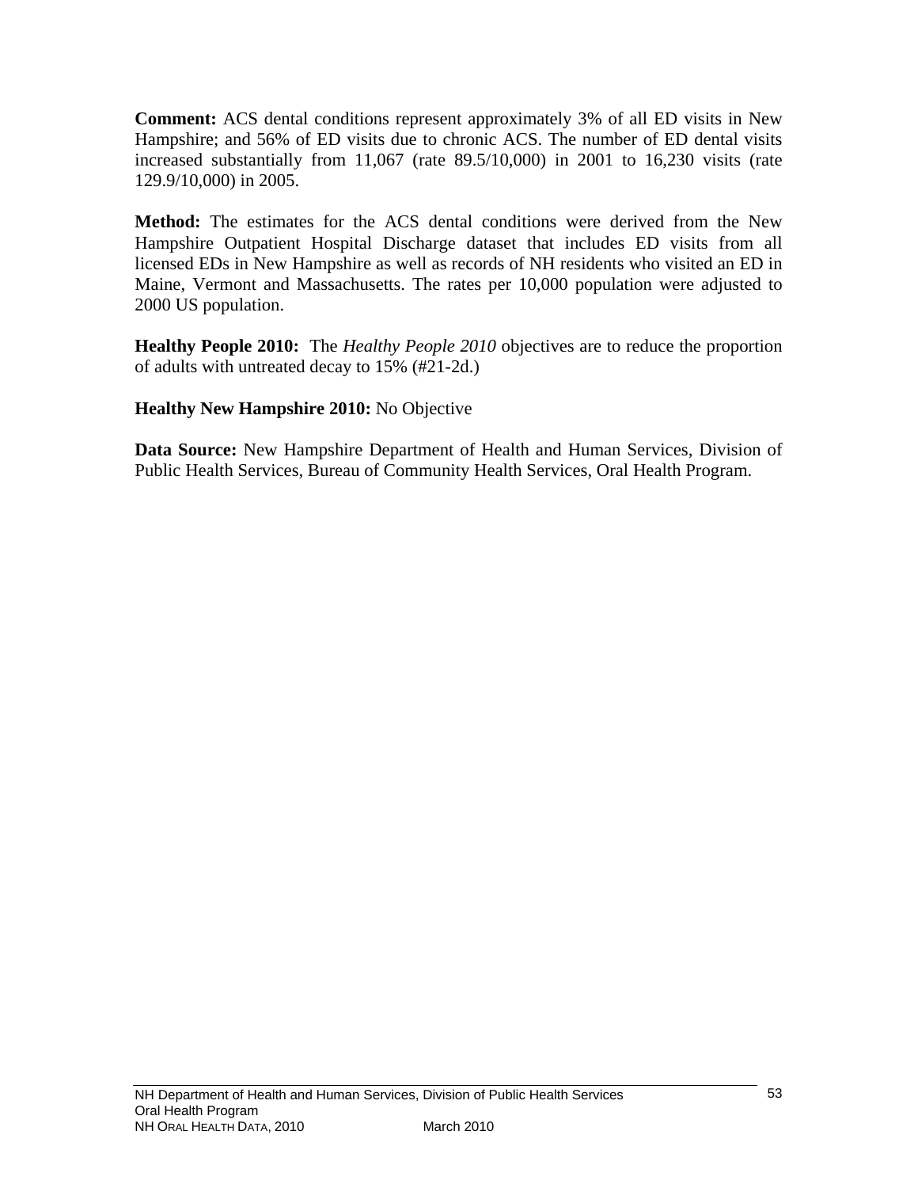**Comment:** ACS dental conditions represent approximately 3% of all ED visits in New Hampshire; and 56% of ED visits due to chronic ACS. The number of ED dental visits increased substantially from 11,067 (rate 89.5/10,000) in 2001 to 16,230 visits (rate 129.9/10,000) in 2005.

**Method:** The estimates for the ACS dental conditions were derived from the New Hampshire Outpatient Hospital Discharge dataset that includes ED visits from all licensed EDs in New Hampshire as well as records of NH residents who visited an ED in Maine, Vermont and Massachusetts. The rates per 10,000 population were adjusted to 2000 US population.

**Healthy People 2010:** The *Healthy People 2010* objectives are to reduce the proportion of adults with untreated decay to 15% (#21-2d.)

**Healthy New Hampshire 2010:** No Objective

**Data Source:** New Hampshire Department of Health and Human Services, Division of Public Health Services, Bureau of Community Health Services, Oral Health Program.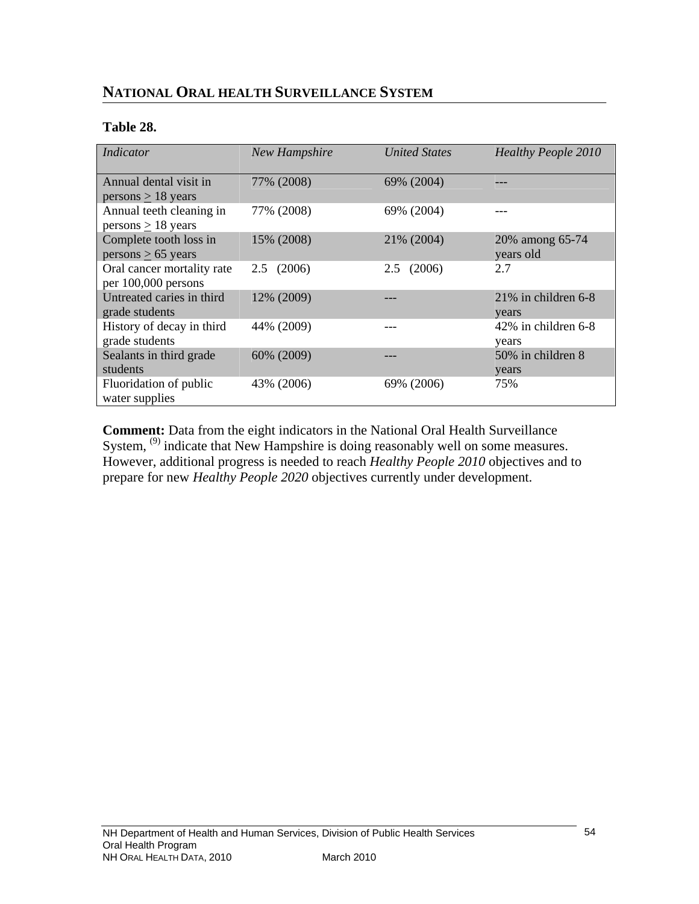## NATIONAL ORAL HEALTH SURVEILLANCE SYSTEM

**Table 28.**

| *Indicator* | *New Hampshire* | *United States* | *Healthy People 2010* |
|---|---|---|---|
| Annual dental visit in persons ≥ 18 years | 77% (2008) | 69% (2004) | --- |
| Annual teeth cleaning in persons ≥ 18 years | 77% (2008) | 69% (2004) | --- |
| Complete tooth loss in persons ≥ 65 years | 15% (2008) | 21% (2004) | 20% among 65-74 years old |
| Oral cancer mortality rate per 100,000 persons | 2.5 (2006) | 2.5 (2006) | 2.7 |
| Untreated caries in third grade students | 12% (2009) | --- | 21% in children 6-8 years |
| History of decay in third grade students | 44% (2009) | --- | 42% in children 6-8 years |
| Sealants in third grade students | 60% (2009) | --- | 50% in children 8 years |
| Fluoridation of public water supplies | 43% (2006) | 69% (2006) | 75% |

**Comment:** Data from the eight indicators in the National Oral Health Surveillance System, [9] indicate that New Hampshire is doing reasonably well on some measures. However, additional progress is needed to reach *Healthy People 2010* objectives and to prepare for new *Healthy People 2020* objectives currently under development.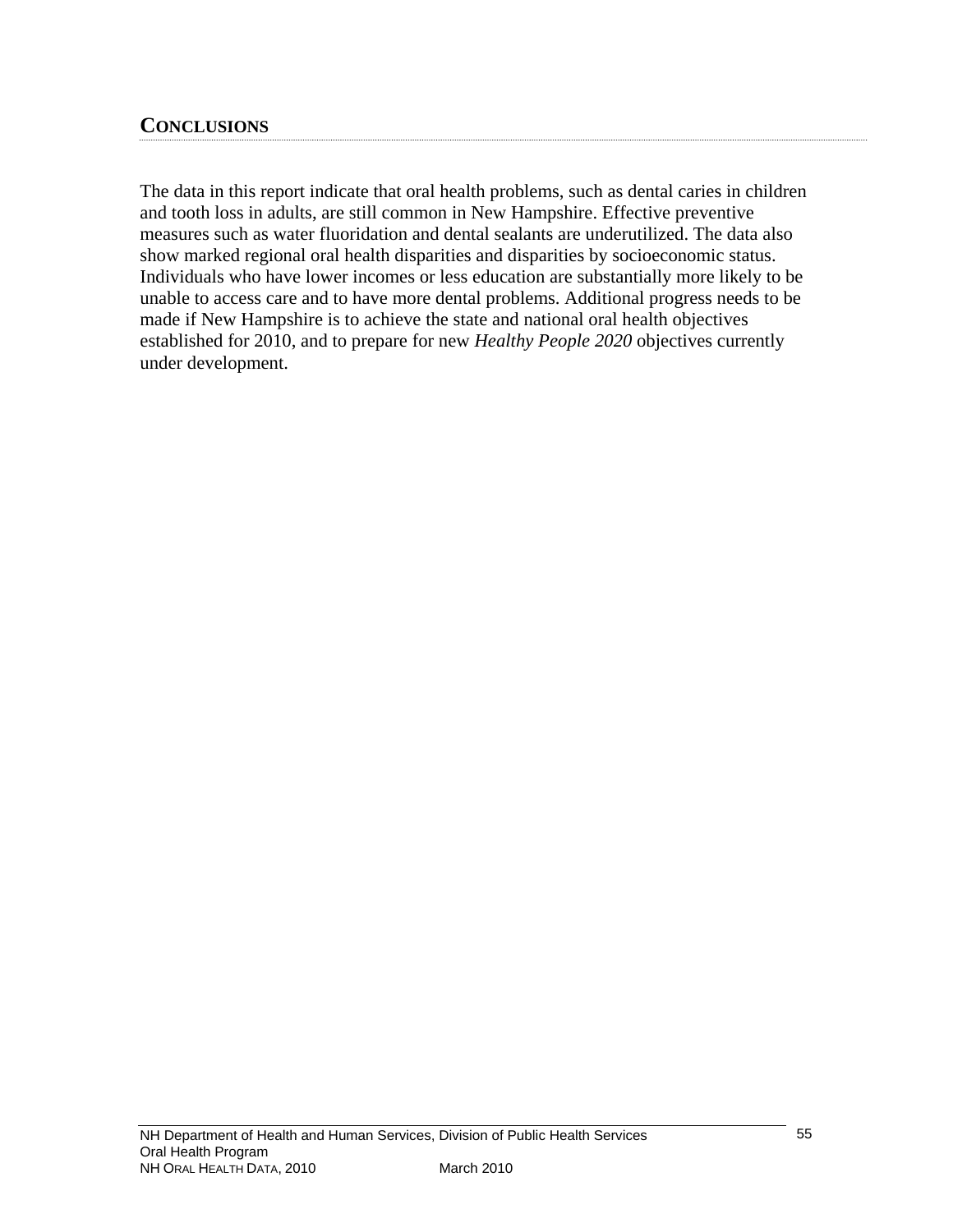## CONCLUSIONS

The data in this report indicate that oral health problems, such as dental caries in children and tooth loss in adults, are still common in New Hampshire. Effective preventive measures such as water fluoridation and dental sealants are underutilized. The data also show marked regional oral health disparities and disparities by socioeconomic status. Individuals who have lower incomes or less education are substantially more likely to be unable to access care and to have more dental problems. Additional progress needs to be made if New Hampshire is to achieve the state and national oral health objectives established for 2010, and to prepare for new *Healthy People 2020* objectives currently under development.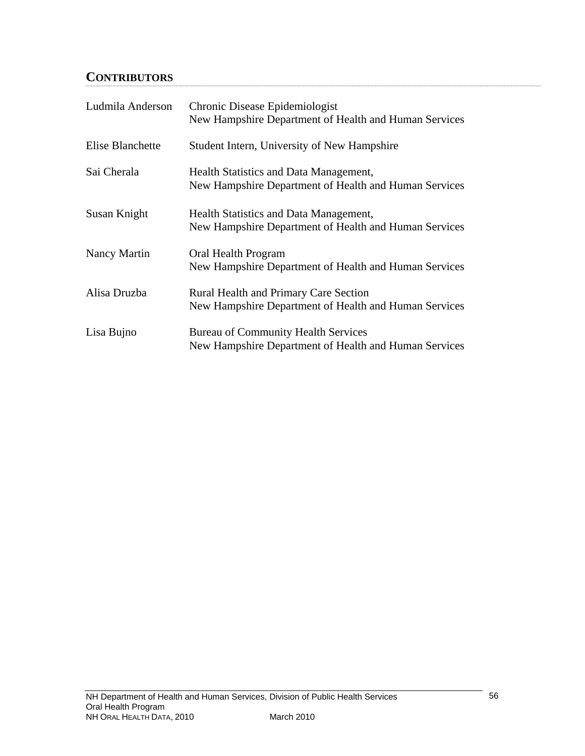## CONTRIBUTORS

| | |
|---|---|
| Ludmila Anderson | Chronic Disease Epidemiologist<br>New Hampshire Department of Health and Human Services |
| Elise Blanchette | Student Intern, University of New Hampshire |
| Sai Cherala | Health Statistics and Data Management,<br>New Hampshire Department of Health and Human Services |
| Susan Knight | Health Statistics and Data Management,<br>New Hampshire Department of Health and Human Services |
| Nancy Martin | Oral Health Program<br>New Hampshire Department of Health and Human Services |
| Alisa Druzba | Rural Health and Primary Care Section<br>New Hampshire Department of Health and Human Services |
| Lisa Bujno | Bureau of Community Health Services<br>New Hampshire Department of Health and Human Services |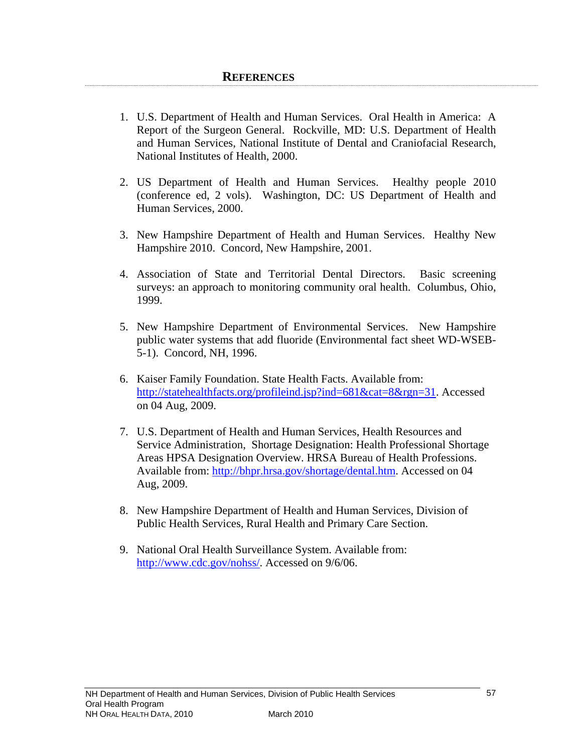## REFERENCES

1. U.S. Department of Health and Human Services. Oral Health in America: A Report of the Surgeon General. Rockville, MD: U.S. Department of Health and Human Services, National Institute of Dental and Craniofacial Research, National Institutes of Health, 2000.

2. US Department of Health and Human Services. Healthy people 2010 (conference ed, 2 vols). Washington, DC: US Department of Health and Human Services, 2000.

3. New Hampshire Department of Health and Human Services. Healthy New Hampshire 2010. Concord, New Hampshire, 2001.

4. Association of State and Territorial Dental Directors. Basic screening surveys: an approach to monitoring community oral health. Columbus, Ohio, 1999.

5. New Hampshire Department of Environmental Services. New Hampshire public water systems that add fluoride (Environmental fact sheet WD-WSEB-5-1). Concord, NH, 1996.

6. Kaiser Family Foundation. State Health Facts. Available from: http://statehealthfacts.org/profileind.jsp?ind=681&cat=8&rgn=31. Accessed on 04 Aug, 2009.

7. U.S. Department of Health and Human Services, Health Resources and Service Administration, Shortage Designation: Health Professional Shortage Areas HPSA Designation Overview. HRSA Bureau of Health Professions. Available from: http://bhpr.hrsa.gov/shortage/dental.htm. Accessed on 04 Aug, 2009.

8. New Hampshire Department of Health and Human Services, Division of Public Health Services, Rural Health and Primary Care Section.

9. National Oral Health Surveillance System. Available from: http://www.cdc.gov/nohss/. Accessed on 9/6/06.